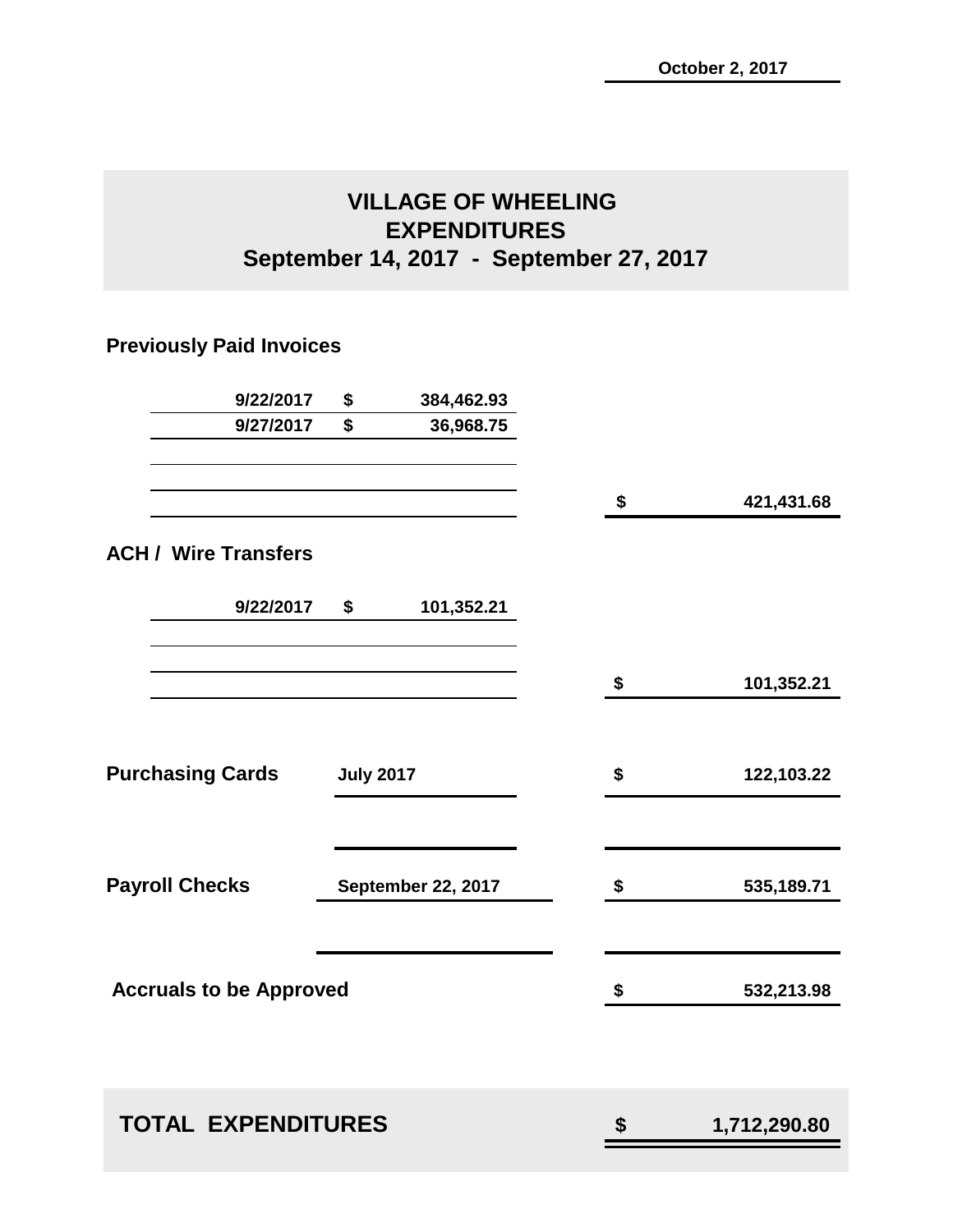October 2, 2017

# VILLAGE OF WHEELING
## EXPENDITURES
## September 14, 2017 - September 27, 2017

**Previously Paid Invoices**

| | | |
|---|---|---|
| 9/22/2017 | $ 384,462.93 | |
| 9/27/2017 | $ 36,968.75 | |
| | | $ 421,431.68 |

**ACH / Wire Transfers**

| | | |
|---|---|---|
| 9/22/2017 | $ 101,352.21 | |
| | | $ 101,352.21 |

| | | |
|---|---|---|
| **Purchasing Cards** | July 2017 | $ 122,103.22 |
| **Payroll Checks** | September 22, 2017 | $ 535,189.71 |
| **Accruals to be Approved** | | $ 532,213.98 |

| | |
|---|---|
| **TOTAL EXPENDITURES** | **$ 1,712,290.80** |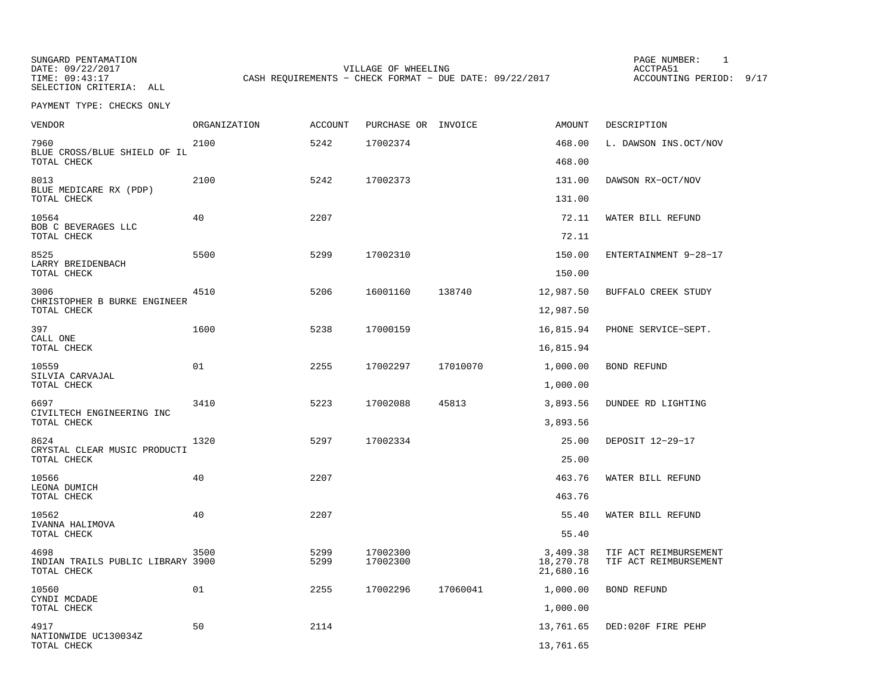SUNGARD PENTAMATION
DATE: 09/22/2017
TIME: 09:43:17
SELECTION CRITERIA: ALL

VILLAGE OF WHEELING
CASH REQUIREMENTS - CHECK FORMAT - DUE DATE: 09/22/2017

PAGE NUMBER: 1
ACCTPA51
ACCOUNTING PERIOD: 9/17

PAYMENT TYPE: CHECKS ONLY

| VENDOR | ORGANIZATION | ACCOUNT | PURCHASE OR | INVOICE | AMOUNT | DESCRIPTION |
|---|---|---|---|---|---|---|
| 7960 BLUE CROSS/BLUE SHIELD OF IL | 2100 | 5242 | 17002374 | | 468.00 | L. DAWSON INS.OCT/NOV |
| TOTAL CHECK | | | | | 468.00 | |
| 8013 BLUE MEDICARE RX (PDP) | 2100 | 5242 | 17002373 | | 131.00 | DAWSON RX-OCT/NOV |
| TOTAL CHECK | | | | | 131.00 | |
| 10564 BOB C BEVERAGES LLC | 40 | 2207 | | | 72.11 | WATER BILL REFUND |
| TOTAL CHECK | | | | | 72.11 | |
| 8525 LARRY BREIDENBACH | 5500 | 5299 | 17002310 | | 150.00 | ENTERTAINMENT 9-28-17 |
| TOTAL CHECK | | | | | 150.00 | |
| 3006 CHRISTOPHER B BURKE ENGINEER | 4510 | 5206 | 16001160 | 138740 | 12,987.50 | BUFFALO CREEK STUDY |
| TOTAL CHECK | | | | | 12,987.50 | |
| 397 CALL ONE | 1600 | 5238 | 17000159 | | 16,815.94 | PHONE SERVICE-SEPT. |
| TOTAL CHECK | | | | | 16,815.94 | |
| 10559 SILVIA CARVAJAL | 01 | 2255 | 17002297 | 17010070 | 1,000.00 | BOND REFUND |
| TOTAL CHECK | | | | | 1,000.00 | |
| 6697 CIVILTECH ENGINEERING INC | 3410 | 5223 | 17002088 | 45813 | 3,893.56 | DUNDEE RD LIGHTING |
| TOTAL CHECK | | | | | 3,893.56 | |
| 8624 CRYSTAL CLEAR MUSIC PRODUCTI | 1320 | 5297 | 17002334 | | 25.00 | DEPOSIT 12-29-17 |
| TOTAL CHECK | | | | | 25.00 | |
| 10566 LEONA DUMICH | 40 | 2207 | | | 463.76 | WATER BILL REFUND |
| TOTAL CHECK | | | | | 463.76 | |
| 10562 IVANNA HALIMOVA | 40 | 2207 | | | 55.40 | WATER BILL REFUND |
| TOTAL CHECK | | | | | 55.40 | |
| 4698 | 3500 | 5299 | 17002300 | | 3,409.38 | TIF ACT REIMBURSEMENT |
| INDIAN TRAILS PUBLIC LIBRARY | 3900 | 5299 | 17002300 | | 18,270.78 | TIF ACT REIMBURSEMENT |
| TOTAL CHECK | | | | | 21,680.16 | |
| 10560 CYNDI MCDADE | 01 | 2255 | 17002296 | 17060041 | 1,000.00 | BOND REFUND |
| TOTAL CHECK | | | | | 1,000.00 | |
| 4917 NATIONWIDE UC130034Z | 50 | 2114 | | | 13,761.65 | DED:020F FIRE PEHP |
| TOTAL CHECK | | | | | 13,761.65 | |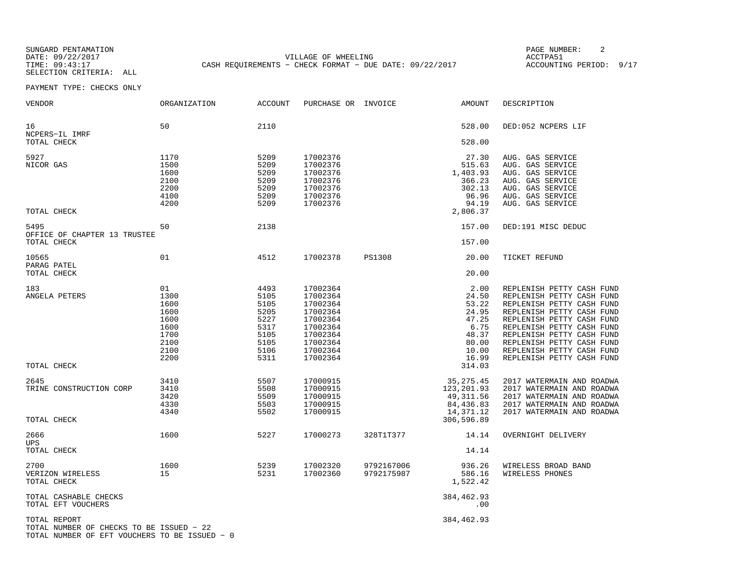SUNGARD PENTAMATION
DATE: 09/22/2017
TIME: 09:43:17
SELECTION CRITERIA: ALL

VILLAGE OF WHEELING
CASH REQUIREMENTS - CHECK FORMAT - DUE DATE: 09/22/2017

ACCTPA51
ACCOUNTING PERIOD: 9/17

PAYMENT TYPE: CHECKS ONLY

| VENDOR | ORGANIZATION | ACCOUNT | PURCHASE OR | INVOICE | AMOUNT | DESCRIPTION |
|---|---|---|---|---|---|---|
| 16 | 50 | 2110 | | | 528.00 | DED:052 NCPERS LIF |
| NCPERS-IL IMRF | | | | | | |
| TOTAL CHECK | | | | | 528.00 | |
| 5927 | 1170 | 5209 | 17002376 | | 27.30 | AUG. GAS SERVICE |
| NICOR GAS | 1500 | 5209 | 17002376 | | 515.63 | AUG. GAS SERVICE |
| | 1600 | 5209 | 17002376 | | 1,403.93 | AUG. GAS SERVICE |
| | 2100 | 5209 | 17002376 | | 366.23 | AUG. GAS SERVICE |
| | 2200 | 5209 | 17002376 | | 302.13 | AUG. GAS SERVICE |
| | 4100 | 5209 | 17002376 | | 96.96 | AUG. GAS SERVICE |
| | 4200 | 5209 | 17002376 | | 94.19 | AUG. GAS SERVICE |
| TOTAL CHECK | | | | | 2,806.37 | |
| 5495 | 50 | 2138 | | | 157.00 | DED:191 MISC DEDUC |
| OFFICE OF CHAPTER 13 TRUSTEE | | | | | | |
| TOTAL CHECK | | | | | 157.00 | |
| 10565 | 01 | 4512 | 17002378 | PS1308 | 20.00 | TICKET REFUND |
| PARAG PATEL | | | | | | |
| TOTAL CHECK | | | | | 20.00 | |
| 183 | 01 | 4493 | 17002364 | | 2.00 | REPLENISH PETTY CASH FUND |
| ANGELA PETERS | 1300 | 5105 | 17002364 | | 24.50 | REPLENISH PETTY CASH FUND |
| | 1600 | 5105 | 17002364 | | 53.22 | REPLENISH PETTY CASH FUND |
| | 1600 | 5205 | 17002364 | | 24.95 | REPLENISH PETTY CASH FUND |
| | 1600 | 5227 | 17002364 | | 47.25 | REPLENISH PETTY CASH FUND |
| | 1600 | 5317 | 17002364 | | 6.75 | REPLENISH PETTY CASH FUND |
| | 1700 | 5105 | 17002364 | | 48.37 | REPLENISH PETTY CASH FUND |
| | 2100 | 5105 | 17002364 | | 80.00 | REPLENISH PETTY CASH FUND |
| | 2100 | 5106 | 17002364 | | 10.00 | REPLENISH PETTY CASH FUND |
| | 2200 | 5311 | 17002364 | | 16.99 | REPLENISH PETTY CASH FUND |
| TOTAL CHECK | | | | | 314.03 | |
| 2645 | 3410 | 5507 | 17000915 | | 35,275.45 | 2017 WATERMAIN AND ROADWA |
| TRINE CONSTRUCTION CORP | 3410 | 5508 | 17000915 | | 123,201.93 | 2017 WATERMAIN AND ROADWA |
| | 3420 | 5509 | 17000915 | | 49,311.56 | 2017 WATERMAIN AND ROADWA |
| | 4330 | 5503 | 17000915 | | 84,436.83 | 2017 WATERMAIN AND ROADWA |
| | 4340 | 5502 | 17000915 | | 14,371.12 | 2017 WATERMAIN AND ROADWA |
| TOTAL CHECK | | | | | 306,596.89 | |
| 2666 | 1600 | 5227 | 17000273 | 328T1T377 | 14.14 | OVERNIGHT DELIVERY |
| UPS | | | | | | |
| TOTAL CHECK | | | | | 14.14 | |
| 2700 | 1600 | 5239 | 17002320 | 9792167006 | 936.26 | WIRELESS BROAD BAND |
| VERIZON WIRELESS | 15 | 5231 | 17002360 | 9792175987 | 586.16 | WIRELESS PHONES |
| TOTAL CHECK | | | | | 1,522.42 | |
| TOTAL CASHABLE CHECKS | | | | | 384,462.93 | |
| TOTAL EFT VOUCHERS | | | | | .00 | |
| TOTAL REPORT | | | | | 384,462.93 | |

TOTAL NUMBER OF CHECKS TO BE ISSUED - 22
TOTAL NUMBER OF EFT VOUCHERS TO BE ISSUED - 0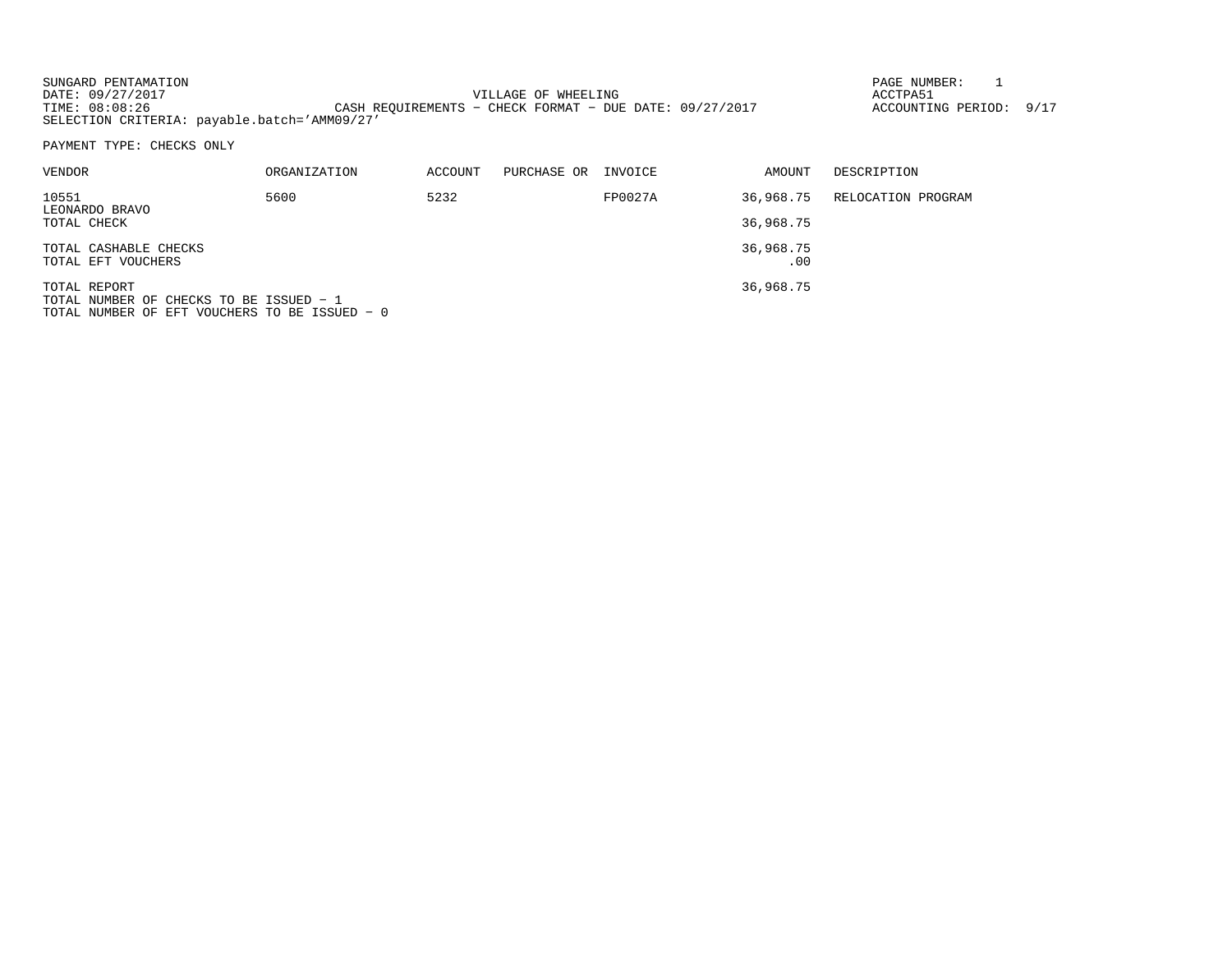SUNGARD PENTAMATION
DATE: 09/27/2017
TIME: 08:08:26
SELECTION CRITERIA: payable.batch='AMM09/27'

VILLAGE OF WHEELING
CASH REQUIREMENTS - CHECK FORMAT - DUE DATE: 09/27/2017

PAGE NUMBER: 1
ACCTPA51
ACCOUNTING PERIOD: 9/17

PAYMENT TYPE: CHECKS ONLY

| VENDOR | ORGANIZATION | ACCOUNT | PURCHASE OR | INVOICE | AMOUNT | DESCRIPTION |
|---|---|---|---|---|---|---|
| 10551<br>LEONARDO BRAVO | 5600 | 5232 | | FP0027A | 36,968.75 | RELOCATION PROGRAM |
| TOTAL CHECK | | | | | 36,968.75 | |
| TOTAL CASHABLE CHECKS | | | | | 36,968.75 | |
| TOTAL EFT VOUCHERS | | | | | .00 | |
| TOTAL REPORT | | | | | 36,968.75 | |

TOTAL NUMBER OF CHECKS TO BE ISSUED - 1
TOTAL NUMBER OF EFT VOUCHERS TO BE ISSUED - 0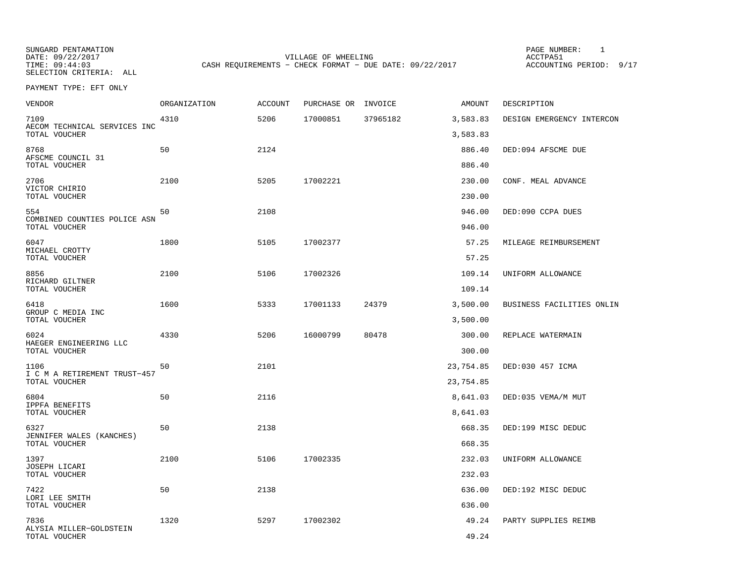SUNGARD PENTAMATION
DATE: 09/22/2017
TIME: 09:44:03
SELECTION CRITERIA: ALL

VILLAGE OF WHEELING
CASH REQUIREMENTS - CHECK FORMAT - DUE DATE: 09/22/2017

ACCTPA51
ACCOUNTING PERIOD: 9/17

PAYMENT TYPE: EFT ONLY

| VENDOR | ORGANIZATION | ACCOUNT | PURCHASE OR | INVOICE | AMOUNT | DESCRIPTION |
|---|---|---|---|---|---|---|
| 7109 AECOM TECHNICAL SERVICES INC | 4310 | 5206 | 17000851 | 37965182 | 3,583.83 | DESIGN EMERGENCY INTERCON |
| TOTAL VOUCHER | | | | | 3,583.83 | |
| 8768 AFSCME COUNCIL 31 | 50 | 2124 | | | 886.40 | DED:094 AFSCME DUE |
| TOTAL VOUCHER | | | | | 886.40 | |
| 2706 VICTOR CHIRIO | 2100 | 5205 | 17002221 | | 230.00 | CONF. MEAL ADVANCE |
| TOTAL VOUCHER | | | | | 230.00 | |
| 554 COMBINED COUNTIES POLICE ASN | 50 | 2108 | | | 946.00 | DED:090 CCPA DUES |
| TOTAL VOUCHER | | | | | 946.00 | |
| 6047 MICHAEL CROTTY | 1800 | 5105 | 17002377 | | 57.25 | MILEAGE REIMBURSEMENT |
| TOTAL VOUCHER | | | | | 57.25 | |
| 8856 RICHARD GILTNER | 2100 | 5106 | 17002326 | | 109.14 | UNIFORM ALLOWANCE |
| TOTAL VOUCHER | | | | | 109.14 | |
| 6418 GROUP C MEDIA INC | 1600 | 5333 | 17001133 | 24379 | 3,500.00 | BUSINESS FACILITIES ONLIN |
| TOTAL VOUCHER | | | | | 3,500.00 | |
| 6024 HAEGER ENGINEERING LLC | 4330 | 5206 | 16000799 | 80478 | 300.00 | REPLACE WATERMAIN |
| TOTAL VOUCHER | | | | | 300.00 | |
| 1106 I C M A RETIREMENT TRUST-457 | 50 | 2101 | | | 23,754.85 | DED:030 457 ICMA |
| TOTAL VOUCHER | | | | | 23,754.85 | |
| 6804 IPPFA BENEFITS | 50 | 2116 | | | 8,641.03 | DED:035 VEMA/M MUT |
| TOTAL VOUCHER | | | | | 8,641.03 | |
| 6327 JENNIFER WALES (KANCHES) | 50 | 2138 | | | 668.35 | DED:199 MISC DEDUC |
| TOTAL VOUCHER | | | | | 668.35 | |
| 1397 JOSEPH LICARI | 2100 | 5106 | 17002335 | | 232.03 | UNIFORM ALLOWANCE |
| TOTAL VOUCHER | | | | | 232.03 | |
| 7422 LORI LEE SMITH | 50 | 2138 | | | 636.00 | DED:192 MISC DEDUC |
| TOTAL VOUCHER | | | | | 636.00 | |
| 7836 ALYSIA MILLER-GOLDSTEIN | 1320 | 5297 | 17002302 | | 49.24 | PARTY SUPPLIES REIMB |
| TOTAL VOUCHER | | | | | 49.24 | |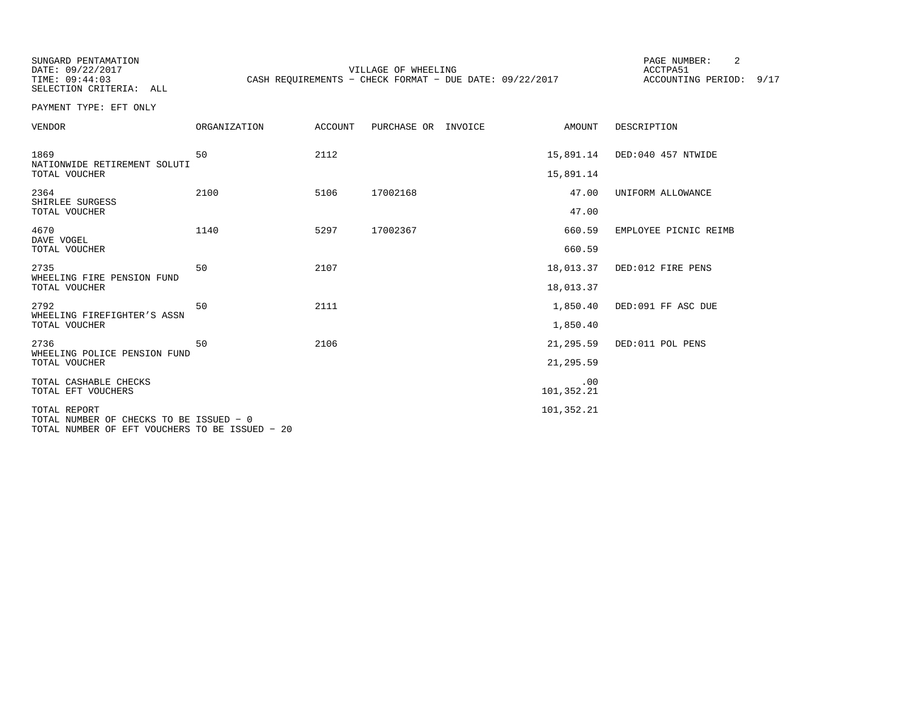SUNGARD PENTAMATION
DATE: 09/22/2017
TIME: 09:44:03
SELECTION CRITERIA: ALL

VILLAGE OF WHEELING
CASH REQUIREMENTS - CHECK FORMAT - DUE DATE: 09/22/2017

ACCTPA51
ACCOUNTING PERIOD: 9/17

PAYMENT TYPE: EFT ONLY

| VENDOR | ORGANIZATION | ACCOUNT | PURCHASE OR | INVOICE | AMOUNT | DESCRIPTION |
|---|---|---|---|---|---|---|
| 1869<br>NATIONWIDE RETIREMENT SOLUTI | 50 | 2112 | | | 15,891.14 | DED:040 457 NTWIDE |
| TOTAL VOUCHER | | | | | 15,891.14 | |
| 2364<br>SHIRLEE SURGESS | 2100 | 5106 | 17002168 | | 47.00 | UNIFORM ALLOWANCE |
| TOTAL VOUCHER | | | | | 47.00 | |
| 4670<br>DAVE VOGEL | 1140 | 5297 | 17002367 | | 660.59 | EMPLOYEE PICNIC REIMB |
| TOTAL VOUCHER | | | | | 660.59 | |
| 2735<br>WHEELING FIRE PENSION FUND | 50 | 2107 | | | 18,013.37 | DED:012 FIRE PENS |
| TOTAL VOUCHER | | | | | 18,013.37 | |
| 2792<br>WHEELING FIREFIGHTER'S ASSN | 50 | 2111 | | | 1,850.40 | DED:091 FF ASC DUE |
| TOTAL VOUCHER | | | | | 1,850.40 | |
| 2736<br>WHEELING POLICE PENSION FUND | 50 | 2106 | | | 21,295.59 | DED:011 POL PENS |
| TOTAL VOUCHER | | | | | 21,295.59 | |
| TOTAL CASHABLE CHECKS | | | | | .00 | |
| TOTAL EFT VOUCHERS | | | | | 101,352.21 | |
| TOTAL REPORT | | | | | 101,352.21 | |

TOTAL NUMBER OF CHECKS TO BE ISSUED - 0
TOTAL NUMBER OF EFT VOUCHERS TO BE ISSUED - 20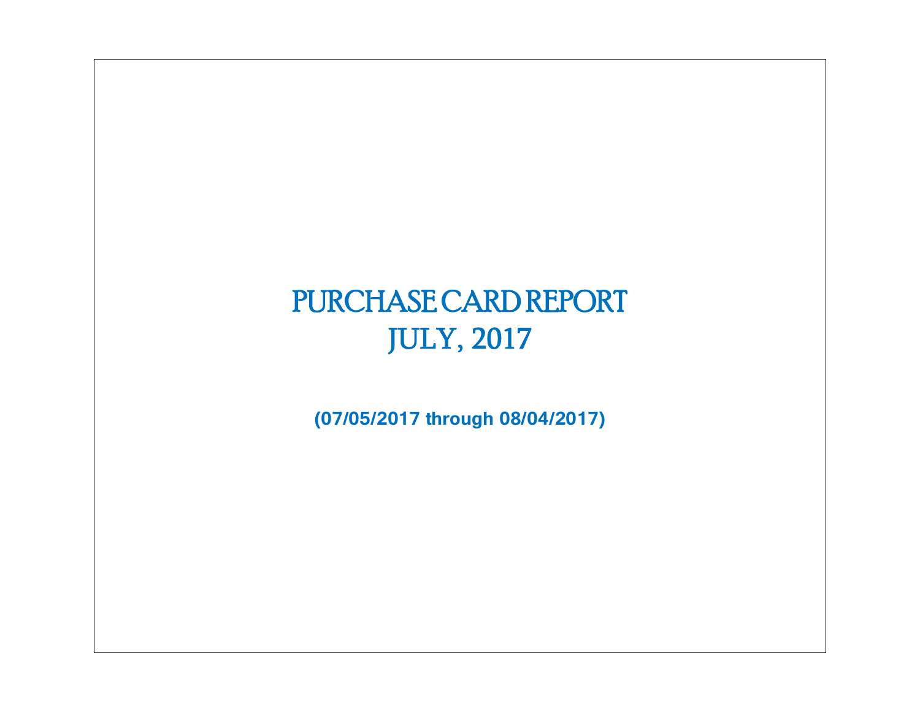# PURCHASE CARD REPORT
# JULY, 2017

**(07/05/2017 through 08/04/2017)**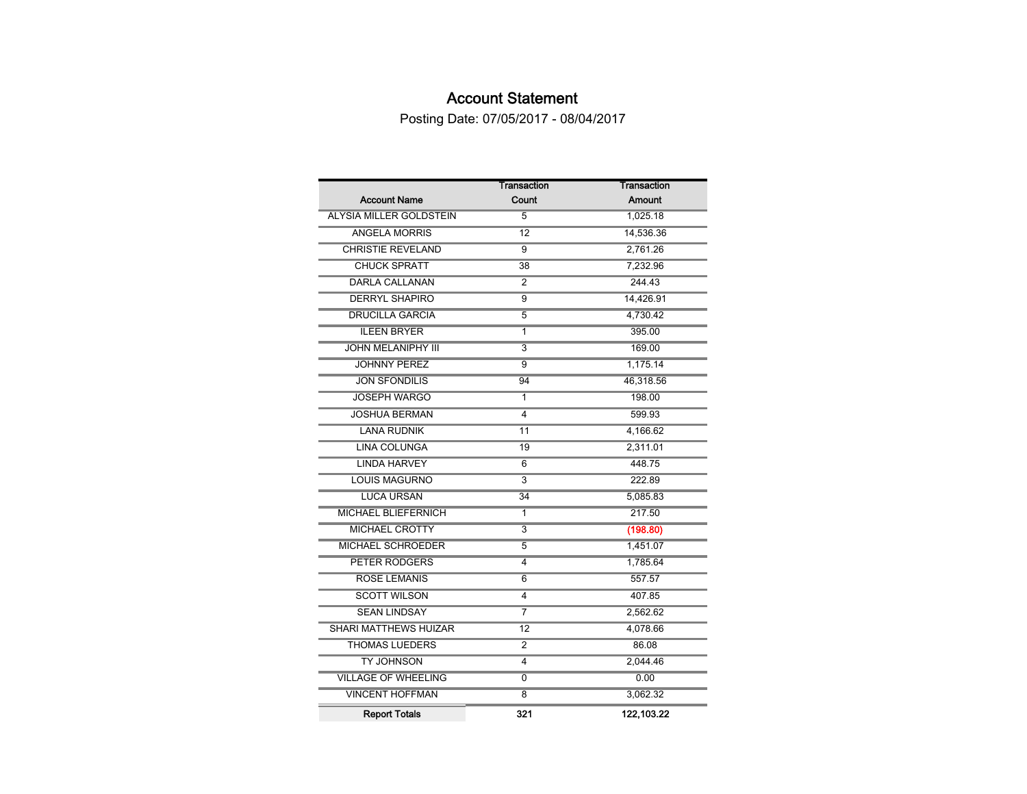# Account Statement

Posting Date: 07/05/2017 - 08/04/2017

| Account Name | Transaction Count | Transaction Amount |
|---|---|---|
| ALYSIA MILLER GOLDSTEIN | 5 | 1,025.18 |
| ANGELA MORRIS | 12 | 14,536.36 |
| CHRISTIE REVELAND | 9 | 2,761.26 |
| CHUCK SPRATT | 38 | 7,232.96 |
| DARLA CALLANAN | 2 | 244.43 |
| DERRYL SHAPIRO | 9 | 14,426.91 |
| DRUCILLA GARCIA | 5 | 4,730.42 |
| ILEEN BRYER | 1 | 395.00 |
| JOHN MELANIPHY III | 3 | 169.00 |
| JOHNNY PEREZ | 9 | 1,175.14 |
| JON SFONDILIS | 94 | 46,318.56 |
| JOSEPH WARGO | 1 | 198.00 |
| JOSHUA BERMAN | 4 | 599.93 |
| LANA RUDNIK | 11 | 4,166.62 |
| LINA COLUNGA | 19 | 2,311.01 |
| LINDA HARVEY | 6 | 448.75 |
| LOUIS MAGURNO | 3 | 222.89 |
| LUCA URSAN | 34 | 5,085.83 |
| MICHAEL BLIEFERNICH | 1 | 217.50 |
| MICHAEL CROTTY | 3 | (198.80) |
| MICHAEL SCHROEDER | 5 | 1,451.07 |
| PETER RODGERS | 4 | 1,785.64 |
| ROSE LEMANIS | 6 | 557.57 |
| SCOTT WILSON | 4 | 407.85 |
| SEAN LINDSAY | 7 | 2,562.62 |
| SHARI MATTHEWS HUIZAR | 12 | 4,078.66 |
| THOMAS LUEDERS | 2 | 86.08 |
| TY JOHNSON | 4 | 2,044.46 |
| VILLAGE OF WHEELING | 0 | 0.00 |
| VINCENT HOFFMAN | 8 | 3,062.32 |
| **Report Totals** | **321** | **122,103.22** |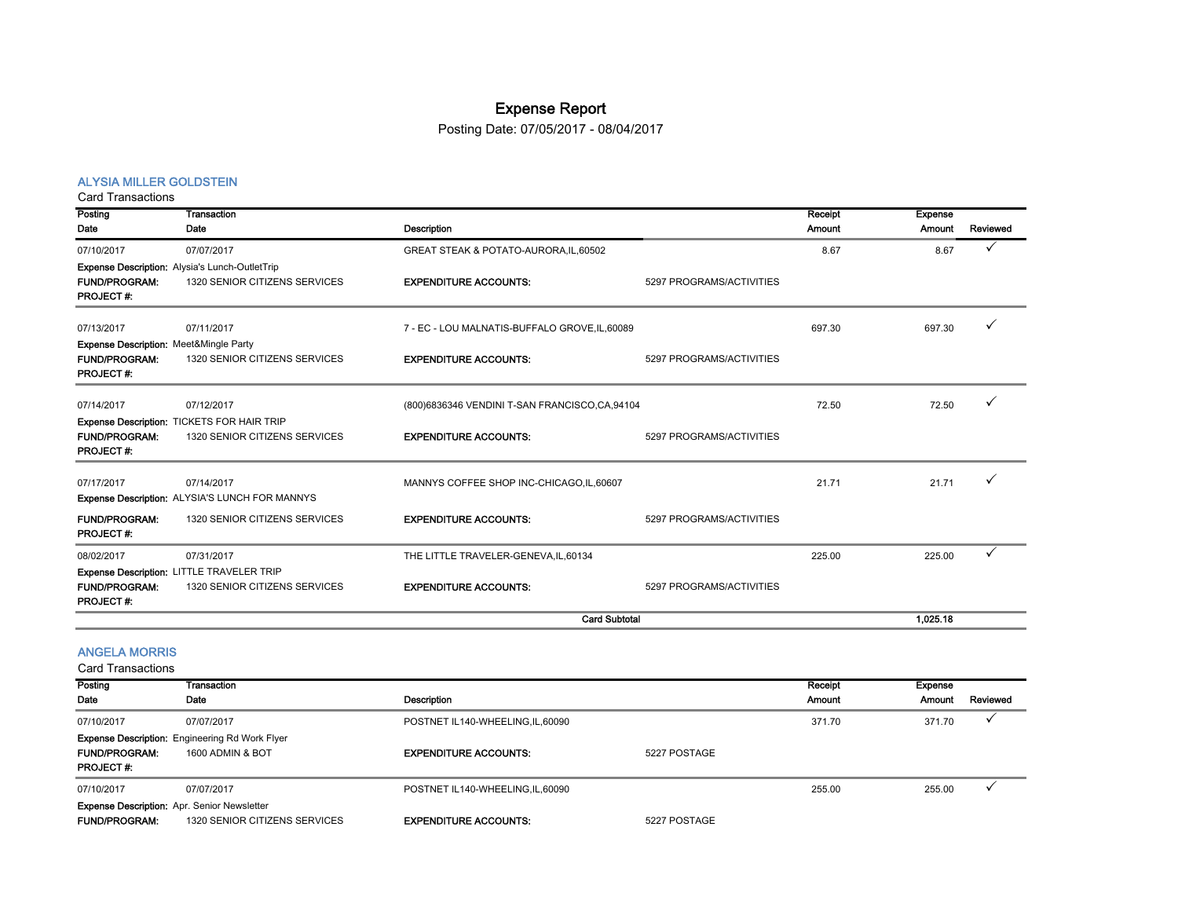# Expense Report

Posting Date: 07/05/2017 - 08/04/2017

## ALYSIA MILLER GOLDSTEIN

Card Transactions

| Posting Date | Transaction Date | Description | | Receipt Amount | Expense Amount | Reviewed |
|---|---|---|---|---|---|---|
| 07/10/2017 | 07/07/2017 | GREAT STEAK & POTATO-AURORA,IL,60502 | | 8.67 | 8.67 | ✓ |
| **Expense Description:** Alysia's Lunch-OutletTrip | | | | | | |
| **FUND/PROGRAM:** | 1320 SENIOR CITIZENS SERVICES | **EXPENDITURE ACCOUNTS:** | 5297 PROGRAMS/ACTIVITIES | | | |
| **PROJECT #:** | | | | | | |
| 07/13/2017 | 07/11/2017 | 7 - EC - LOU MALNATIS-BUFFALO GROVE,IL,60089 | | 697.30 | 697.30 | ✓ |
| **Expense Description:** Meet&Mingle Party | | | | | | |
| **FUND/PROGRAM:** | 1320 SENIOR CITIZENS SERVICES | **EXPENDITURE ACCOUNTS:** | 5297 PROGRAMS/ACTIVITIES | | | |
| **PROJECT #:** | | | | | | |
| 07/14/2017 | 07/12/2017 | (800)6836346 VENDINI T-SAN FRANCISCO,CA,94104 | | 72.50 | 72.50 | ✓ |
| **Expense Description:** TICKETS FOR HAIR TRIP | | | | | | |
| **FUND/PROGRAM:** | 1320 SENIOR CITIZENS SERVICES | **EXPENDITURE ACCOUNTS:** | 5297 PROGRAMS/ACTIVITIES | | | |
| **PROJECT #:** | | | | | | |
| 07/17/2017 | 07/14/2017 | MANNYS COFFEE SHOP INC-CHICAGO,IL,60607 | | 21.71 | 21.71 | ✓ |
| **Expense Description:** ALYSIA'S LUNCH FOR MANNYS | | | | | | |
| **FUND/PROGRAM:** | 1320 SENIOR CITIZENS SERVICES | **EXPENDITURE ACCOUNTS:** | 5297 PROGRAMS/ACTIVITIES | | | |
| **PROJECT #:** | | | | | | |
| 08/02/2017 | 07/31/2017 | THE LITTLE TRAVELER-GENEVA,IL,60134 | | 225.00 | 225.00 | ✓ |
| **Expense Description:** LITTLE TRAVELER TRIP | | | | | | |
| **FUND/PROGRAM:** | 1320 SENIOR CITIZENS SERVICES | **EXPENDITURE ACCOUNTS:** | 5297 PROGRAMS/ACTIVITIES | | | |
| **PROJECT #:** | | | | | | |
| | | | **Card Subtotal** | | **1,025.18** | |

## ANGELA MORRIS

Card Transactions

| Posting Date | Transaction Date | Description | | Receipt Amount | Expense Amount | Reviewed |
|---|---|---|---|---|---|---|
| 07/10/2017 | 07/07/2017 | POSTNET IL140-WHEELING,IL,60090 | | 371.70 | 371.70 | ✓ |
| **Expense Description:** Engineering Rd Work Flyer | | | | | | |
| **FUND/PROGRAM:** | 1600 ADMIN & BOT | **EXPENDITURE ACCOUNTS:** | 5227 POSTAGE | | | |
| **PROJECT #:** | | | | | | |
| 07/10/2017 | 07/07/2017 | POSTNET IL140-WHEELING,IL,60090 | | 255.00 | 255.00 | ✓ |
| **Expense Description:** Apr. Senior Newsletter | | | | | | |
| **FUND/PROGRAM:** | 1320 SENIOR CITIZENS SERVICES | **EXPENDITURE ACCOUNTS:** | 5227 POSTAGE | | | |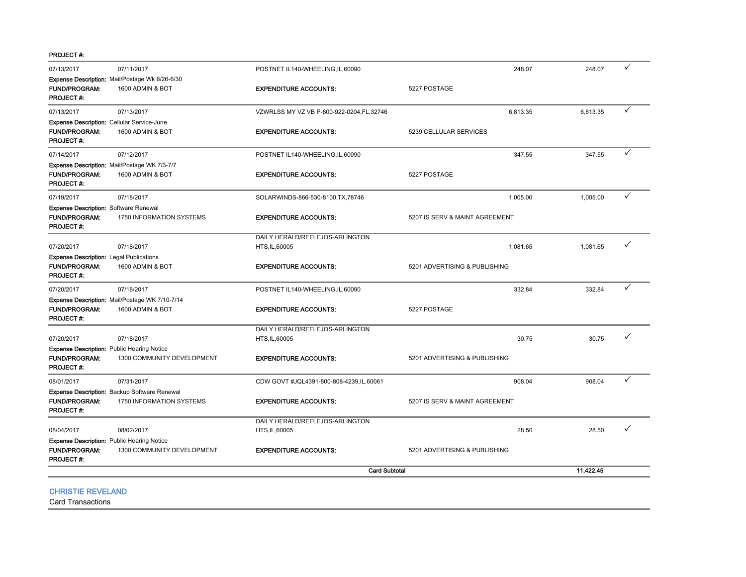PROJECT #:

| Post Date | Trans Date | Merchant | Amount | Billed Amount | |
|---|---|---|---|---|---|
| 07/13/2017 | 07/11/2017 | POSTNET IL140-WHEELING,IL,60090 | 248.07 | 248.07 | ✓ |
| Expense Description: Mail/Postage Wk 6/26-6/30 | | | | | |
| FUND/PROGRAM: | 1600 ADMIN & BOT | EXPENDITURE ACCOUNTS: | 5227 POSTAGE | | |
| PROJECT #: | | | | | |
| 07/13/2017 | 07/13/2017 | VZWRLSS MY VZ VB P-800-922-0204,FL,32746 | 6,813.35 | 6,813.35 | ✓ |
| Expense Description: Cellular Service-June | | | | | |
| FUND/PROGRAM: | 1600 ADMIN & BOT | EXPENDITURE ACCOUNTS: | 5239 CELLULAR SERVICES | | |
| PROJECT #: | | | | | |
| 07/14/2017 | 07/12/2017 | POSTNET IL140-WHEELING,IL,60090 | 347.55 | 347.55 | ✓ |
| Expense Description: Mail/Postage WK 7/3-7/7 | | | | | |
| FUND/PROGRAM: | 1600 ADMIN & BOT | EXPENDITURE ACCOUNTS: | 5227 POSTAGE | | |
| PROJECT #: | | | | | |
| 07/19/2017 | 07/18/2017 | SOLARWINDS-866-530-8100,TX,78746 | 1,005.00 | 1,005.00 | ✓ |
| Expense Description: Software Renewal | | | | | |
| FUND/PROGRAM: | 1750 INFORMATION SYSTEMS | EXPENDITURE ACCOUNTS: | 5207 IS SERV & MAINT AGREEMENT | | |
| PROJECT #: | | | | | |
| 07/20/2017 | 07/18/2017 | DAILY HERALD/REFLEJOS-ARLINGTON HTS,IL,60005 | 1,081.65 | 1,081.65 | ✓ |
| Expense Description: Legal Publications | | | | | |
| FUND/PROGRAM: | 1600 ADMIN & BOT | EXPENDITURE ACCOUNTS: | 5201 ADVERTISING & PUBLISHING | | |
| PROJECT #: | | | | | |
| 07/20/2017 | 07/18/2017 | POSTNET IL140-WHEELING,IL,60090 | 332.84 | 332.84 | ✓ |
| Expense Description: Mail/Postage WK 7/10-7/14 | | | | | |
| FUND/PROGRAM: | 1600 ADMIN & BOT | EXPENDITURE ACCOUNTS: | 5227 POSTAGE | | |
| PROJECT #: | | | | | |
| 07/20/2017 | 07/18/2017 | DAILY HERALD/REFLEJOS-ARLINGTON HTS,IL,60005 | 30.75 | 30.75 | ✓ |
| Expense Description: Public Hearing Notice | | | | | |
| FUND/PROGRAM: | 1300 COMMUNITY DEVELOPMENT | EXPENDITURE ACCOUNTS: | 5201 ADVERTISING & PUBLISHING | | |
| PROJECT #: | | | | | |
| 08/01/2017 | 07/31/2017 | CDW GOVT #JQL4391-800-808-4239,IL,60061 | 908.04 | 908.04 | ✓ |
| Expense Description: Backup Software Renewal | | | | | |
| FUND/PROGRAM: | 1750 INFORMATION SYSTEMS | EXPENDITURE ACCOUNTS: | 5207 IS SERV & MAINT AGREEMENT | | |
| PROJECT #: | | | | | |
| 08/04/2017 | 08/02/2017 | DAILY HERALD/REFLEJOS-ARLINGTON HTS,IL,60005 | 28.50 | 28.50 | ✓ |
| Expense Description: Public Hearing Notice | | | | | |
| FUND/PROGRAM: | 1300 COMMUNITY DEVELOPMENT | EXPENDITURE ACCOUNTS: | 5201 ADVERTISING & PUBLISHING | | |
| PROJECT #: | | | | | |
| | | **Card Subtotal** | | **11,422.45** | |

## CHRISTIE REVELAND

Card Transactions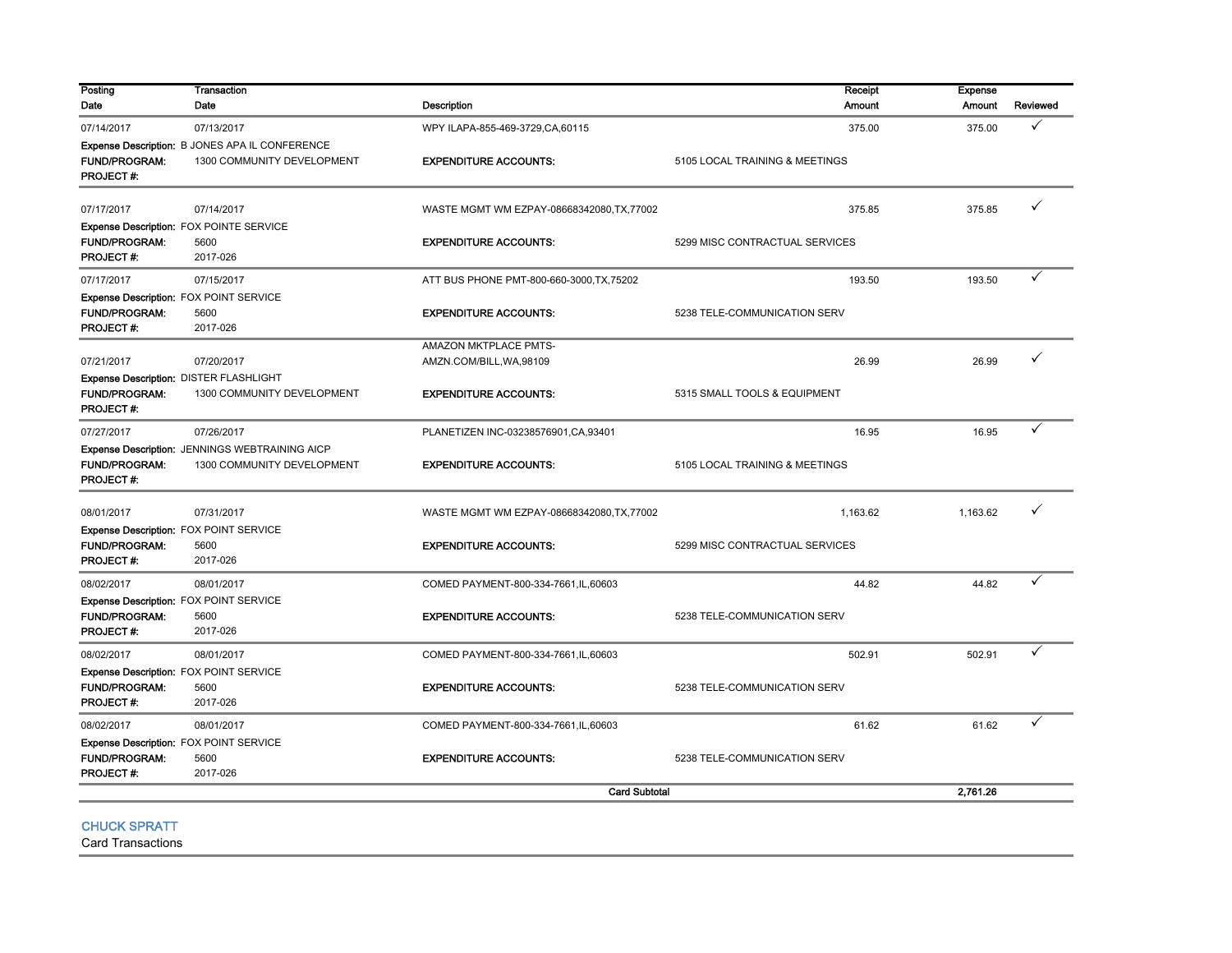| Posting Date | Transaction Date | Description | | Receipt Amount | Expense Amount | Reviewed |
|---|---|---|---|---|---|---|
| 07/14/2017 | 07/13/2017 | WPY ILAPA-855-469-3729,CA,60115 | | 375.00 | 375.00 | ✓ |
| **Expense Description:** B JONES APA IL CONFERENCE | | | | | | |
| **FUND/PROGRAM:** | 1300 COMMUNITY DEVELOPMENT | **EXPENDITURE ACCOUNTS:** | 5105 LOCAL TRAINING & MEETINGS | | | |
| **PROJECT #:** | | | | | | |
| 07/17/2017 | 07/14/2017 | WASTE MGMT WM EZPAY-08668342080,TX,77002 | | 375.85 | 375.85 | ✓ |
| **Expense Description:** FOX POINTE SERVICE | | | | | | |
| **FUND/PROGRAM:** | 5600 | **EXPENDITURE ACCOUNTS:** | 5299 MISC CONTRACTUAL SERVICES | | | |
| **PROJECT #:** | 2017-026 | | | | | |
| 07/17/2017 | 07/15/2017 | ATT BUS PHONE PMT-800-660-3000,TX,75202 | | 193.50 | 193.50 | ✓ |
| **Expense Description:** FOX POINT SERVICE | | | | | | |
| **FUND/PROGRAM:** | 5600 | **EXPENDITURE ACCOUNTS:** | 5238 TELE-COMMUNICATION SERV | | | |
| **PROJECT #:** | 2017-026 | | | | | |
| 07/21/2017 | 07/20/2017 | AMAZON MKTPLACE PMTS-AMZN.COM/BILL,WA,98109 | | 26.99 | 26.99 | ✓ |
| **Expense Description:** DISTER FLASHLIGHT | | | | | | |
| **FUND/PROGRAM:** | 1300 COMMUNITY DEVELOPMENT | **EXPENDITURE ACCOUNTS:** | 5315 SMALL TOOLS & EQUIPMENT | | | |
| **PROJECT #:** | | | | | | |
| 07/27/2017 | 07/26/2017 | PLANETIZEN INC-03238576901,CA,93401 | | 16.95 | 16.95 | ✓ |
| **Expense Description:** JENNINGS WEBTRAINING AICP | | | | | | |
| **FUND/PROGRAM:** | 1300 COMMUNITY DEVELOPMENT | **EXPENDITURE ACCOUNTS:** | 5105 LOCAL TRAINING & MEETINGS | | | |
| **PROJECT #:** | | | | | | |
| 08/01/2017 | 07/31/2017 | WASTE MGMT WM EZPAY-08668342080,TX,77002 | | 1,163.62 | 1,163.62 | ✓ |
| **Expense Description:** FOX POINT SERVICE | | | | | | |
| **FUND/PROGRAM:** | 5600 | **EXPENDITURE ACCOUNTS:** | 5299 MISC CONTRACTUAL SERVICES | | | |
| **PROJECT #:** | 2017-026 | | | | | |
| 08/02/2017 | 08/01/2017 | COMED PAYMENT-800-334-7661,IL,60603 | | 44.82 | 44.82 | ✓ |
| **Expense Description:** FOX POINT SERVICE | | | | | | |
| **FUND/PROGRAM:** | 5600 | **EXPENDITURE ACCOUNTS:** | 5238 TELE-COMMUNICATION SERV | | | |
| **PROJECT #:** | 2017-026 | | | | | |
| 08/02/2017 | 08/01/2017 | COMED PAYMENT-800-334-7661,IL,60603 | | 502.91 | 502.91 | ✓ |
| **Expense Description:** FOX POINT SERVICE | | | | | | |
| **FUND/PROGRAM:** | 5600 | **EXPENDITURE ACCOUNTS:** | 5238 TELE-COMMUNICATION SERV | | | |
| **PROJECT #:** | 2017-026 | | | | | |
| 08/02/2017 | 08/01/2017 | COMED PAYMENT-800-334-7661,IL,60603 | | 61.62 | 61.62 | ✓ |
| **Expense Description:** FOX POINT SERVICE | | | | | | |
| **FUND/PROGRAM:** | 5600 | **EXPENDITURE ACCOUNTS:** | 5238 TELE-COMMUNICATION SERV | | | |
| **PROJECT #:** | 2017-026 | | | | | |
| | | **Card Subtotal** | | | **2,761.26** | |

## CHUCK SPRATT

Card Transactions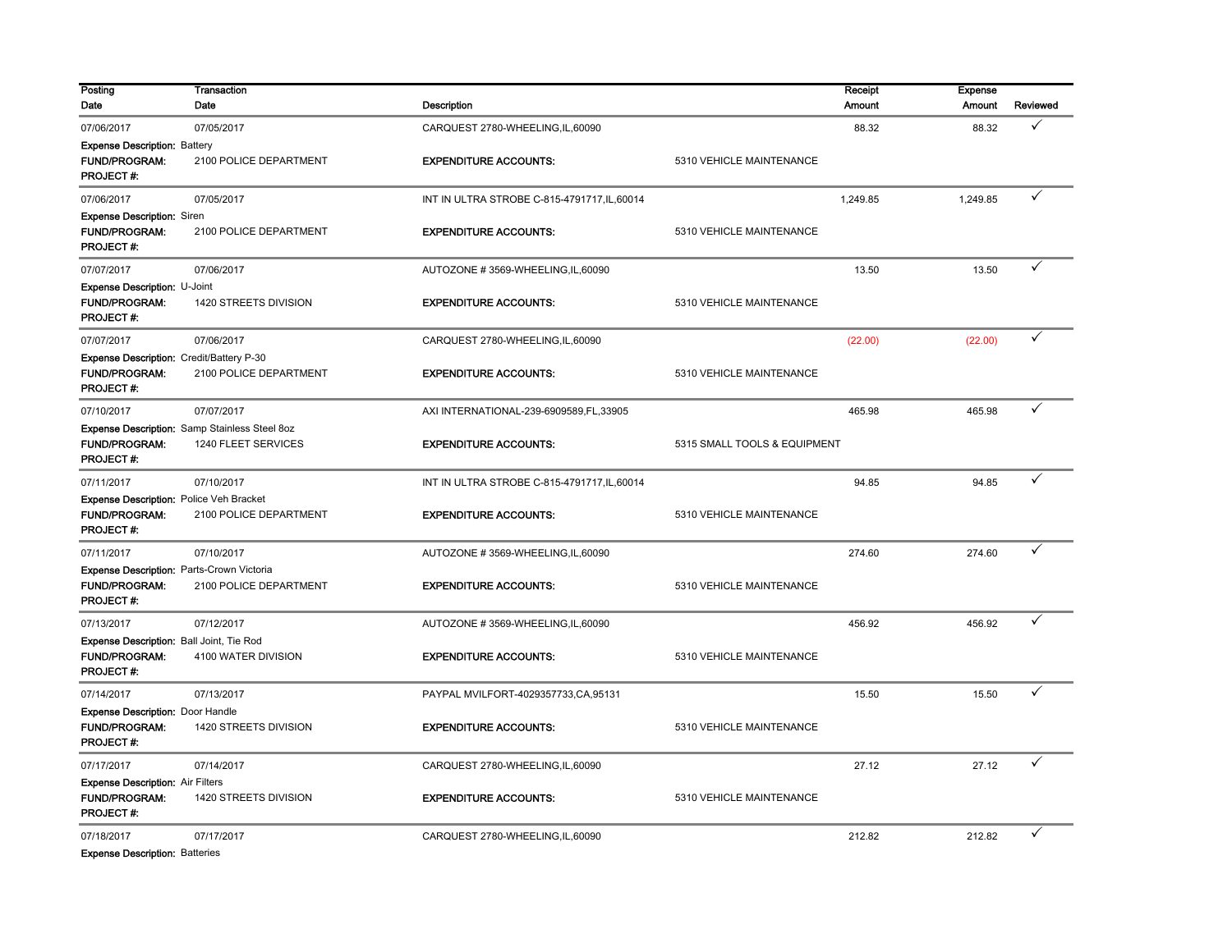| Posting Date | Transaction Date | Description | | Receipt Amount | Expense Amount | Reviewed |
|---|---|---|---|---|---|---|
| 07/06/2017 | 07/05/2017 | CARQUEST 2780-WHEELING,IL,60090 | | 88.32 | 88.32 | ✓ |
| **Expense Description:** Battery | | | | | | |
| **FUND/PROGRAM:** | 2100 POLICE DEPARTMENT | **EXPENDITURE ACCOUNTS:** | 5310 VEHICLE MAINTENANCE | | | |
| **PROJECT #:** | | | | | | |
| 07/06/2017 | 07/05/2017 | INT IN ULTRA STROBE C-815-4791717,IL,60014 | | 1,249.85 | 1,249.85 | ✓ |
| **Expense Description:** Siren | | | | | | |
| **FUND/PROGRAM:** | 2100 POLICE DEPARTMENT | **EXPENDITURE ACCOUNTS:** | 5310 VEHICLE MAINTENANCE | | | |
| **PROJECT #:** | | | | | | |
| 07/07/2017 | 07/06/2017 | AUTOZONE # 3569-WHEELING,IL,60090 | | 13.50 | 13.50 | ✓ |
| **Expense Description:** U-Joint | | | | | | |
| **FUND/PROGRAM:** | 1420 STREETS DIVISION | **EXPENDITURE ACCOUNTS:** | 5310 VEHICLE MAINTENANCE | | | |
| **PROJECT #:** | | | | | | |
| 07/07/2017 | 07/06/2017 | CARQUEST 2780-WHEELING,IL,60090 | | (22.00) | (22.00) | ✓ |
| **Expense Description:** Credit/Battery P-30 | | | | | | |
| **FUND/PROGRAM:** | 2100 POLICE DEPARTMENT | **EXPENDITURE ACCOUNTS:** | 5310 VEHICLE MAINTENANCE | | | |
| **PROJECT #:** | | | | | | |
| 07/10/2017 | 07/07/2017 | AXI INTERNATIONAL-239-6909589,FL,33905 | | 465.98 | 465.98 | ✓ |
| **Expense Description:** Samp Stainless Steel 8oz | | | | | | |
| **FUND/PROGRAM:** | 1240 FLEET SERVICES | **EXPENDITURE ACCOUNTS:** | 5315 SMALL TOOLS & EQUIPMENT | | | |
| **PROJECT #:** | | | | | | |
| 07/11/2017 | 07/10/2017 | INT IN ULTRA STROBE C-815-4791717,IL,60014 | | 94.85 | 94.85 | ✓ |
| **Expense Description:** Police Veh Bracket | | | | | | |
| **FUND/PROGRAM:** | 2100 POLICE DEPARTMENT | **EXPENDITURE ACCOUNTS:** | 5310 VEHICLE MAINTENANCE | | | |
| **PROJECT #:** | | | | | | |
| 07/11/2017 | 07/10/2017 | AUTOZONE # 3569-WHEELING,IL,60090 | | 274.60 | 274.60 | ✓ |
| **Expense Description:** Parts-Crown Victoria | | | | | | |
| **FUND/PROGRAM:** | 2100 POLICE DEPARTMENT | **EXPENDITURE ACCOUNTS:** | 5310 VEHICLE MAINTENANCE | | | |
| **PROJECT #:** | | | | | | |
| 07/13/2017 | 07/12/2017 | AUTOZONE # 3569-WHEELING,IL,60090 | | 456.92 | 456.92 | ✓ |
| **Expense Description:** Ball Joint, Tie Rod | | | | | | |
| **FUND/PROGRAM:** | 4100 WATER DIVISION | **EXPENDITURE ACCOUNTS:** | 5310 VEHICLE MAINTENANCE | | | |
| **PROJECT #:** | | | | | | |
| 07/14/2017 | 07/13/2017 | PAYPAL MVILFORT-4029357733,CA,95131 | | 15.50 | 15.50 | ✓ |
| **Expense Description:** Door Handle | | | | | | |
| **FUND/PROGRAM:** | 1420 STREETS DIVISION | **EXPENDITURE ACCOUNTS:** | 5310 VEHICLE MAINTENANCE | | | |
| **PROJECT #:** | | | | | | |
| 07/17/2017 | 07/14/2017 | CARQUEST 2780-WHEELING,IL,60090 | | 27.12 | 27.12 | ✓ |
| **Expense Description:** Air Filters | | | | | | |
| **FUND/PROGRAM:** | 1420 STREETS DIVISION | **EXPENDITURE ACCOUNTS:** | 5310 VEHICLE MAINTENANCE | | | |
| **PROJECT #:** | | | | | | |
| 07/18/2017 | 07/17/2017 | CARQUEST 2780-WHEELING,IL,60090 | | 212.82 | 212.82 | ✓ |
| **Expense Description:** Batteries | | | | | | |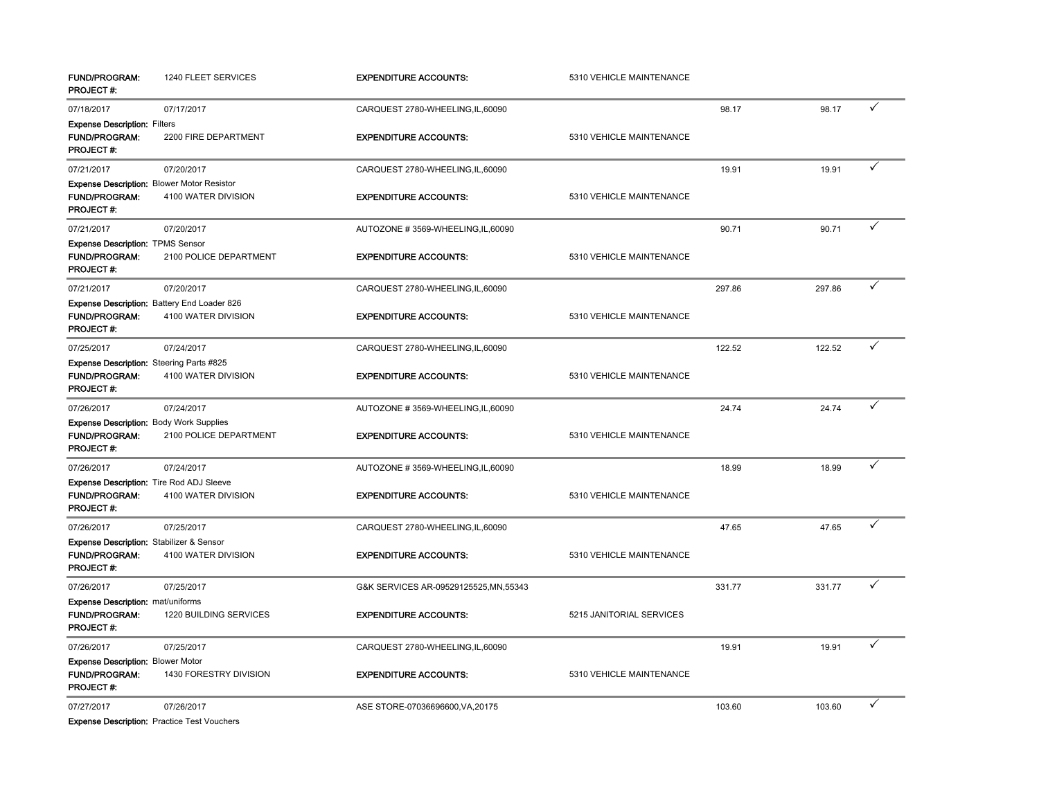| | | | | | | |
|---|---|---|---|---|---|---|
| **FUND/PROGRAM:** | 1240 FLEET SERVICES | **EXPENDITURE ACCOUNTS:** | 5310 VEHICLE MAINTENANCE | | | |
| **PROJECT #:** | | | | | | |
| 07/18/2017 | 07/17/2017 | CARQUEST 2780-WHEELING,IL,60090 | | 98.17 | 98.17 | ✓ |
| **Expense Description:** Filters | | | | | | |
| **FUND/PROGRAM:** | 2200 FIRE DEPARTMENT | **EXPENDITURE ACCOUNTS:** | 5310 VEHICLE MAINTENANCE | | | |
| **PROJECT #:** | | | | | | |
| 07/21/2017 | 07/20/2017 | CARQUEST 2780-WHEELING,IL,60090 | | 19.91 | 19.91 | ✓ |
| **Expense Description:** Blower Motor Resistor | | | | | | |
| **FUND/PROGRAM:** | 4100 WATER DIVISION | **EXPENDITURE ACCOUNTS:** | 5310 VEHICLE MAINTENANCE | | | |
| **PROJECT #:** | | | | | | |
| 07/21/2017 | 07/20/2017 | AUTOZONE # 3569-WHEELING,IL,60090 | | 90.71 | 90.71 | ✓ |
| **Expense Description:** TPMS Sensor | | | | | | |
| **FUND/PROGRAM:** | 2100 POLICE DEPARTMENT | **EXPENDITURE ACCOUNTS:** | 5310 VEHICLE MAINTENANCE | | | |
| **PROJECT #:** | | | | | | |
| 07/21/2017 | 07/20/2017 | CARQUEST 2780-WHEELING,IL,60090 | | 297.86 | 297.86 | ✓ |
| **Expense Description:** Battery End Loader 826 | | | | | | |
| **FUND/PROGRAM:** | 4100 WATER DIVISION | **EXPENDITURE ACCOUNTS:** | 5310 VEHICLE MAINTENANCE | | | |
| **PROJECT #:** | | | | | | |
| 07/25/2017 | 07/24/2017 | CARQUEST 2780-WHEELING,IL,60090 | | 122.52 | 122.52 | ✓ |
| **Expense Description:** Steering Parts #825 | | | | | | |
| **FUND/PROGRAM:** | 4100 WATER DIVISION | **EXPENDITURE ACCOUNTS:** | 5310 VEHICLE MAINTENANCE | | | |
| **PROJECT #:** | | | | | | |
| 07/26/2017 | 07/24/2017 | AUTOZONE # 3569-WHEELING,IL,60090 | | 24.74 | 24.74 | ✓ |
| **Expense Description:** Body Work Supplies | | | | | | |
| **FUND/PROGRAM:** | 2100 POLICE DEPARTMENT | **EXPENDITURE ACCOUNTS:** | 5310 VEHICLE MAINTENANCE | | | |
| **PROJECT #:** | | | | | | |
| 07/26/2017 | 07/24/2017 | AUTOZONE # 3569-WHEELING,IL,60090 | | 18.99 | 18.99 | ✓ |
| **Expense Description:** Tire Rod ADJ Sleeve | | | | | | |
| **FUND/PROGRAM:** | 4100 WATER DIVISION | **EXPENDITURE ACCOUNTS:** | 5310 VEHICLE MAINTENANCE | | | |
| **PROJECT #:** | | | | | | |
| 07/26/2017 | 07/25/2017 | CARQUEST 2780-WHEELING,IL,60090 | | 47.65 | 47.65 | ✓ |
| **Expense Description:** Stabilizer & Sensor | | | | | | |
| **FUND/PROGRAM:** | 4100 WATER DIVISION | **EXPENDITURE ACCOUNTS:** | 5310 VEHICLE MAINTENANCE | | | |
| **PROJECT #:** | | | | | | |
| 07/26/2017 | 07/25/2017 | G&K SERVICES AR-09529125525,MN,55343 | | 331.77 | 331.77 | ✓ |
| **Expense Description:** mat/uniforms | | | | | | |
| **FUND/PROGRAM:** | 1220 BUILDING SERVICES | **EXPENDITURE ACCOUNTS:** | 5215 JANITORIAL SERVICES | | | |
| **PROJECT #:** | | | | | | |
| 07/26/2017 | 07/25/2017 | CARQUEST 2780-WHEELING,IL,60090 | | 19.91 | 19.91 | ✓ |
| **Expense Description:** Blower Motor | | | | | | |
| **FUND/PROGRAM:** | 1430 FORESTRY DIVISION | **EXPENDITURE ACCOUNTS:** | 5310 VEHICLE MAINTENANCE | | | |
| **PROJECT #:** | | | | | | |
| 07/27/2017 | 07/26/2017 | ASE STORE-07036696600,VA,20175 | | 103.60 | 103.60 | ✓ |
| **Expense Description:** Practice Test Vouchers | | | | | | |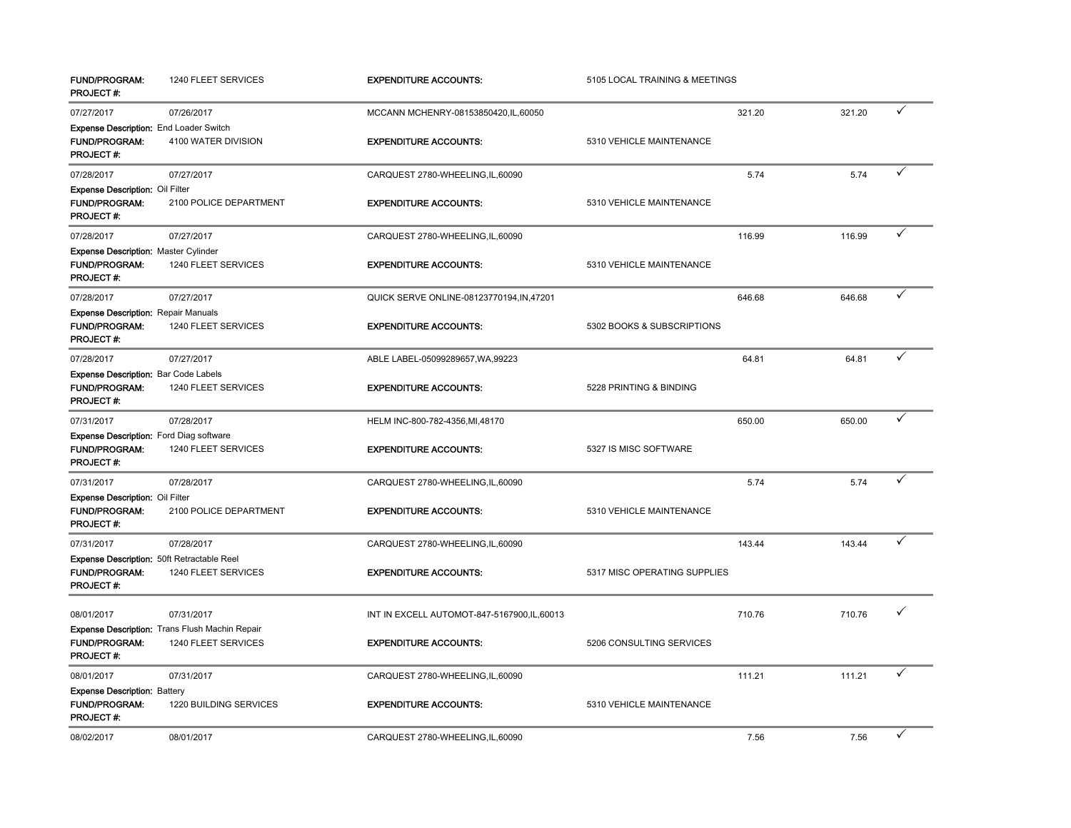| | | | | | | |
|---|---|---|---|---|---|---|
| **FUND/PROGRAM:** | 1240 FLEET SERVICES | **EXPENDITURE ACCOUNTS:** | 5105 LOCAL TRAINING & MEETINGS | | | |
| **PROJECT #:** | | | | | | |
| 07/27/2017 | 07/26/2017 | MCCANN MCHENRY-08153850420,IL,60050 | | 321.20 | 321.20 | ✓ |
| **Expense Description:** End Loader Switch | | | | | | |
| **FUND/PROGRAM:** | 4100 WATER DIVISION | **EXPENDITURE ACCOUNTS:** | 5310 VEHICLE MAINTENANCE | | | |
| **PROJECT #:** | | | | | | |
| 07/28/2017 | 07/27/2017 | CARQUEST 2780-WHEELING,IL,60090 | | 5.74 | 5.74 | ✓ |
| **Expense Description:** Oil Filter | | | | | | |
| **FUND/PROGRAM:** | 2100 POLICE DEPARTMENT | **EXPENDITURE ACCOUNTS:** | 5310 VEHICLE MAINTENANCE | | | |
| **PROJECT #:** | | | | | | |
| 07/28/2017 | 07/27/2017 | CARQUEST 2780-WHEELING,IL,60090 | | 116.99 | 116.99 | ✓ |
| **Expense Description:** Master Cylinder | | | | | | |
| **FUND/PROGRAM:** | 1240 FLEET SERVICES | **EXPENDITURE ACCOUNTS:** | 5310 VEHICLE MAINTENANCE | | | |
| **PROJECT #:** | | | | | | |
| 07/28/2017 | 07/27/2017 | QUICK SERVE ONLINE-08123770194,IN,47201 | | 646.68 | 646.68 | ✓ |
| **Expense Description:** Repair Manuals | | | | | | |
| **FUND/PROGRAM:** | 1240 FLEET SERVICES | **EXPENDITURE ACCOUNTS:** | 5302 BOOKS & SUBSCRIPTIONS | | | |
| **PROJECT #:** | | | | | | |
| 07/28/2017 | 07/27/2017 | ABLE LABEL-05099289657,WA,99223 | | 64.81 | 64.81 | ✓ |
| **Expense Description:** Bar Code Labels | | | | | | |
| **FUND/PROGRAM:** | 1240 FLEET SERVICES | **EXPENDITURE ACCOUNTS:** | 5228 PRINTING & BINDING | | | |
| **PROJECT #:** | | | | | | |
| 07/31/2017 | 07/28/2017 | HELM INC-800-782-4356,MI,48170 | | 650.00 | 650.00 | ✓ |
| **Expense Description:** Ford Diag software | | | | | | |
| **FUND/PROGRAM:** | 1240 FLEET SERVICES | **EXPENDITURE ACCOUNTS:** | 5327 IS MISC SOFTWARE | | | |
| **PROJECT #:** | | | | | | |
| 07/31/2017 | 07/28/2017 | CARQUEST 2780-WHEELING,IL,60090 | | 5.74 | 5.74 | ✓ |
| **Expense Description:** Oil Filter | | | | | | |
| **FUND/PROGRAM:** | 2100 POLICE DEPARTMENT | **EXPENDITURE ACCOUNTS:** | 5310 VEHICLE MAINTENANCE | | | |
| **PROJECT #:** | | | | | | |
| 07/31/2017 | 07/28/2017 | CARQUEST 2780-WHEELING,IL,60090 | | 143.44 | 143.44 | ✓ |
| **Expense Description:** 50ft Retractable Reel | | | | | | |
| **FUND/PROGRAM:** | 1240 FLEET SERVICES | **EXPENDITURE ACCOUNTS:** | 5317 MISC OPERATING SUPPLIES | | | |
| **PROJECT #:** | | | | | | |
| 08/01/2017 | 07/31/2017 | INT IN EXCELL AUTOMOT-847-5167900,IL,60013 | | 710.76 | 710.76 | ✓ |
| **Expense Description:** Trans Flush Machin Repair | | | | | | |
| **FUND/PROGRAM:** | 1240 FLEET SERVICES | **EXPENDITURE ACCOUNTS:** | 5206 CONSULTING SERVICES | | | |
| **PROJECT #:** | | | | | | |
| 08/01/2017 | 07/31/2017 | CARQUEST 2780-WHEELING,IL,60090 | | 111.21 | 111.21 | ✓ |
| **Expense Description:** Battery | | | | | | |
| **FUND/PROGRAM:** | 1220 BUILDING SERVICES | **EXPENDITURE ACCOUNTS:** | 5310 VEHICLE MAINTENANCE | | | |
| **PROJECT #:** | | | | | | |
| 08/02/2017 | 08/01/2017 | CARQUEST 2780-WHEELING,IL,60090 | | 7.56 | 7.56 | ✓ |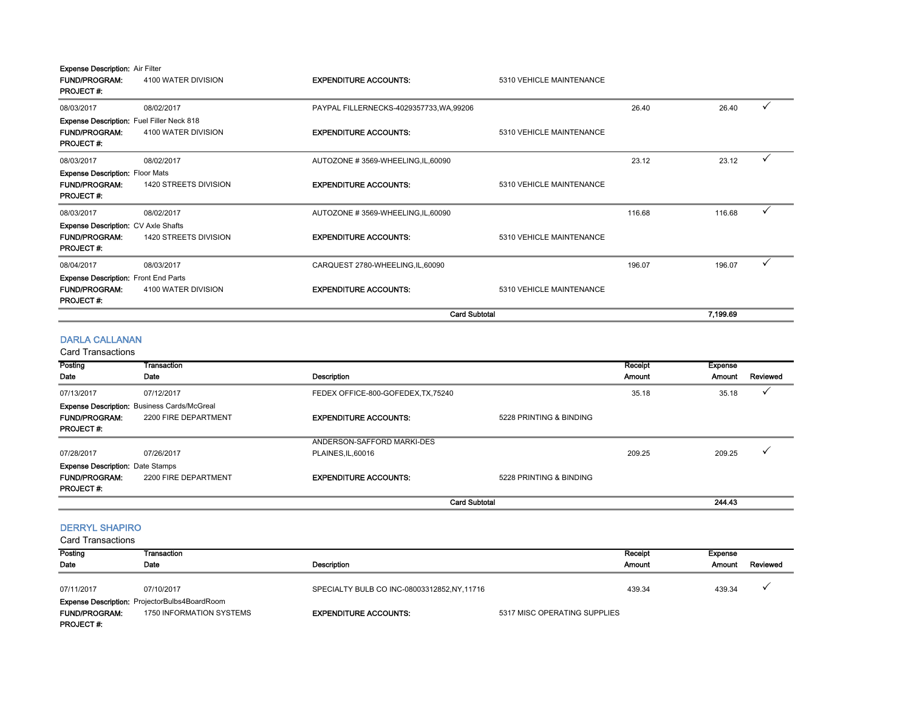**Expense Description:** Air Filter

| | | | | | | |
|---|---|---|---|---|---|---|
| **FUND/PROGRAM:** | 4100 WATER DIVISION | **EXPENDITURE ACCOUNTS:** | 5310 VEHICLE MAINTENANCE | | | |
| **PROJECT #:** | | | | | | |
| 08/03/2017 | 08/02/2017 | PAYPAL FILLERNECKS-4029357733,WA,99206 | | 26.40 | 26.40 | ✓ |
| **Expense Description:** Fuel Filler Neck 818 | | | | | | |
| **FUND/PROGRAM:** | 4100 WATER DIVISION | **EXPENDITURE ACCOUNTS:** | 5310 VEHICLE MAINTENANCE | | | |
| **PROJECT #:** | | | | | | |
| 08/03/2017 | 08/02/2017 | AUTOZONE # 3569-WHEELING,IL,60090 | | 23.12 | 23.12 | ✓ |
| **Expense Description:** Floor Mats | | | | | | |
| **FUND/PROGRAM:** | 1420 STREETS DIVISION | **EXPENDITURE ACCOUNTS:** | 5310 VEHICLE MAINTENANCE | | | |
| **PROJECT #:** | | | | | | |
| 08/03/2017 | 08/02/2017 | AUTOZONE # 3569-WHEELING,IL,60090 | | 116.68 | 116.68 | ✓ |
| **Expense Description:** CV Axle Shafts | | | | | | |
| **FUND/PROGRAM:** | 1420 STREETS DIVISION | **EXPENDITURE ACCOUNTS:** | 5310 VEHICLE MAINTENANCE | | | |
| **PROJECT #:** | | | | | | |
| 08/04/2017 | 08/03/2017 | CARQUEST 2780-WHEELING,IL,60090 | | 196.07 | 196.07 | ✓ |
| **Expense Description:** Front End Parts | | | | | | |
| **FUND/PROGRAM:** | 4100 WATER DIVISION | **EXPENDITURE ACCOUNTS:** | 5310 VEHICLE MAINTENANCE | | | |
| **PROJECT #:** | | | | | | |
| | | | **Card Subtotal** | | **7,199.69** | |

## DARLA CALLANAN

Card Transactions

| Posting Date | Transaction Date | Description | | Receipt Amount | Expense Amount | Reviewed |
|---|---|---|---|---|---|---|
| 07/13/2017 | 07/12/2017 | FEDEX OFFICE-800-GOFEDEX,TX,75240 | | 35.18 | 35.18 | ✓ |
| **Expense Description:** Business Cards/McGreal | | | | | | |
| **FUND/PROGRAM:** | 2200 FIRE DEPARTMENT | **EXPENDITURE ACCOUNTS:** | 5228 PRINTING & BINDING | | | |
| **PROJECT #:** | | | | | | |
| 07/28/2017 | 07/26/2017 | ANDERSON-SAFFORD MARKI-DES PLAINES,IL,60016 | | 209.25 | 209.25 | ✓ |
| **Expense Description:** Date Stamps | | | | | | |
| **FUND/PROGRAM:** | 2200 FIRE DEPARTMENT | **EXPENDITURE ACCOUNTS:** | 5228 PRINTING & BINDING | | | |
| **PROJECT #:** | | | | | | |
| | | | **Card Subtotal** | | **244.43** | |

## DERRYL SHAPIRO

Card Transactions

| Posting Date | Transaction Date | Description | | Receipt Amount | Expense Amount | Reviewed |
|---|---|---|---|---|---|---|
| 07/11/2017 | 07/10/2017 | SPECIALTY BULB CO INC-08003312852,NY,11716 | | 439.34 | 439.34 | ✓ |
| **Expense Description:** ProjectorBulbs4BoardRoom | | | | | | |
| **FUND/PROGRAM:** | 1750 INFORMATION SYSTEMS | **EXPENDITURE ACCOUNTS:** | 5317 MISC OPERATING SUPPLIES | | | |
| **PROJECT #:** | | | | | | |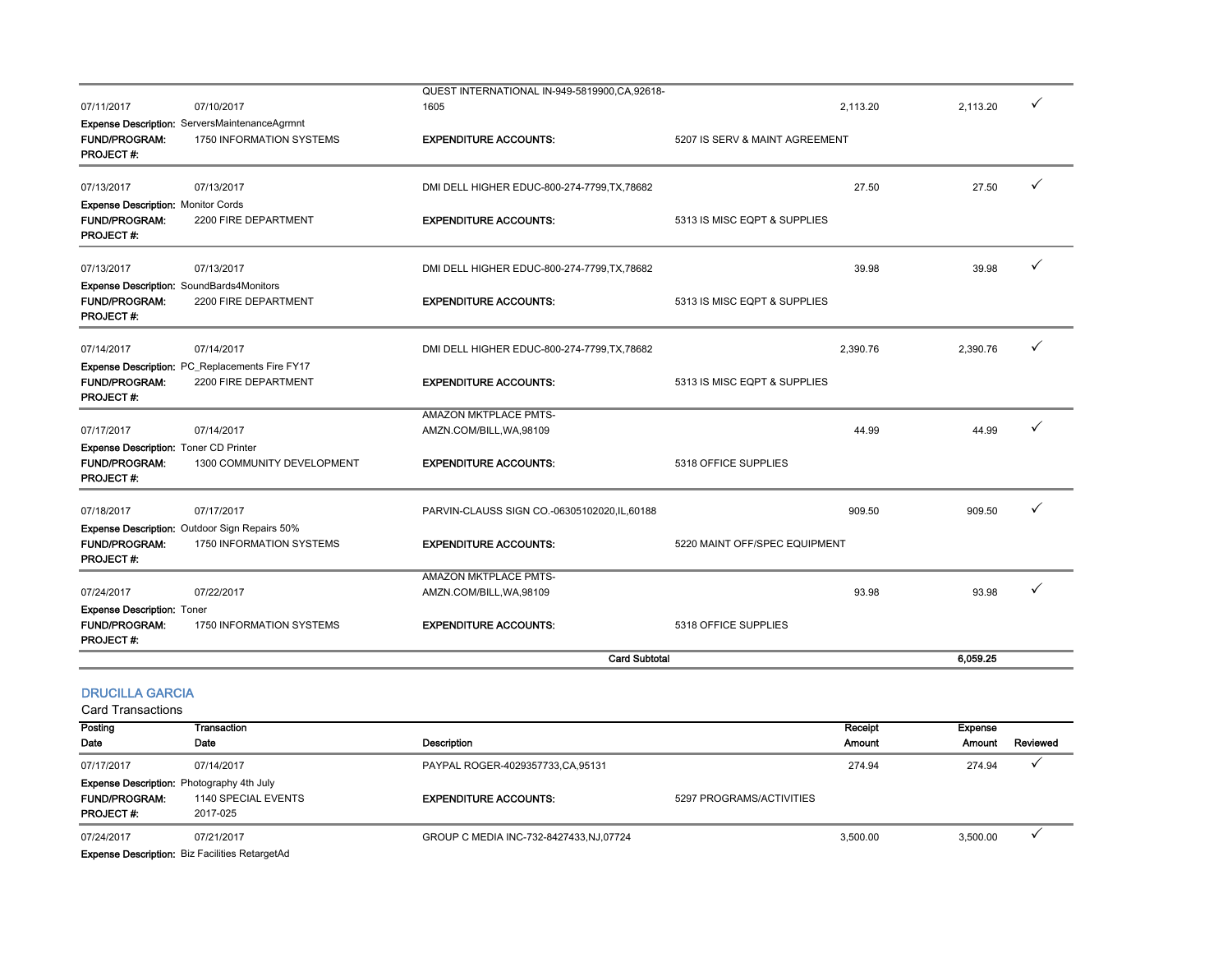| Posting Date | Transaction Date | Description | | Receipt Amount | Expense Amount | Reviewed |
|---|---|---|---|---|---|---|
| 07/11/2017 | 07/10/2017 | QUEST INTERNATIONAL IN-949-5819900,CA,92618-1605 | | 2,113.20 | 2,113.20 | ✓ |
| **Expense Description:** ServersMaintenanceAgrmnt | | | | | | |
| **FUND/PROGRAM:** | 1750 INFORMATION SYSTEMS | **EXPENDITURE ACCOUNTS:** | 5207 IS SERV & MAINT AGREEMENT | | | |
| **PROJECT #:** | | | | | | |
| 07/13/2017 | 07/13/2017 | DMI DELL HIGHER EDUC-800-274-7799,TX,78682 | | 27.50 | 27.50 | ✓ |
| **Expense Description:** Monitor Cords | | | | | | |
| **FUND/PROGRAM:** | 2200 FIRE DEPARTMENT | **EXPENDITURE ACCOUNTS:** | 5313 IS MISC EQPT & SUPPLIES | | | |
| **PROJECT #:** | | | | | | |
| 07/13/2017 | 07/13/2017 | DMI DELL HIGHER EDUC-800-274-7799,TX,78682 | | 39.98 | 39.98 | ✓ |
| **Expense Description:** SoundBards4Monitors | | | | | | |
| **FUND/PROGRAM:** | 2200 FIRE DEPARTMENT | **EXPENDITURE ACCOUNTS:** | 5313 IS MISC EQPT & SUPPLIES | | | |
| **PROJECT #:** | | | | | | |
| 07/14/2017 | 07/14/2017 | DMI DELL HIGHER EDUC-800-274-7799,TX,78682 | | 2,390.76 | 2,390.76 | ✓ |
| **Expense Description:** PC_Replacements Fire FY17 | | | | | | |
| **FUND/PROGRAM:** | 2200 FIRE DEPARTMENT | **EXPENDITURE ACCOUNTS:** | 5313 IS MISC EQPT & SUPPLIES | | | |
| **PROJECT #:** | | | | | | |
| 07/17/2017 | 07/14/2017 | AMAZON MKTPLACE PMTS-AMZN.COM/BILL,WA,98109 | | 44.99 | 44.99 | ✓ |
| **Expense Description:** Toner CD Printer | | | | | | |
| **FUND/PROGRAM:** | 1300 COMMUNITY DEVELOPMENT | **EXPENDITURE ACCOUNTS:** | 5318 OFFICE SUPPLIES | | | |
| **PROJECT #:** | | | | | | |
| 07/18/2017 | 07/17/2017 | PARVIN-CLAUSS SIGN CO.-06305102020,IL,60188 | | 909.50 | 909.50 | ✓ |
| **Expense Description:** Outdoor Sign Repairs 50% | | | | | | |
| **FUND/PROGRAM:** | 1750 INFORMATION SYSTEMS | **EXPENDITURE ACCOUNTS:** | 5220 MAINT OFF/SPEC EQUIPMENT | | | |
| **PROJECT #:** | | | | | | |
| 07/24/2017 | 07/22/2017 | AMAZON MKTPLACE PMTS-AMZN.COM/BILL,WA,98109 | | 93.98 | 93.98 | ✓ |
| **Expense Description:** Toner | | | | | | |
| **FUND/PROGRAM:** | 1750 INFORMATION SYSTEMS | **EXPENDITURE ACCOUNTS:** | 5318 OFFICE SUPPLIES | | | |
| **PROJECT #:** | | | | | | |
| | | **Card Subtotal** | | | **6,059.25** | |

## DRUCILLA GARCIA

Card Transactions

| Posting Date | Transaction Date | Description | | Receipt Amount | Expense Amount | Reviewed |
|---|---|---|---|---|---|---|
| 07/17/2017 | 07/14/2017 | PAYPAL ROGER-4029357733,CA,95131 | | 274.94 | 274.94 | ✓ |
| **Expense Description:** Photography 4th July | | | | | | |
| **FUND/PROGRAM:** | 1140 SPECIAL EVENTS | **EXPENDITURE ACCOUNTS:** | 5297 PROGRAMS/ACTIVITIES | | | |
| **PROJECT #:** | 2017-025 | | | | | |
| 07/24/2017 | 07/21/2017 | GROUP C MEDIA INC-732-8427433,NJ,07724 | | 3,500.00 | 3,500.00 | ✓ |
| **Expense Description:** Biz Facilities RetargetAd | | | | | | |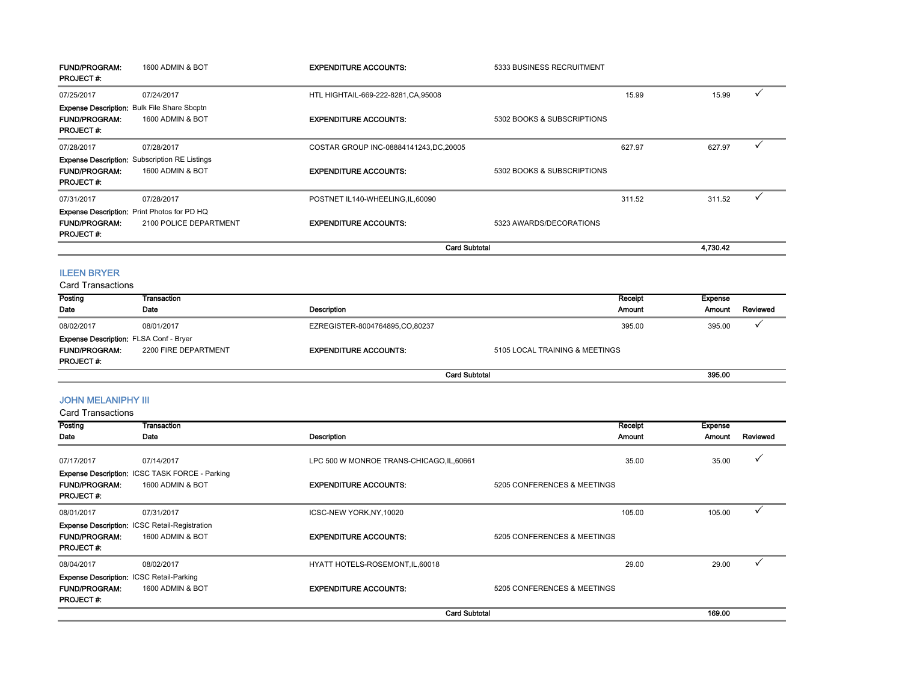| | | | | | | |
|---|---|---|---|---|---|---|
| **FUND/PROGRAM:** | 1600 ADMIN & BOT | **EXPENDITURE ACCOUNTS:** | 5333 BUSINESS RECRUITMENT | | | |
| **PROJECT #:** | | | | | | |
| 07/25/2017 | 07/24/2017 | HTL HIGHTAIL-669-222-8281,CA,95008 | | 15.99 | 15.99 | ✓ |
| **Expense Description:** Bulk File Share Sbcptn | | | | | | |
| **FUND/PROGRAM:** | 1600 ADMIN & BOT | **EXPENDITURE ACCOUNTS:** | 5302 BOOKS & SUBSCRIPTIONS | | | |
| **PROJECT #:** | | | | | | |
| 07/28/2017 | 07/28/2017 | COSTAR GROUP INC-08884141243,DC,20005 | | 627.97 | 627.97 | ✓ |
| **Expense Description:** Subscription RE Listings | | | | | | |
| **FUND/PROGRAM:** | 1600 ADMIN & BOT | **EXPENDITURE ACCOUNTS:** | 5302 BOOKS & SUBSCRIPTIONS | | | |
| **PROJECT #:** | | | | | | |
| 07/31/2017 | 07/28/2017 | POSTNET IL140-WHEELING,IL,60090 | | 311.52 | 311.52 | ✓ |
| **Expense Description:** Print Photos for PD HQ | | | | | | |
| **FUND/PROGRAM:** | 2100 POLICE DEPARTMENT | **EXPENDITURE ACCOUNTS:** | 5323 AWARDS/DECORATIONS | | | |
| **PROJECT #:** | | | | | | |
| | | **Card Subtotal** | | | **4,730.42** | |

## ILEEN BRYER

Card Transactions

| Posting Date | Transaction Date | Description | | Receipt Amount | Expense Amount | Reviewed |
|---|---|---|---|---|---|---|
| 08/02/2017 | 08/01/2017 | EZREGISTER-8004764895,CO,80237 | | 395.00 | 395.00 | ✓ |
| **Expense Description:** FLSA Conf - Bryer | | | | | | |
| **FUND/PROGRAM:** | 2200 FIRE DEPARTMENT | **EXPENDITURE ACCOUNTS:** | 5105 LOCAL TRAINING & MEETINGS | | | |
| **PROJECT #:** | | | | | | |
| | | **Card Subtotal** | | | **395.00** | |

## JOHN MELANIPHY III

Card Transactions

| Posting Date | Transaction Date | Description | | Receipt Amount | Expense Amount | Reviewed |
|---|---|---|---|---|---|---|
| 07/17/2017 | 07/14/2017 | LPC 500 W MONROE TRANS-CHICAGO,IL,60661 | | 35.00 | 35.00 | ✓ |
| **Expense Description:** ICSC TASK FORCE - Parking | | | | | | |
| **FUND/PROGRAM:** | 1600 ADMIN & BOT | **EXPENDITURE ACCOUNTS:** | 5205 CONFERENCES & MEETINGS | | | |
| **PROJECT #:** | | | | | | |
| 08/01/2017 | 07/31/2017 | ICSC-NEW YORK,NY,10020 | | 105.00 | 105.00 | ✓ |
| **Expense Description:** ICSC Retail-Registration | | | | | | |
| **FUND/PROGRAM:** | 1600 ADMIN & BOT | **EXPENDITURE ACCOUNTS:** | 5205 CONFERENCES & MEETINGS | | | |
| **PROJECT #:** | | | | | | |
| 08/04/2017 | 08/02/2017 | HYATT HOTELS-ROSEMONT,IL,60018 | | 29.00 | 29.00 | ✓ |
| **Expense Description:** ICSC Retail-Parking | | | | | | |
| **FUND/PROGRAM:** | 1600 ADMIN & BOT | **EXPENDITURE ACCOUNTS:** | 5205 CONFERENCES & MEETINGS | | | |
| **PROJECT #:** | | | | | | |
| | | **Card Subtotal** | | | **169.00** | |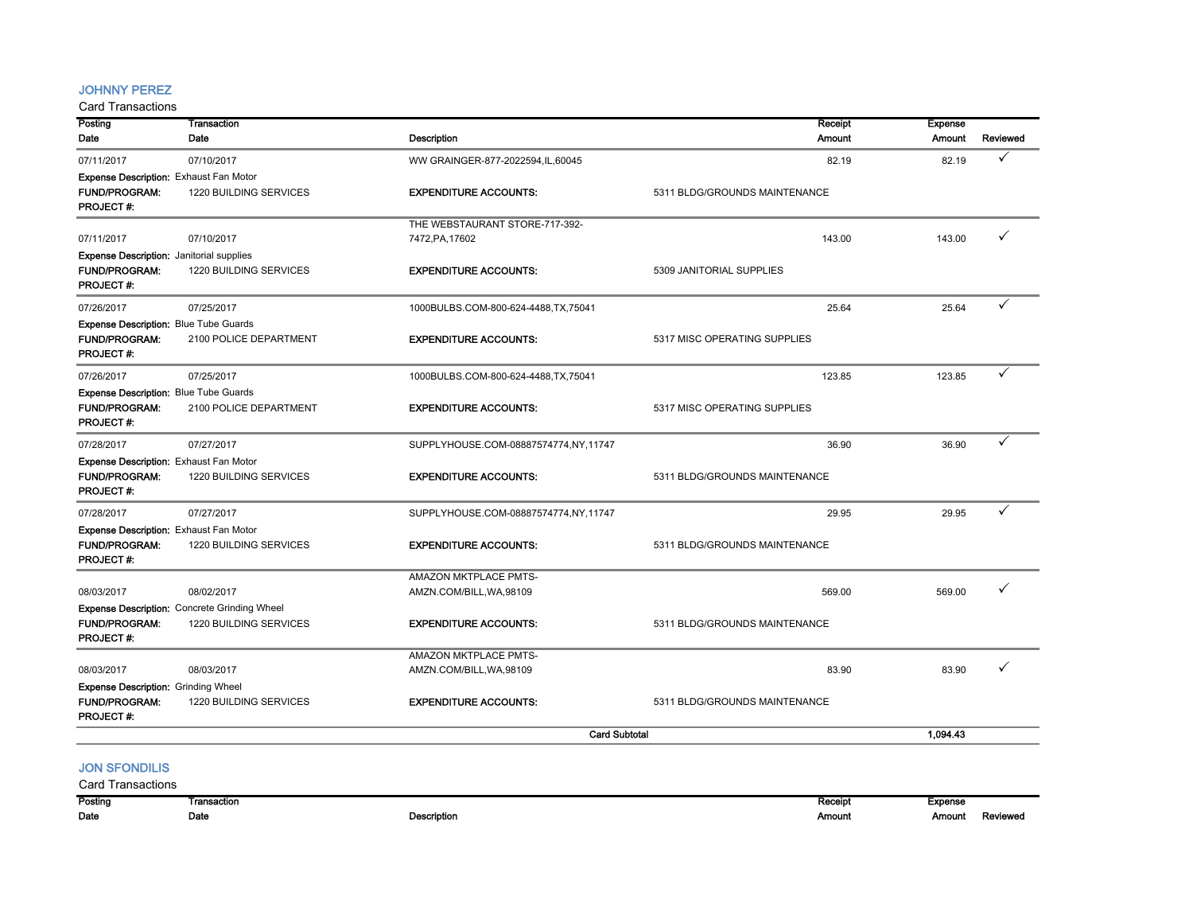## JOHNNY PEREZ

Card Transactions

| Posting Date | Transaction Date | Description | | Receipt Amount | Expense Amount | Reviewed |
|---|---|---|---|---|---|---|
| 07/11/2017 | 07/10/2017 | WW GRAINGER-877-2022594,IL,60045 | | 82.19 | 82.19 | ✓ |
| **Expense Description:** Exhaust Fan Motor | | | | | | |
| **FUND/PROGRAM:** | 1220 BUILDING SERVICES | **EXPENDITURE ACCOUNTS:** | 5311 BLDG/GROUNDS MAINTENANCE | | | |
| **PROJECT #:** | | | | | | |
| 07/11/2017 | 07/10/2017 | THE WEBSTAURANT STORE-717-392-7472,PA,17602 | | 143.00 | 143.00 | ✓ |
| **Expense Description:** Janitorial supplies | | | | | | |
| **FUND/PROGRAM:** | 1220 BUILDING SERVICES | **EXPENDITURE ACCOUNTS:** | 5309 JANITORIAL SUPPLIES | | | |
| **PROJECT #:** | | | | | | |
| 07/26/2017 | 07/25/2017 | 1000BULBS.COM-800-624-4488,TX,75041 | | 25.64 | 25.64 | ✓ |
| **Expense Description:** Blue Tube Guards | | | | | | |
| **FUND/PROGRAM:** | 2100 POLICE DEPARTMENT | **EXPENDITURE ACCOUNTS:** | 5317 MISC OPERATING SUPPLIES | | | |
| **PROJECT #:** | | | | | | |
| 07/26/2017 | 07/25/2017 | 1000BULBS.COM-800-624-4488,TX,75041 | | 123.85 | 123.85 | ✓ |
| **Expense Description:** Blue Tube Guards | | | | | | |
| **FUND/PROGRAM:** | 2100 POLICE DEPARTMENT | **EXPENDITURE ACCOUNTS:** | 5317 MISC OPERATING SUPPLIES | | | |
| **PROJECT #:** | | | | | | |
| 07/28/2017 | 07/27/2017 | SUPPLYHOUSE.COM-08887574774,NY,11747 | | 36.90 | 36.90 | ✓ |
| **Expense Description:** Exhaust Fan Motor | | | | | | |
| **FUND/PROGRAM:** | 1220 BUILDING SERVICES | **EXPENDITURE ACCOUNTS:** | 5311 BLDG/GROUNDS MAINTENANCE | | | |
| **PROJECT #:** | | | | | | |
| 07/28/2017 | 07/27/2017 | SUPPLYHOUSE.COM-08887574774,NY,11747 | | 29.95 | 29.95 | ✓ |
| **Expense Description:** Exhaust Fan Motor | | | | | | |
| **FUND/PROGRAM:** | 1220 BUILDING SERVICES | **EXPENDITURE ACCOUNTS:** | 5311 BLDG/GROUNDS MAINTENANCE | | | |
| **PROJECT #:** | | | | | | |
| 08/03/2017 | 08/02/2017 | AMAZON MKTPLACE PMTS-AMZN.COM/BILL,WA,98109 | | 569.00 | 569.00 | ✓ |
| **Expense Description:** Concrete Grinding Wheel | | | | | | |
| **FUND/PROGRAM:** | 1220 BUILDING SERVICES | **EXPENDITURE ACCOUNTS:** | 5311 BLDG/GROUNDS MAINTENANCE | | | |
| **PROJECT #:** | | | | | | |
| 08/03/2017 | 08/03/2017 | AMAZON MKTPLACE PMTS-AMZN.COM/BILL,WA,98109 | | 83.90 | 83.90 | ✓ |
| **Expense Description:** Grinding Wheel | | | | | | |
| **FUND/PROGRAM:** | 1220 BUILDING SERVICES | **EXPENDITURE ACCOUNTS:** | 5311 BLDG/GROUNDS MAINTENANCE | | | |
| **PROJECT #:** | | | | | | |
| | | | **Card Subtotal** | | **1,094.43** | |

## JON SFONDILIS

Card Transactions

| Posting Date | Transaction Date | Description | Receipt Amount | Expense Amount | Reviewed |
|---|---|---|---|---|---|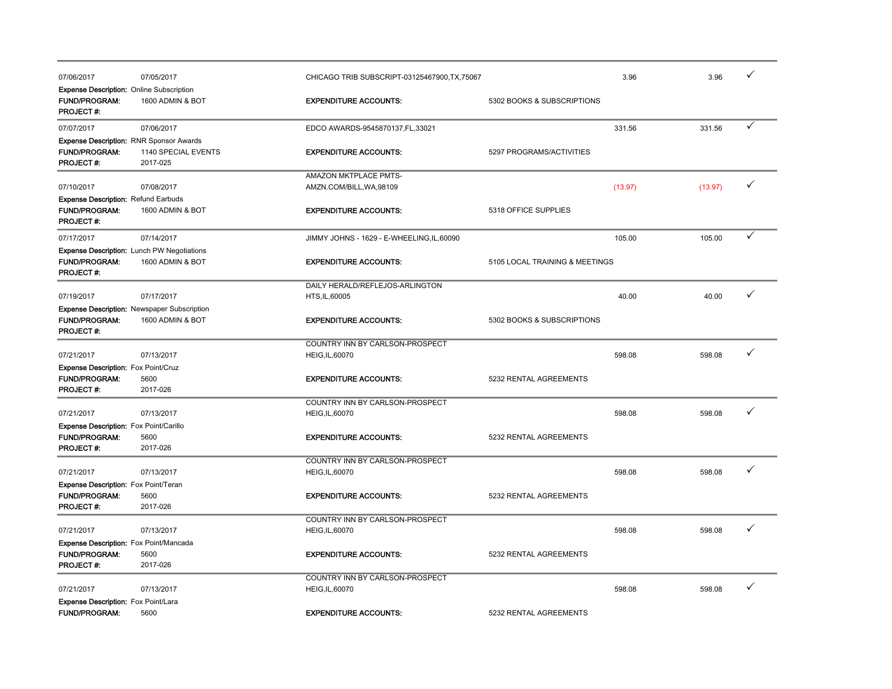| Post Date | Trans Date | Merchant | | Amount | Amount | |
|---|---|---|---|---|---|---|
| 07/06/2017 | 07/05/2017 | CHICAGO TRIB SUBSCRIPT-03125467900,TX,75067 | | 3.96 | 3.96 | ✓ |
| **Expense Description:** Online Subscription | | | | | | |
| **FUND/PROGRAM:** | 1600 ADMIN & BOT | **EXPENDITURE ACCOUNTS:** | 5302 BOOKS & SUBSCRIPTIONS | | | |
| **PROJECT #:** | | | | | | |
| 07/07/2017 | 07/06/2017 | EDCO AWARDS-9545870137,FL,33021 | | 331.56 | 331.56 | ✓ |
| **Expense Description:** RNR Sponsor Awards | | | | | | |
| **FUND/PROGRAM:** | 1140 SPECIAL EVENTS | **EXPENDITURE ACCOUNTS:** | 5297 PROGRAMS/ACTIVITIES | | | |
| **PROJECT #:** | 2017-025 | | | | | |
| 07/10/2017 | 07/08/2017 | AMAZON MKTPLACE PMTS-AMZN.COM/BILL,WA,98109 | | (13.97) | (13.97) | ✓ |
| **Expense Description:** Refund Earbuds | | | | | | |
| **FUND/PROGRAM:** | 1600 ADMIN & BOT | **EXPENDITURE ACCOUNTS:** | 5318 OFFICE SUPPLIES | | | |
| **PROJECT #:** | | | | | | |
| 07/17/2017 | 07/14/2017 | JIMMY JOHNS - 1629 - E-WHEELING,IL,60090 | | 105.00 | 105.00 | ✓ |
| **Expense Description:** Lunch PW Negotiations | | | | | | |
| **FUND/PROGRAM:** | 1600 ADMIN & BOT | **EXPENDITURE ACCOUNTS:** | 5105 LOCAL TRAINING & MEETINGS | | | |
| **PROJECT #:** | | | | | | |
| 07/19/2017 | 07/17/2017 | DAILY HERALD/REFLEJOS-ARLINGTON HTS,IL,60005 | | 40.00 | 40.00 | ✓ |
| **Expense Description:** Newspaper Subscription | | | | | | |
| **FUND/PROGRAM:** | 1600 ADMIN & BOT | **EXPENDITURE ACCOUNTS:** | 5302 BOOKS & SUBSCRIPTIONS | | | |
| **PROJECT #:** | | | | | | |
| 07/21/2017 | 07/13/2017 | COUNTRY INN BY CARLSON-PROSPECT HEIG,IL,60070 | | 598.08 | 598.08 | ✓ |
| **Expense Description:** Fox Point/Cruz | | | | | | |
| **FUND/PROGRAM:** | 5600 | **EXPENDITURE ACCOUNTS:** | 5232 RENTAL AGREEMENTS | | | |
| **PROJECT #:** | 2017-026 | | | | | |
| 07/21/2017 | 07/13/2017 | COUNTRY INN BY CARLSON-PROSPECT HEIG,IL,60070 | | 598.08 | 598.08 | ✓ |
| **Expense Description:** Fox Point/Carillo | | | | | | |
| **FUND/PROGRAM:** | 5600 | **EXPENDITURE ACCOUNTS:** | 5232 RENTAL AGREEMENTS | | | |
| **PROJECT #:** | 2017-026 | | | | | |
| 07/21/2017 | 07/13/2017 | COUNTRY INN BY CARLSON-PROSPECT HEIG,IL,60070 | | 598.08 | 598.08 | ✓ |
| **Expense Description:** Fox Point/Teran | | | | | | |
| **FUND/PROGRAM:** | 5600 | **EXPENDITURE ACCOUNTS:** | 5232 RENTAL AGREEMENTS | | | |
| **PROJECT #:** | 2017-026 | | | | | |
| 07/21/2017 | 07/13/2017 | COUNTRY INN BY CARLSON-PROSPECT HEIG,IL,60070 | | 598.08 | 598.08 | ✓ |
| **Expense Description:** Fox Point/Mancada | | | | | | |
| **FUND/PROGRAM:** | 5600 | **EXPENDITURE ACCOUNTS:** | 5232 RENTAL AGREEMENTS | | | |
| **PROJECT #:** | 2017-026 | | | | | |
| 07/21/2017 | 07/13/2017 | COUNTRY INN BY CARLSON-PROSPECT HEIG,IL,60070 | | 598.08 | 598.08 | ✓ |
| **Expense Description:** Fox Point/Lara | | | | | | |
| **FUND/PROGRAM:** | 5600 | **EXPENDITURE ACCOUNTS:** | 5232 RENTAL AGREEMENTS | | | |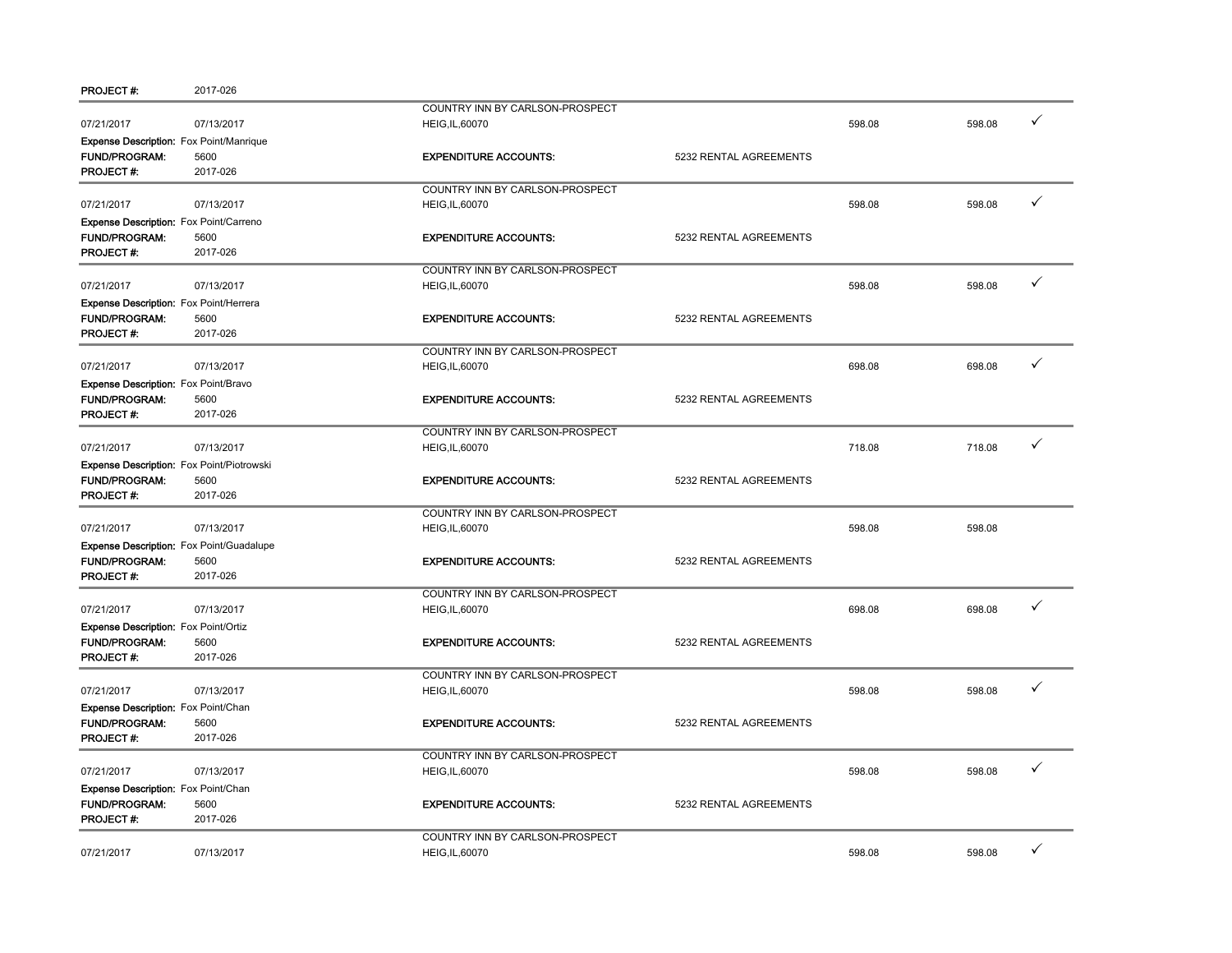**PROJECT #:** 2017-026

| | | | | | | |
|---|---|---|---|---|---|---|
| 07/21/2017 | 07/13/2017 | COUNTRY INN BY CARLSON-PROSPECT HEIG,IL,60070 | | 598.08 | 598.08 | ✓ |
| **Expense Description:** Fox Point/Manrique | | | | | | |
| **FUND/PROGRAM:** | 5600 | **EXPENDITURE ACCOUNTS:** | 5232 RENTAL AGREEMENTS | | | |
| **PROJECT #:** | 2017-026 | | | | | |
| 07/21/2017 | 07/13/2017 | COUNTRY INN BY CARLSON-PROSPECT HEIG,IL,60070 | | 598.08 | 598.08 | ✓ |
| **Expense Description:** Fox Point/Carreno | | | | | | |
| **FUND/PROGRAM:** | 5600 | **EXPENDITURE ACCOUNTS:** | 5232 RENTAL AGREEMENTS | | | |
| **PROJECT #:** | 2017-026 | | | | | |
| 07/21/2017 | 07/13/2017 | COUNTRY INN BY CARLSON-PROSPECT HEIG,IL,60070 | | 598.08 | 598.08 | ✓ |
| **Expense Description:** Fox Point/Herrera | | | | | | |
| **FUND/PROGRAM:** | 5600 | **EXPENDITURE ACCOUNTS:** | 5232 RENTAL AGREEMENTS | | | |
| **PROJECT #:** | 2017-026 | | | | | |
| 07/21/2017 | 07/13/2017 | COUNTRY INN BY CARLSON-PROSPECT HEIG,IL,60070 | | 698.08 | 698.08 | ✓ |
| **Expense Description:** Fox Point/Bravo | | | | | | |
| **FUND/PROGRAM:** | 5600 | **EXPENDITURE ACCOUNTS:** | 5232 RENTAL AGREEMENTS | | | |
| **PROJECT #:** | 2017-026 | | | | | |
| 07/21/2017 | 07/13/2017 | COUNTRY INN BY CARLSON-PROSPECT HEIG,IL,60070 | | 718.08 | 718.08 | ✓ |
| **Expense Description:** Fox Point/Piotrowski | | | | | | |
| **FUND/PROGRAM:** | 5600 | **EXPENDITURE ACCOUNTS:** | 5232 RENTAL AGREEMENTS | | | |
| **PROJECT #:** | 2017-026 | | | | | |
| 07/21/2017 | 07/13/2017 | COUNTRY INN BY CARLSON-PROSPECT HEIG,IL,60070 | | 598.08 | 598.08 | |
| **Expense Description:** Fox Point/Guadalupe | | | | | | |
| **FUND/PROGRAM:** | 5600 | **EXPENDITURE ACCOUNTS:** | 5232 RENTAL AGREEMENTS | | | |
| **PROJECT #:** | 2017-026 | | | | | |
| 07/21/2017 | 07/13/2017 | COUNTRY INN BY CARLSON-PROSPECT HEIG,IL,60070 | | 698.08 | 698.08 | ✓ |
| **Expense Description:** Fox Point/Ortiz | | | | | | |
| **FUND/PROGRAM:** | 5600 | **EXPENDITURE ACCOUNTS:** | 5232 RENTAL AGREEMENTS | | | |
| **PROJECT #:** | 2017-026 | | | | | |
| 07/21/2017 | 07/13/2017 | COUNTRY INN BY CARLSON-PROSPECT HEIG,IL,60070 | | 598.08 | 598.08 | ✓ |
| **Expense Description:** Fox Point/Chan | | | | | | |
| **FUND/PROGRAM:** | 5600 | **EXPENDITURE ACCOUNTS:** | 5232 RENTAL AGREEMENTS | | | |
| **PROJECT #:** | 2017-026 | | | | | |
| 07/21/2017 | 07/13/2017 | COUNTRY INN BY CARLSON-PROSPECT HEIG,IL,60070 | | 598.08 | 598.08 | ✓ |
| **Expense Description:** Fox Point/Chan | | | | | | |
| **FUND/PROGRAM:** | 5600 | **EXPENDITURE ACCOUNTS:** | 5232 RENTAL AGREEMENTS | | | |
| **PROJECT #:** | 2017-026 | | | | | |
| 07/21/2017 | 07/13/2017 | COUNTRY INN BY CARLSON-PROSPECT HEIG,IL,60070 | | 598.08 | 598.08 | ✓ |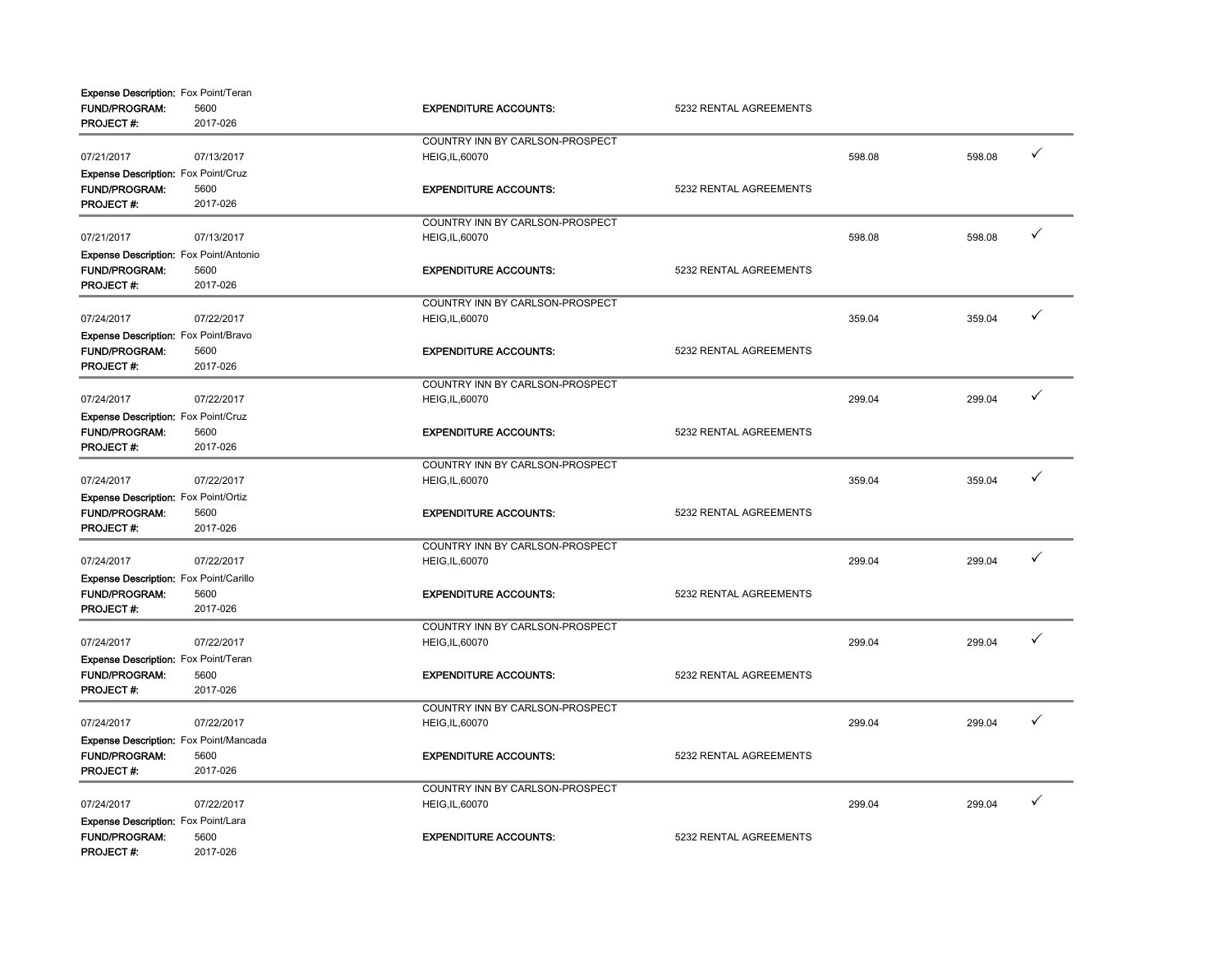**Expense Description:** Fox Point/Teran
**FUND/PROGRAM:** 5600 **EXPENDITURE ACCOUNTS:** 5232 RENTAL AGREEMENTS
**PROJECT #:** 2017-026

---

| | | | | | |
|---|---|---|---|---|---|
| 07/21/2017 | 07/13/2017 | COUNTRY INN BY CARLSON-PROSPECT HEIG,IL,60070 | 598.08 | 598.08 | ✓ |

**Expense Description:** Fox Point/Cruz
**FUND/PROGRAM:** 5600 **EXPENDITURE ACCOUNTS:** 5232 RENTAL AGREEMENTS
**PROJECT #:** 2017-026

---

| | | | | | |
|---|---|---|---|---|---|
| 07/21/2017 | 07/13/2017 | COUNTRY INN BY CARLSON-PROSPECT HEIG,IL,60070 | 598.08 | 598.08 | ✓ |

**Expense Description:** Fox Point/Antonio
**FUND/PROGRAM:** 5600 **EXPENDITURE ACCOUNTS:** 5232 RENTAL AGREEMENTS
**PROJECT #:** 2017-026

---

| | | | | | |
|---|---|---|---|---|---|
| 07/24/2017 | 07/22/2017 | COUNTRY INN BY CARLSON-PROSPECT HEIG,IL,60070 | 359.04 | 359.04 | ✓ |

**Expense Description:** Fox Point/Bravo
**FUND/PROGRAM:** 5600 **EXPENDITURE ACCOUNTS:** 5232 RENTAL AGREEMENTS
**PROJECT #:** 2017-026

---

| | | | | | |
|---|---|---|---|---|---|
| 07/24/2017 | 07/22/2017 | COUNTRY INN BY CARLSON-PROSPECT HEIG,IL,60070 | 299.04 | 299.04 | ✓ |

**Expense Description:** Fox Point/Cruz
**FUND/PROGRAM:** 5600 **EXPENDITURE ACCOUNTS:** 5232 RENTAL AGREEMENTS
**PROJECT #:** 2017-026

---

| | | | | | |
|---|---|---|---|---|---|
| 07/24/2017 | 07/22/2017 | COUNTRY INN BY CARLSON-PROSPECT HEIG,IL,60070 | 359.04 | 359.04 | ✓ |

**Expense Description:** Fox Point/Ortiz
**FUND/PROGRAM:** 5600 **EXPENDITURE ACCOUNTS:** 5232 RENTAL AGREEMENTS
**PROJECT #:** 2017-026

---

| | | | | | |
|---|---|---|---|---|---|
| 07/24/2017 | 07/22/2017 | COUNTRY INN BY CARLSON-PROSPECT HEIG,IL,60070 | 299.04 | 299.04 | ✓ |

**Expense Description:** Fox Point/Carillo
**FUND/PROGRAM:** 5600 **EXPENDITURE ACCOUNTS:** 5232 RENTAL AGREEMENTS
**PROJECT #:** 2017-026

---

| | | | | | |
|---|---|---|---|---|---|
| 07/24/2017 | 07/22/2017 | COUNTRY INN BY CARLSON-PROSPECT HEIG,IL,60070 | 299.04 | 299.04 | ✓ |

**Expense Description:** Fox Point/Teran
**FUND/PROGRAM:** 5600 **EXPENDITURE ACCOUNTS:** 5232 RENTAL AGREEMENTS
**PROJECT #:** 2017-026

---

| | | | | | |
|---|---|---|---|---|---|
| 07/24/2017 | 07/22/2017 | COUNTRY INN BY CARLSON-PROSPECT HEIG,IL,60070 | 299.04 | 299.04 | ✓ |

**Expense Description:** Fox Point/Mancada
**FUND/PROGRAM:** 5600 **EXPENDITURE ACCOUNTS:** 5232 RENTAL AGREEMENTS
**PROJECT #:** 2017-026

---

| | | | | | |
|---|---|---|---|---|---|
| 07/24/2017 | 07/22/2017 | COUNTRY INN BY CARLSON-PROSPECT HEIG,IL,60070 | 299.04 | 299.04 | ✓ |

**Expense Description:** Fox Point/Lara
**FUND/PROGRAM:** 5600 **EXPENDITURE ACCOUNTS:** 5232 RENTAL AGREEMENTS
**PROJECT #:** 2017-026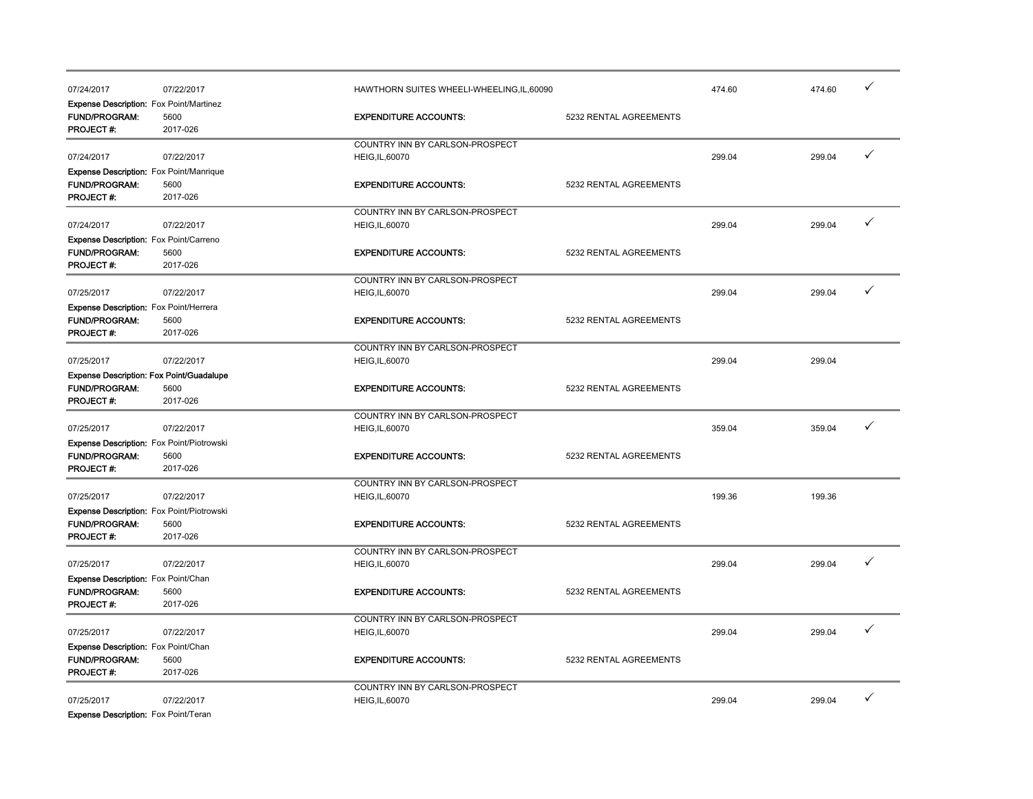| | | | | | | |
|---|---|---|---|---|---|---|
| 07/24/2017 | 07/22/2017 | HAWTHORN SUITES WHEELI-WHEELING,IL,60090 | | 474.60 | 474.60 | ✓ |
| **Expense Description:** Fox Point/Martinez | | | | | | |
| **FUND/PROGRAM:** | 5600 | **EXPENDITURE ACCOUNTS:** | 5232 RENTAL AGREEMENTS | | | |
| **PROJECT #:** | 2017-026 | | | | | |
| 07/24/2017 | 07/22/2017 | COUNTRY INN BY CARLSON-PROSPECT HEIG,IL,60070 | | 299.04 | 299.04 | ✓ |
| **Expense Description:** Fox Point/Manrique | | | | | | |
| **FUND/PROGRAM:** | 5600 | **EXPENDITURE ACCOUNTS:** | 5232 RENTAL AGREEMENTS | | | |
| **PROJECT #:** | 2017-026 | | | | | |
| 07/24/2017 | 07/22/2017 | COUNTRY INN BY CARLSON-PROSPECT HEIG,IL,60070 | | 299.04 | 299.04 | ✓ |
| **Expense Description:** Fox Point/Carreno | | | | | | |
| **FUND/PROGRAM:** | 5600 | **EXPENDITURE ACCOUNTS:** | 5232 RENTAL AGREEMENTS | | | |
| **PROJECT #:** | 2017-026 | | | | | |
| 07/25/2017 | 07/22/2017 | COUNTRY INN BY CARLSON-PROSPECT HEIG,IL,60070 | | 299.04 | 299.04 | ✓ |
| **Expense Description:** Fox Point/Herrera | | | | | | |
| **FUND/PROGRAM:** | 5600 | **EXPENDITURE ACCOUNTS:** | 5232 RENTAL AGREEMENTS | | | |
| **PROJECT #:** | 2017-026 | | | | | |
| 07/25/2017 | 07/22/2017 | COUNTRY INN BY CARLSON-PROSPECT HEIG,IL,60070 | | 299.04 | 299.04 | |
| **Expense Description: Fox Point/Guadalupe** | | | | | | |
| **FUND/PROGRAM:** | 5600 | **EXPENDITURE ACCOUNTS:** | 5232 RENTAL AGREEMENTS | | | |
| **PROJECT #:** | 2017-026 | | | | | |
| 07/25/2017 | 07/22/2017 | COUNTRY INN BY CARLSON-PROSPECT HEIG,IL,60070 | | 359.04 | 359.04 | ✓ |
| **Expense Description:** Fox Point/Piotrowski | | | | | | |
| **FUND/PROGRAM:** | 5600 | **EXPENDITURE ACCOUNTS:** | 5232 RENTAL AGREEMENTS | | | |
| **PROJECT #:** | 2017-026 | | | | | |
| 07/25/2017 | 07/22/2017 | COUNTRY INN BY CARLSON-PROSPECT HEIG,IL,60070 | | 199.36 | 199.36 | |
| **Expense Description:** Fox Point/Piotrowski | | | | | | |
| **FUND/PROGRAM:** | 5600 | **EXPENDITURE ACCOUNTS:** | 5232 RENTAL AGREEMENTS | | | |
| **PROJECT #:** | 2017-026 | | | | | |
| 07/25/2017 | 07/22/2017 | COUNTRY INN BY CARLSON-PROSPECT HEIG,IL,60070 | | 299.04 | 299.04 | ✓ |
| **Expense Description:** Fox Point/Chan | | | | | | |
| **FUND/PROGRAM:** | 5600 | **EXPENDITURE ACCOUNTS:** | 5232 RENTAL AGREEMENTS | | | |
| **PROJECT #:** | 2017-026 | | | | | |
| 07/25/2017 | 07/22/2017 | COUNTRY INN BY CARLSON-PROSPECT HEIG,IL,60070 | | 299.04 | 299.04 | ✓ |
| **Expense Description:** Fox Point/Chan | | | | | | |
| **FUND/PROGRAM:** | 5600 | **EXPENDITURE ACCOUNTS:** | 5232 RENTAL AGREEMENTS | | | |
| **PROJECT #:** | 2017-026 | | | | | |
| 07/25/2017 | 07/22/2017 | COUNTRY INN BY CARLSON-PROSPECT HEIG,IL,60070 | | 299.04 | 299.04 | ✓ |
| **Expense Description:** Fox Point/Teran | | | | | | |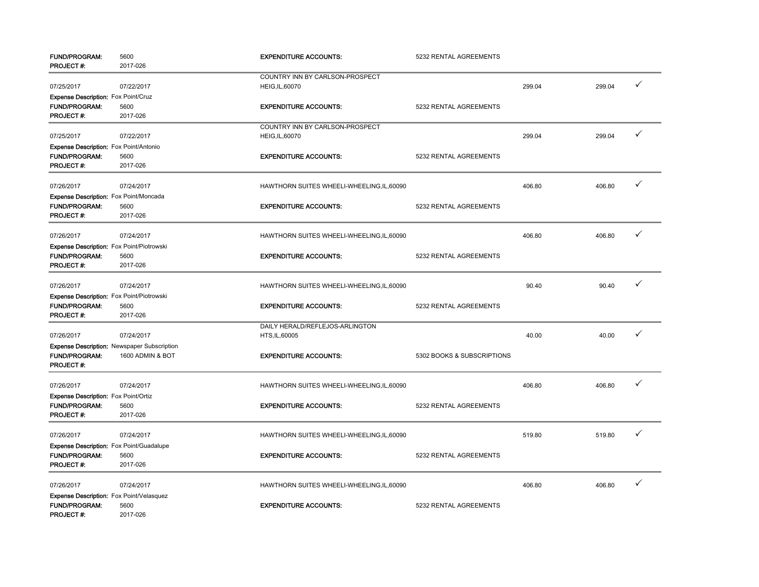| | | | | | | |
|---|---|---|---|---|---|---|
| **FUND/PROGRAM:** | 5600 | **EXPENDITURE ACCOUNTS:** | 5232 RENTAL AGREEMENTS | | | |
| **PROJECT #:** | 2017-026 | | | | | |
| 07/25/2017 | 07/22/2017 | COUNTRY INN BY CARLSON-PROSPECT HEIG,IL,60070 | | 299.04 | 299.04 | ✓ |
| **Expense Description:** Fox Point/Cruz | | | | | | |
| **FUND/PROGRAM:** | 5600 | **EXPENDITURE ACCOUNTS:** | 5232 RENTAL AGREEMENTS | | | |
| **PROJECT #:** | 2017-026 | | | | | |
| 07/25/2017 | 07/22/2017 | COUNTRY INN BY CARLSON-PROSPECT HEIG,IL,60070 | | 299.04 | 299.04 | ✓ |
| **Expense Description:** Fox Point/Antonio | | | | | | |
| **FUND/PROGRAM:** | 5600 | **EXPENDITURE ACCOUNTS:** | 5232 RENTAL AGREEMENTS | | | |
| **PROJECT #:** | 2017-026 | | | | | |
| 07/26/2017 | 07/24/2017 | HAWTHORN SUITES WHEELI-WHEELING,IL,60090 | | 406.80 | 406.80 | ✓ |
| **Expense Description:** Fox Point/Moncada | | | | | | |
| **FUND/PROGRAM:** | 5600 | **EXPENDITURE ACCOUNTS:** | 5232 RENTAL AGREEMENTS | | | |
| **PROJECT #:** | 2017-026 | | | | | |
| 07/26/2017 | 07/24/2017 | HAWTHORN SUITES WHEELI-WHEELING,IL,60090 | | 406.80 | 406.80 | ✓ |
| **Expense Description:** Fox Point/Piotrowski | | | | | | |
| **FUND/PROGRAM:** | 5600 | **EXPENDITURE ACCOUNTS:** | 5232 RENTAL AGREEMENTS | | | |
| **PROJECT #:** | 2017-026 | | | | | |
| 07/26/2017 | 07/24/2017 | HAWTHORN SUITES WHEELI-WHEELING,IL,60090 | | 90.40 | 90.40 | ✓ |
| **Expense Description:** Fox Point/Piotrowski | | | | | | |
| **FUND/PROGRAM:** | 5600 | **EXPENDITURE ACCOUNTS:** | 5232 RENTAL AGREEMENTS | | | |
| **PROJECT #:** | 2017-026 | | | | | |
| 07/26/2017 | 07/24/2017 | DAILY HERALD/REFLEJOS-ARLINGTON HTS,IL,60005 | | 40.00 | 40.00 | ✓ |
| **Expense Description:** Newspaper Subscription | | | | | | |
| **FUND/PROGRAM:** | 1600 ADMIN & BOT | **EXPENDITURE ACCOUNTS:** | 5302 BOOKS & SUBSCRIPTIONS | | | |
| **PROJECT #:** | | | | | | |
| 07/26/2017 | 07/24/2017 | HAWTHORN SUITES WHEELI-WHEELING,IL,60090 | | 406.80 | 406.80 | ✓ |
| **Expense Description:** Fox Point/Ortiz | | | | | | |
| **FUND/PROGRAM:** | 5600 | **EXPENDITURE ACCOUNTS:** | 5232 RENTAL AGREEMENTS | | | |
| **PROJECT #:** | 2017-026 | | | | | |
| 07/26/2017 | 07/24/2017 | HAWTHORN SUITES WHEELI-WHEELING,IL,60090 | | 519.80 | 519.80 | ✓ |
| **Expense Description:** Fox Point/Guadalupe | | | | | | |
| **FUND/PROGRAM:** | 5600 | **EXPENDITURE ACCOUNTS:** | 5232 RENTAL AGREEMENTS | | | |
| **PROJECT #:** | 2017-026 | | | | | |
| 07/26/2017 | 07/24/2017 | HAWTHORN SUITES WHEELI-WHEELING,IL,60090 | | 406.80 | 406.80 | ✓ |
| **Expense Description:** Fox Point/Velasquez | | | | | | |
| **FUND/PROGRAM:** | 5600 | **EXPENDITURE ACCOUNTS:** | 5232 RENTAL AGREEMENTS | | | |
| **PROJECT #:** | 2017-026 | | | | | |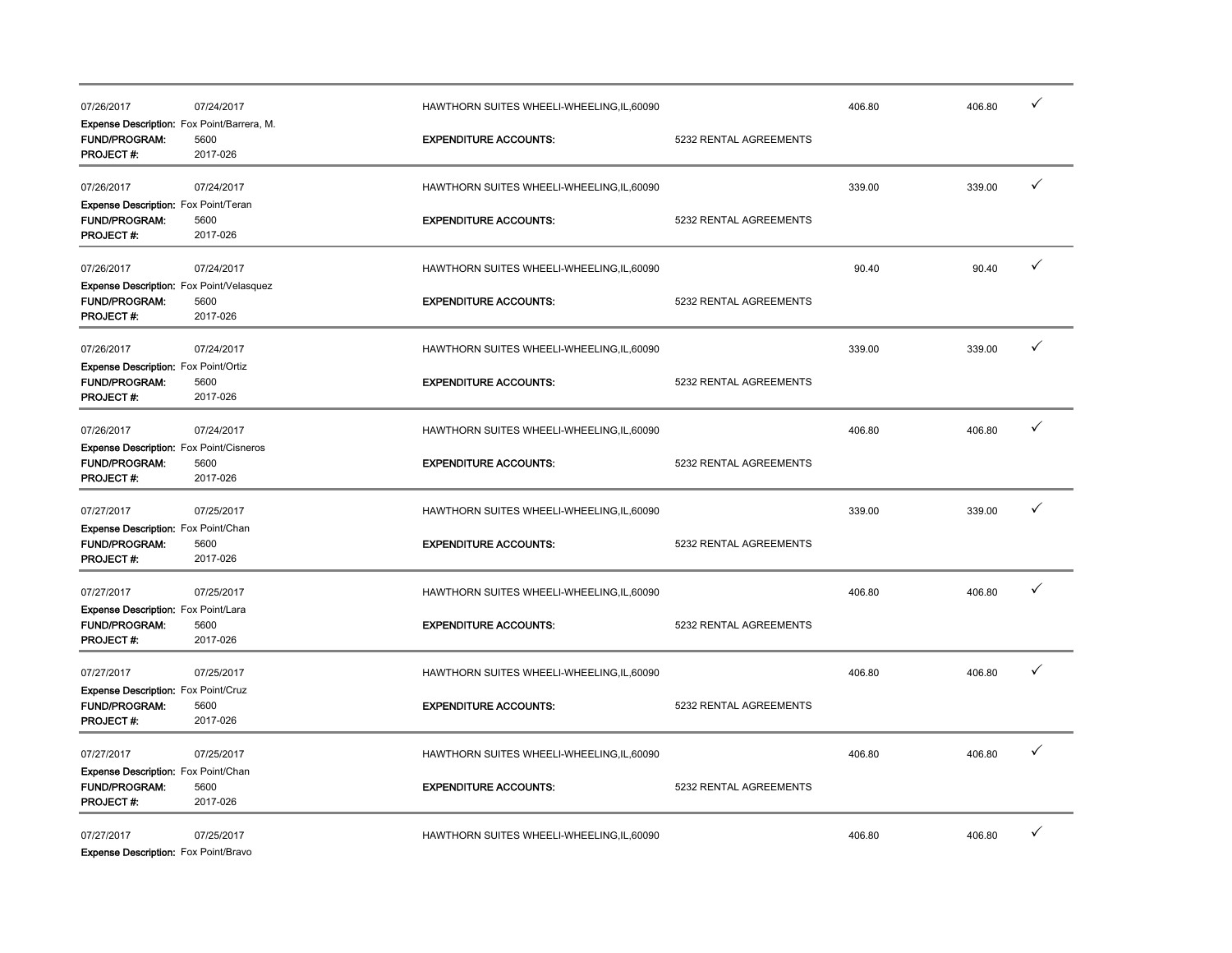| | | | | | | |
|---|---|---|---|---|---|---|
| 07/26/2017 | 07/24/2017 | HAWTHORN SUITES WHEELI-WHEELING,IL,60090 | | 406.80 | 406.80 | ✓ |
| **Expense Description:** Fox Point/Barrera, M. | | | | | | |
| **FUND/PROGRAM:** | 5600 | **EXPENDITURE ACCOUNTS:** | 5232 RENTAL AGREEMENTS | | | |
| **PROJECT #:** | 2017-026 | | | | | |
| 07/26/2017 | 07/24/2017 | HAWTHORN SUITES WHEELI-WHEELING,IL,60090 | | 339.00 | 339.00 | ✓ |
| **Expense Description:** Fox Point/Teran | | | | | | |
| **FUND/PROGRAM:** | 5600 | **EXPENDITURE ACCOUNTS:** | 5232 RENTAL AGREEMENTS | | | |
| **PROJECT #:** | 2017-026 | | | | | |
| 07/26/2017 | 07/24/2017 | HAWTHORN SUITES WHEELI-WHEELING,IL,60090 | | 90.40 | 90.40 | ✓ |
| **Expense Description:** Fox Point/Velasquez | | | | | | |
| **FUND/PROGRAM:** | 5600 | **EXPENDITURE ACCOUNTS:** | 5232 RENTAL AGREEMENTS | | | |
| **PROJECT #:** | 2017-026 | | | | | |
| 07/26/2017 | 07/24/2017 | HAWTHORN SUITES WHEELI-WHEELING,IL,60090 | | 339.00 | 339.00 | ✓ |
| **Expense Description:** Fox Point/Ortiz | | | | | | |
| **FUND/PROGRAM:** | 5600 | **EXPENDITURE ACCOUNTS:** | 5232 RENTAL AGREEMENTS | | | |
| **PROJECT #:** | 2017-026 | | | | | |
| 07/26/2017 | 07/24/2017 | HAWTHORN SUITES WHEELI-WHEELING,IL,60090 | | 406.80 | 406.80 | ✓ |
| **Expense Description:** Fox Point/Cisneros | | | | | | |
| **FUND/PROGRAM:** | 5600 | **EXPENDITURE ACCOUNTS:** | 5232 RENTAL AGREEMENTS | | | |
| **PROJECT #:** | 2017-026 | | | | | |
| 07/27/2017 | 07/25/2017 | HAWTHORN SUITES WHEELI-WHEELING,IL,60090 | | 339.00 | 339.00 | ✓ |
| **Expense Description:** Fox Point/Chan | | | | | | |
| **FUND/PROGRAM:** | 5600 | **EXPENDITURE ACCOUNTS:** | 5232 RENTAL AGREEMENTS | | | |
| **PROJECT #:** | 2017-026 | | | | | |
| 07/27/2017 | 07/25/2017 | HAWTHORN SUITES WHEELI-WHEELING,IL,60090 | | 406.80 | 406.80 | ✓ |
| **Expense Description:** Fox Point/Lara | | | | | | |
| **FUND/PROGRAM:** | 5600 | **EXPENDITURE ACCOUNTS:** | 5232 RENTAL AGREEMENTS | | | |
| **PROJECT #:** | 2017-026 | | | | | |
| 07/27/2017 | 07/25/2017 | HAWTHORN SUITES WHEELI-WHEELING,IL,60090 | | 406.80 | 406.80 | ✓ |
| **Expense Description:** Fox Point/Cruz | | | | | | |
| **FUND/PROGRAM:** | 5600 | **EXPENDITURE ACCOUNTS:** | 5232 RENTAL AGREEMENTS | | | |
| **PROJECT #:** | 2017-026 | | | | | |
| 07/27/2017 | 07/25/2017 | HAWTHORN SUITES WHEELI-WHEELING,IL,60090 | | 406.80 | 406.80 | ✓ |
| **Expense Description:** Fox Point/Chan | | | | | | |
| **FUND/PROGRAM:** | 5600 | **EXPENDITURE ACCOUNTS:** | 5232 RENTAL AGREEMENTS | | | |
| **PROJECT #:** | 2017-026 | | | | | |
| 07/27/2017 | 07/25/2017 | HAWTHORN SUITES WHEELI-WHEELING,IL,60090 | | 406.80 | 406.80 | ✓ |
| **Expense Description:** Fox Point/Bravo | | | | | | |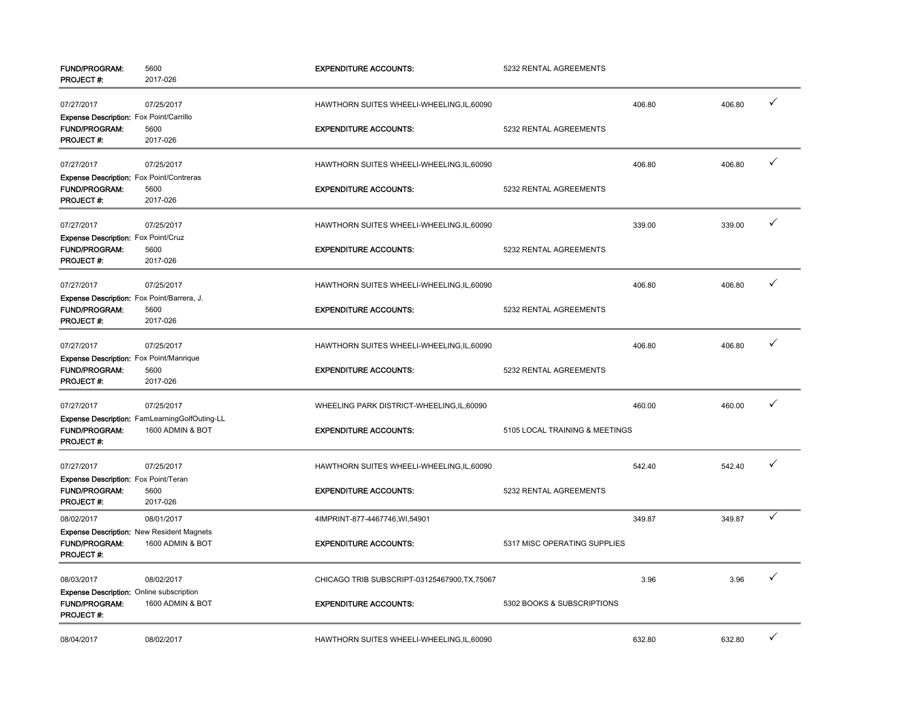| | | | | | | |
|---|---|---|---|---|---|---|
| **FUND/PROGRAM:** | 5600 | **EXPENDITURE ACCOUNTS:** | 5232 RENTAL AGREEMENTS | | | |
| **PROJECT #:** | 2017-026 | | | | | |
| 07/27/2017 | 07/25/2017 | HAWTHORN SUITES WHEELI-WHEELING,IL,60090 | | 406.80 | 406.80 | ✓ |
| **Expense Description:** | Fox Point/Carrillo | | | | | |
| **FUND/PROGRAM:** | 5600 | **EXPENDITURE ACCOUNTS:** | 5232 RENTAL AGREEMENTS | | | |
| **PROJECT #:** | 2017-026 | | | | | |
| 07/27/2017 | 07/25/2017 | HAWTHORN SUITES WHEELI-WHEELING,IL,60090 | | 406.80 | 406.80 | ✓ |
| **Expense Description:** | Fox Point/Contreras | | | | | |
| **FUND/PROGRAM:** | 5600 | **EXPENDITURE ACCOUNTS:** | 5232 RENTAL AGREEMENTS | | | |
| **PROJECT #:** | 2017-026 | | | | | |
| 07/27/2017 | 07/25/2017 | HAWTHORN SUITES WHEELI-WHEELING,IL,60090 | | 339.00 | 339.00 | ✓ |
| **Expense Description:** | Fox Point/Cruz | | | | | |
| **FUND/PROGRAM:** | 5600 | **EXPENDITURE ACCOUNTS:** | 5232 RENTAL AGREEMENTS | | | |
| **PROJECT #:** | 2017-026 | | | | | |
| 07/27/2017 | 07/25/2017 | HAWTHORN SUITES WHEELI-WHEELING,IL,60090 | | 406.80 | 406.80 | ✓ |
| **Expense Description:** | Fox Point/Barrera, J. | | | | | |
| **FUND/PROGRAM:** | 5600 | **EXPENDITURE ACCOUNTS:** | 5232 RENTAL AGREEMENTS | | | |
| **PROJECT #:** | 2017-026 | | | | | |
| 07/27/2017 | 07/25/2017 | HAWTHORN SUITES WHEELI-WHEELING,IL,60090 | | 406.80 | 406.80 | ✓ |
| **Expense Description:** | Fox Point/Manrique | | | | | |
| **FUND/PROGRAM:** | 5600 | **EXPENDITURE ACCOUNTS:** | 5232 RENTAL AGREEMENTS | | | |
| **PROJECT #:** | 2017-026 | | | | | |
| 07/27/2017 | 07/25/2017 | WHEELING PARK DISTRICT-WHEELING,IL,60090 | | 460.00 | 460.00 | ✓ |
| **Expense Description:** | FamLearningGolfOuting-LL | | | | | |
| **FUND/PROGRAM:** | 1600 ADMIN & BOT | **EXPENDITURE ACCOUNTS:** | 5105 LOCAL TRAINING & MEETINGS | | | |
| **PROJECT #:** | | | | | | |
| 07/27/2017 | 07/25/2017 | HAWTHORN SUITES WHEELI-WHEELING,IL,60090 | | 542.40 | 542.40 | ✓ |
| **Expense Description:** | Fox Point/Teran | | | | | |
| **FUND/PROGRAM:** | 5600 | **EXPENDITURE ACCOUNTS:** | 5232 RENTAL AGREEMENTS | | | |
| **PROJECT #:** | 2017-026 | | | | | |
| 08/02/2017 | 08/01/2017 | 4IMPRINT-877-4467746,WI,54901 | | 349.87 | 349.87 | ✓ |
| **Expense Description:** | New Resident Magnets | | | | | |
| **FUND/PROGRAM:** | 1600 ADMIN & BOT | **EXPENDITURE ACCOUNTS:** | 5317 MISC OPERATING SUPPLIES | | | |
| **PROJECT #:** | | | | | | |
| 08/03/2017 | 08/02/2017 | CHICAGO TRIB SUBSCRIPT-03125467900,TX,75067 | | 3.96 | 3.96 | ✓ |
| **Expense Description:** | Online subscription | | | | | |
| **FUND/PROGRAM:** | 1600 ADMIN & BOT | **EXPENDITURE ACCOUNTS:** | 5302 BOOKS & SUBSCRIPTIONS | | | |
| **PROJECT #:** | | | | | | |
| 08/04/2017 | 08/02/2017 | HAWTHORN SUITES WHEELI-WHEELING,IL,60090 | | 632.80 | 632.80 | ✓ |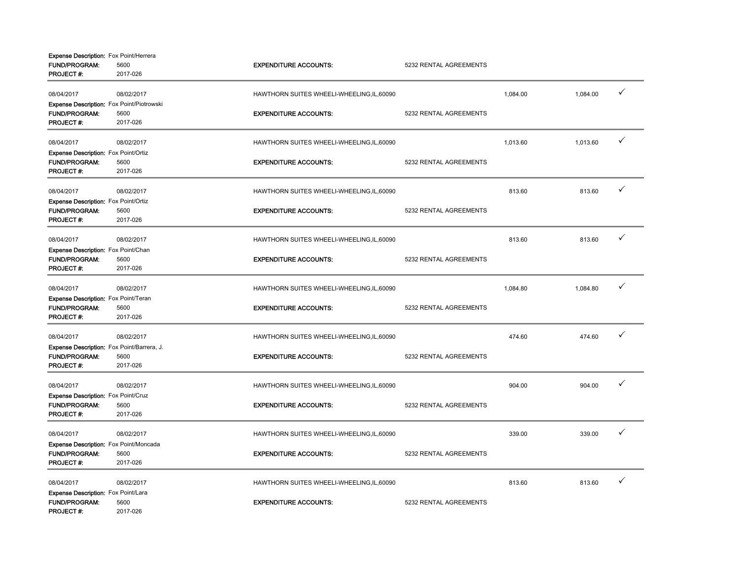**Expense Description:** Fox Point/Herrera
**FUND/PROGRAM:** 5600 **EXPENDITURE ACCOUNTS:** 5232 RENTAL AGREEMENTS
**PROJECT #:** 2017-026

---

08/04/2017 08/02/2017 HAWTHORN SUITES WHEELI-WHEELING,IL,60090 1,084.00 1,084.00 ✓
**Expense Description:** Fox Point/Piotrowski
**FUND/PROGRAM:** 5600 **EXPENDITURE ACCOUNTS:** 5232 RENTAL AGREEMENTS
**PROJECT #:** 2017-026

---

08/04/2017 08/02/2017 HAWTHORN SUITES WHEELI-WHEELING,IL,60090 1,013.60 1,013.60 ✓
**Expense Description:** Fox Point/Ortiz
**FUND/PROGRAM:** 5600 **EXPENDITURE ACCOUNTS:** 5232 RENTAL AGREEMENTS
**PROJECT #:** 2017-026

---

08/04/2017 08/02/2017 HAWTHORN SUITES WHEELI-WHEELING,IL,60090 813.60 813.60 ✓
**Expense Description:** Fox Point/Ortiz
**FUND/PROGRAM:** 5600 **EXPENDITURE ACCOUNTS:** 5232 RENTAL AGREEMENTS
**PROJECT #:** 2017-026

---

08/04/2017 08/02/2017 HAWTHORN SUITES WHEELI-WHEELING,IL,60090 813.60 813.60 ✓
**Expense Description:** Fox Point/Chan
**FUND/PROGRAM:** 5600 **EXPENDITURE ACCOUNTS:** 5232 RENTAL AGREEMENTS
**PROJECT #:** 2017-026

---

08/04/2017 08/02/2017 HAWTHORN SUITES WHEELI-WHEELING,IL,60090 1,084.80 1,084.80 ✓
**Expense Description:** Fox Point/Teran
**FUND/PROGRAM:** 5600 **EXPENDITURE ACCOUNTS:** 5232 RENTAL AGREEMENTS
**PROJECT #:** 2017-026

---

08/04/2017 08/02/2017 HAWTHORN SUITES WHEELI-WHEELING,IL,60090 474.60 474.60 ✓
**Expense Description:** Fox Point/Barrera, J.
**FUND/PROGRAM:** 5600 **EXPENDITURE ACCOUNTS:** 5232 RENTAL AGREEMENTS
**PROJECT #:** 2017-026

---

08/04/2017 08/02/2017 HAWTHORN SUITES WHEELI-WHEELING,IL,60090 904.00 904.00 ✓
**Expense Description:** Fox Point/Cruz
**FUND/PROGRAM:** 5600 **EXPENDITURE ACCOUNTS:** 5232 RENTAL AGREEMENTS
**PROJECT #:** 2017-026

---

08/04/2017 08/02/2017 HAWTHORN SUITES WHEELI-WHEELING,IL,60090 339.00 339.00 ✓
**Expense Description:** Fox Point/Moncada
**FUND/PROGRAM:** 5600 **EXPENDITURE ACCOUNTS:** 5232 RENTAL AGREEMENTS
**PROJECT #:** 2017-026

---

08/04/2017 08/02/2017 HAWTHORN SUITES WHEELI-WHEELING,IL,60090 813.60 813.60 ✓
**Expense Description:** Fox Point/Lara
**FUND/PROGRAM:** 5600 **EXPENDITURE ACCOUNTS:** 5232 RENTAL AGREEMENTS
**PROJECT #:** 2017-026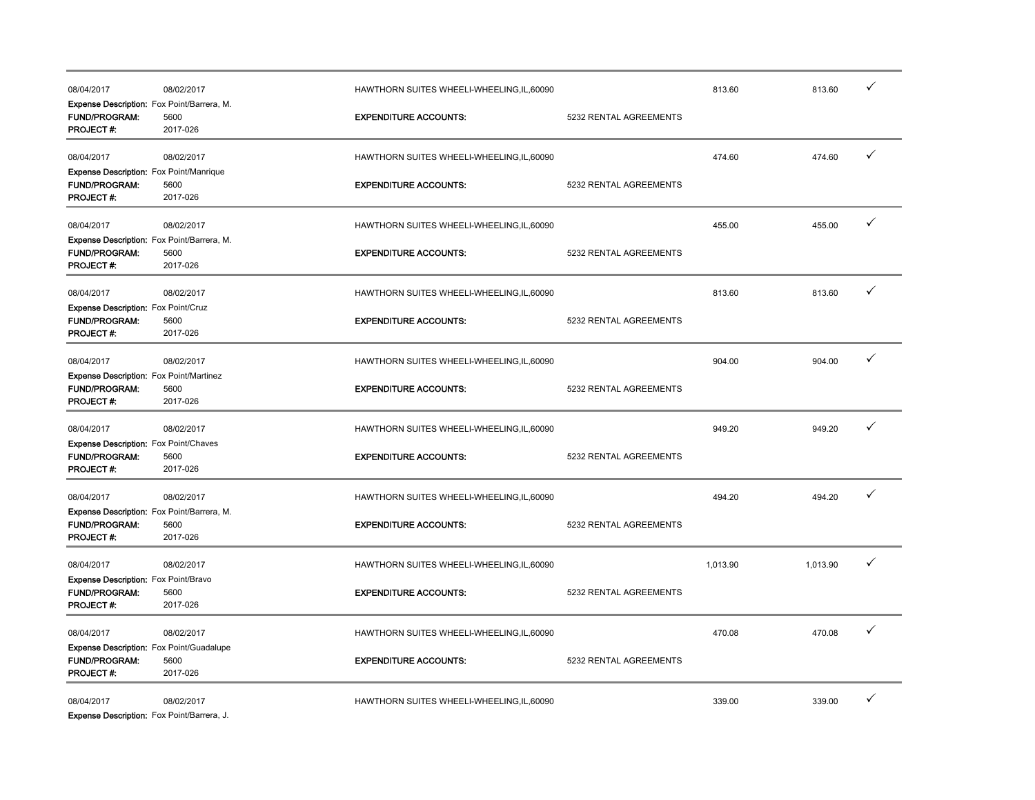| | | | | | | |
|---|---|---|---|---|---|---|
| 08/04/2017 | 08/02/2017 | HAWTHORN SUITES WHEELI-WHEELING,IL,60090 | | 813.60 | 813.60 | ✓ |
| **Expense Description:** Fox Point/Barrera, M. | | | | | | |
| **FUND/PROGRAM:** | 5600 | **EXPENDITURE ACCOUNTS:** | 5232 RENTAL AGREEMENTS | | | |
| **PROJECT #:** | 2017-026 | | | | | |
| 08/04/2017 | 08/02/2017 | HAWTHORN SUITES WHEELI-WHEELING,IL,60090 | | 474.60 | 474.60 | ✓ |
| **Expense Description:** Fox Point/Manrique | | | | | | |
| **FUND/PROGRAM:** | 5600 | **EXPENDITURE ACCOUNTS:** | 5232 RENTAL AGREEMENTS | | | |
| **PROJECT #:** | 2017-026 | | | | | |
| 08/04/2017 | 08/02/2017 | HAWTHORN SUITES WHEELI-WHEELING,IL,60090 | | 455.00 | 455.00 | ✓ |
| **Expense Description:** Fox Point/Barrera, M. | | | | | | |
| **FUND/PROGRAM:** | 5600 | **EXPENDITURE ACCOUNTS:** | 5232 RENTAL AGREEMENTS | | | |
| **PROJECT #:** | 2017-026 | | | | | |
| 08/04/2017 | 08/02/2017 | HAWTHORN SUITES WHEELI-WHEELING,IL,60090 | | 813.60 | 813.60 | ✓ |
| **Expense Description:** Fox Point/Cruz | | | | | | |
| **FUND/PROGRAM:** | 5600 | **EXPENDITURE ACCOUNTS:** | 5232 RENTAL AGREEMENTS | | | |
| **PROJECT #:** | 2017-026 | | | | | |
| 08/04/2017 | 08/02/2017 | HAWTHORN SUITES WHEELI-WHEELING,IL,60090 | | 904.00 | 904.00 | ✓ |
| **Expense Description:** Fox Point/Martinez | | | | | | |
| **FUND/PROGRAM:** | 5600 | **EXPENDITURE ACCOUNTS:** | 5232 RENTAL AGREEMENTS | | | |
| **PROJECT #:** | 2017-026 | | | | | |
| 08/04/2017 | 08/02/2017 | HAWTHORN SUITES WHEELI-WHEELING,IL,60090 | | 949.20 | 949.20 | ✓ |
| **Expense Description:** Fox Point/Chaves | | | | | | |
| **FUND/PROGRAM:** | 5600 | **EXPENDITURE ACCOUNTS:** | 5232 RENTAL AGREEMENTS | | | |
| **PROJECT #:** | 2017-026 | | | | | |
| 08/04/2017 | 08/02/2017 | HAWTHORN SUITES WHEELI-WHEELING,IL,60090 | | 494.20 | 494.20 | ✓ |
| **Expense Description:** Fox Point/Barrera, M. | | | | | | |
| **FUND/PROGRAM:** | 5600 | **EXPENDITURE ACCOUNTS:** | 5232 RENTAL AGREEMENTS | | | |
| **PROJECT #:** | 2017-026 | | | | | |
| 08/04/2017 | 08/02/2017 | HAWTHORN SUITES WHEELI-WHEELING,IL,60090 | | 1,013.90 | 1,013.90 | ✓ |
| **Expense Description:** Fox Point/Bravo | | | | | | |
| **FUND/PROGRAM:** | 5600 | **EXPENDITURE ACCOUNTS:** | 5232 RENTAL AGREEMENTS | | | |
| **PROJECT #:** | 2017-026 | | | | | |
| 08/04/2017 | 08/02/2017 | HAWTHORN SUITES WHEELI-WHEELING,IL,60090 | | 470.08 | 470.08 | ✓ |
| **Expense Description:** Fox Point/Guadalupe | | | | | | |
| **FUND/PROGRAM:** | 5600 | **EXPENDITURE ACCOUNTS:** | 5232 RENTAL AGREEMENTS | | | |
| **PROJECT #:** | 2017-026 | | | | | |
| 08/04/2017 | 08/02/2017 | HAWTHORN SUITES WHEELI-WHEELING,IL,60090 | | 339.00 | 339.00 | ✓ |
| **Expense Description:** Fox Point/Barrera, J. | | | | | | |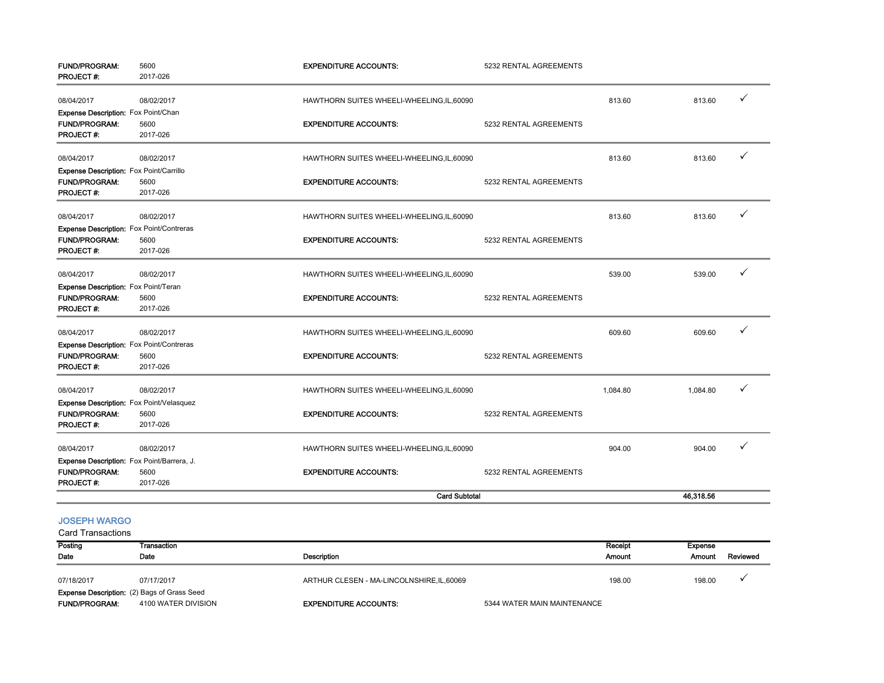| | | | | | | |
|---|---|---|---|---|---|---|
| **FUND/PROGRAM:** | 5600 | **EXPENDITURE ACCOUNTS:** | 5232 RENTAL AGREEMENTS | | | |
| **PROJECT #:** | 2017-026 | | | | | |
| 08/04/2017 | 08/02/2017 | HAWTHORN SUITES WHEELI-WHEELING,IL,60090 | | 813.60 | 813.60 | ✓ |
| **Expense Description:** | Fox Point/Chan | | | | | |
| **FUND/PROGRAM:** | 5600 | **EXPENDITURE ACCOUNTS:** | 5232 RENTAL AGREEMENTS | | | |
| **PROJECT #:** | 2017-026 | | | | | |
| 08/04/2017 | 08/02/2017 | HAWTHORN SUITES WHEELI-WHEELING,IL,60090 | | 813.60 | 813.60 | ✓ |
| **Expense Description:** | Fox Point/Carrillo | | | | | |
| **FUND/PROGRAM:** | 5600 | **EXPENDITURE ACCOUNTS:** | 5232 RENTAL AGREEMENTS | | | |
| **PROJECT #:** | 2017-026 | | | | | |
| 08/04/2017 | 08/02/2017 | HAWTHORN SUITES WHEELI-WHEELING,IL,60090 | | 813.60 | 813.60 | ✓ |
| **Expense Description:** | Fox Point/Contreras | | | | | |
| **FUND/PROGRAM:** | 5600 | **EXPENDITURE ACCOUNTS:** | 5232 RENTAL AGREEMENTS | | | |
| **PROJECT #:** | 2017-026 | | | | | |
| 08/04/2017 | 08/02/2017 | HAWTHORN SUITES WHEELI-WHEELING,IL,60090 | | 539.00 | 539.00 | ✓ |
| **Expense Description:** | Fox Point/Teran | | | | | |
| **FUND/PROGRAM:** | 5600 | **EXPENDITURE ACCOUNTS:** | 5232 RENTAL AGREEMENTS | | | |
| **PROJECT #:** | 2017-026 | | | | | |
| 08/04/2017 | 08/02/2017 | HAWTHORN SUITES WHEELI-WHEELING,IL,60090 | | 609.60 | 609.60 | ✓ |
| **Expense Description:** | Fox Point/Contreras | | | | | |
| **FUND/PROGRAM:** | 5600 | **EXPENDITURE ACCOUNTS:** | 5232 RENTAL AGREEMENTS | | | |
| **PROJECT #:** | 2017-026 | | | | | |
| 08/04/2017 | 08/02/2017 | HAWTHORN SUITES WHEELI-WHEELING,IL,60090 | | 1,084.80 | 1,084.80 | ✓ |
| **Expense Description:** | Fox Point/Velasquez | | | | | |
| **FUND/PROGRAM:** | 5600 | **EXPENDITURE ACCOUNTS:** | 5232 RENTAL AGREEMENTS | | | |
| **PROJECT #:** | 2017-026 | | | | | |
| 08/04/2017 | 08/02/2017 | HAWTHORN SUITES WHEELI-WHEELING,IL,60090 | | 904.00 | 904.00 | ✓ |
| **Expense Description:** | Fox Point/Barrera, J. | | | | | |
| **FUND/PROGRAM:** | 5600 | **EXPENDITURE ACCOUNTS:** | 5232 RENTAL AGREEMENTS | | | |
| **PROJECT #:** | 2017-026 | | | | | |
| | | **Card Subtotal** | | | **46,318.56** | |

## JOSEPH WARGO

Card Transactions

| Posting Date | Transaction Date | Description | | Receipt Amount | Expense Amount | Reviewed |
|---|---|---|---|---|---|---|
| 07/18/2017 | 07/17/2017 | ARTHUR CLESEN - MA-LINCOLNSHIRE,IL,60069 | | 198.00 | 198.00 | ✓ |
| **Expense Description:** | (2) Bags of Grass Seed | | | | | |
| **FUND/PROGRAM:** | 4100 WATER DIVISION | **EXPENDITURE ACCOUNTS:** | 5344 WATER MAIN MAINTENANCE | | | |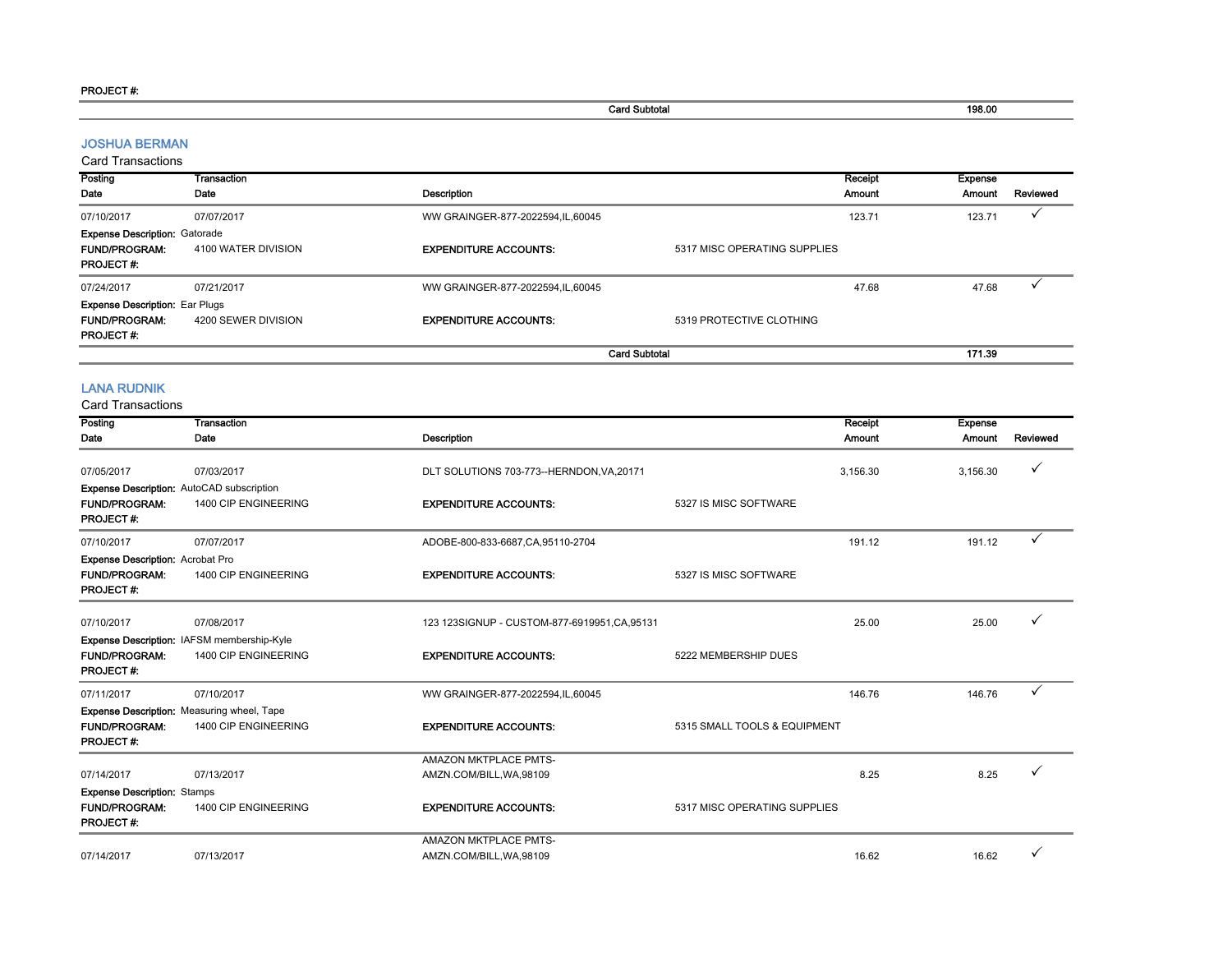PROJECT #:

| | | Card Subtotal | | 198.00 | |
|---|---|---|---|---|---|

### JOSHUA BERMAN

Card Transactions

| Posting Date | Transaction Date | Description | | Receipt Amount | Expense Amount | Reviewed |
|---|---|---|---|---|---|---|
| 07/10/2017 | 07/07/2017 | WW GRAINGER-877-2022594,IL,60045 | | 123.71 | 123.71 | ✓ |
| **Expense Description:** Gatorade | | | | | | |
| **FUND/PROGRAM:** | 4100 WATER DIVISION | **EXPENDITURE ACCOUNTS:** | 5317 MISC OPERATING SUPPLIES | | | |
| **PROJECT #:** | | | | | | |
| 07/24/2017 | 07/21/2017 | WW GRAINGER-877-2022594,IL,60045 | | 47.68 | 47.68 | ✓ |
| **Expense Description:** Ear Plugs | | | | | | |
| **FUND/PROGRAM:** | 4200 SEWER DIVISION | **EXPENDITURE ACCOUNTS:** | 5319 PROTECTIVE CLOTHING | | | |
| **PROJECT #:** | | | | | | |
| | | Card Subtotal | | | 171.39 | |

### LANA RUDNIK

Card Transactions

| Posting Date | Transaction Date | Description | | Receipt Amount | Expense Amount | Reviewed |
|---|---|---|---|---|---|---|
| 07/05/2017 | 07/03/2017 | DLT SOLUTIONS 703-773--HERNDON,VA,20171 | | 3,156.30 | 3,156.30 | ✓ |
| **Expense Description:** AutoCAD subscription | | | | | | |
| **FUND/PROGRAM:** | 1400 CIP ENGINEERING | **EXPENDITURE ACCOUNTS:** | 5327 IS MISC SOFTWARE | | | |
| **PROJECT #:** | | | | | | |
| 07/10/2017 | 07/07/2017 | ADOBE-800-833-6687,CA,95110-2704 | | 191.12 | 191.12 | ✓ |
| **Expense Description:** Acrobat Pro | | | | | | |
| **FUND/PROGRAM:** | 1400 CIP ENGINEERING | **EXPENDITURE ACCOUNTS:** | 5327 IS MISC SOFTWARE | | | |
| **PROJECT #:** | | | | | | |
| 07/10/2017 | 07/08/2017 | 123 123SIGNUP - CUSTOM-877-6919951,CA,95131 | | 25.00 | 25.00 | ✓ |
| **Expense Description:** IAFSM membership-Kyle | | | | | | |
| **FUND/PROGRAM:** | 1400 CIP ENGINEERING | **EXPENDITURE ACCOUNTS:** | 5222 MEMBERSHIP DUES | | | |
| **PROJECT #:** | | | | | | |
| 07/11/2017 | 07/10/2017 | WW GRAINGER-877-2022594,IL,60045 | | 146.76 | 146.76 | ✓ |
| **Expense Description:** Measuring wheel, Tape | | | | | | |
| **FUND/PROGRAM:** | 1400 CIP ENGINEERING | **EXPENDITURE ACCOUNTS:** | 5315 SMALL TOOLS & EQUIPMENT | | | |
| **PROJECT #:** | | | | | | |
| 07/14/2017 | 07/13/2017 | AMAZON MKTPLACE PMTS-AMZN.COM/BILL,WA,98109 | | 8.25 | 8.25 | ✓ |
| **Expense Description:** Stamps | | | | | | |
| **FUND/PROGRAM:** | 1400 CIP ENGINEERING | **EXPENDITURE ACCOUNTS:** | 5317 MISC OPERATING SUPPLIES | | | |
| **PROJECT #:** | | | | | | |
| 07/14/2017 | 07/13/2017 | AMAZON MKTPLACE PMTS-AMZN.COM/BILL,WA,98109 | | 16.62 | 16.62 | ✓ |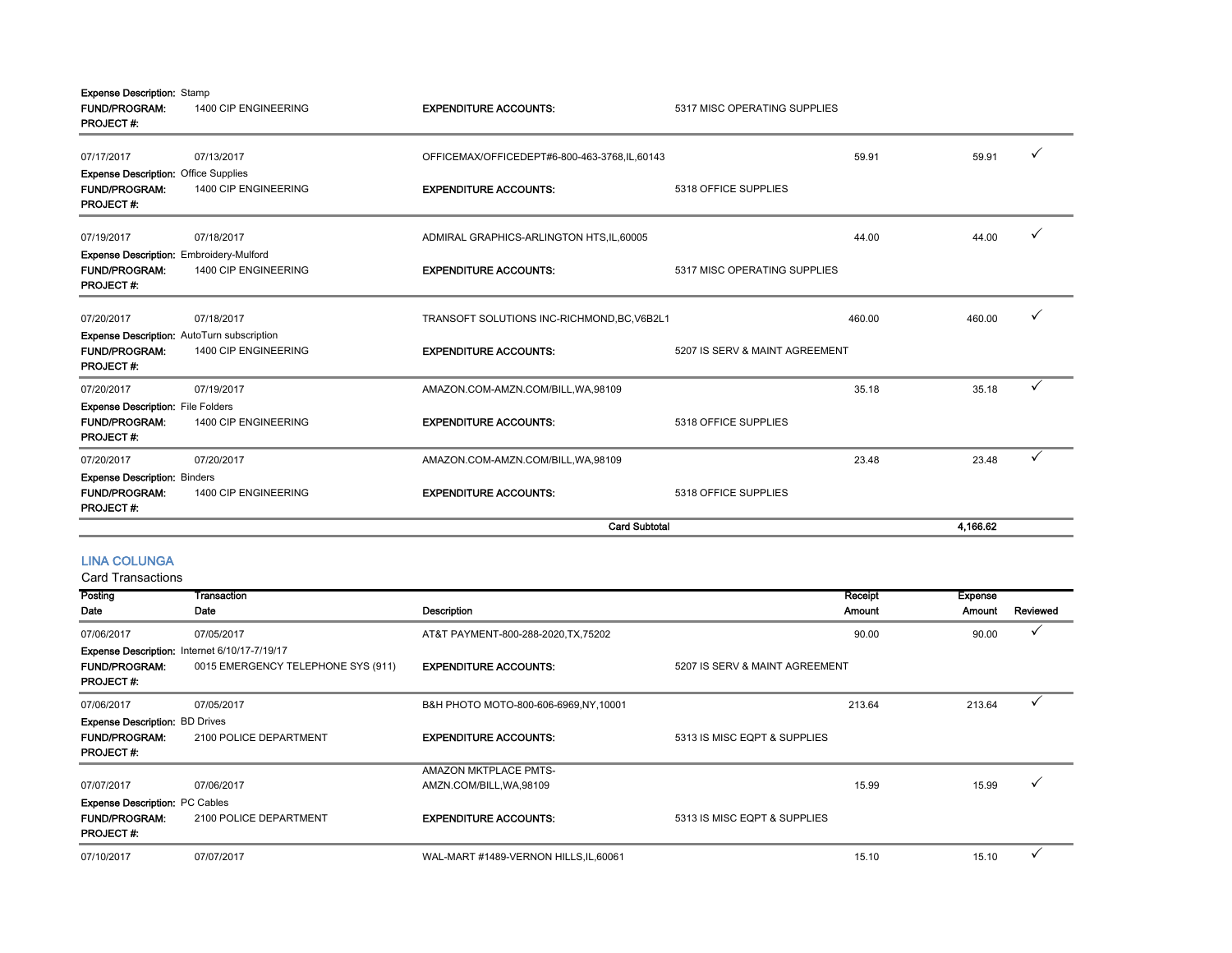**Expense Description:** Stamp
**FUND/PROGRAM:** 1400 CIP ENGINEERING **EXPENDITURE ACCOUNTS:** 5317 MISC OPERATING SUPPLIES
**PROJECT #:**

| Posting Date | Transaction Date | Description | Receipt Amount | Expense Amount | Reviewed |
|---|---|---|---|---|---|
| 07/17/2017 | 07/13/2017 | OFFICEMAX/OFFICEDEPT#6-800-463-3768,IL,60143 | 59.91 | 59.91 | ✓ |
| **Expense Description:** Office Supplies | | | | | |
| **FUND/PROGRAM:** | 1400 CIP ENGINEERING | **EXPENDITURE ACCOUNTS:** | 5318 OFFICE SUPPLIES | | |
| **PROJECT #:** | | | | | |
| 07/19/2017 | 07/18/2017 | ADMIRAL GRAPHICS-ARLINGTON HTS,IL,60005 | 44.00 | 44.00 | ✓ |
| **Expense Description:** Embroidery-Mulford | | | | | |
| **FUND/PROGRAM:** | 1400 CIP ENGINEERING | **EXPENDITURE ACCOUNTS:** | 5317 MISC OPERATING SUPPLIES | | |
| **PROJECT #:** | | | | | |
| 07/20/2017 | 07/18/2017 | TRANSOFT SOLUTIONS INC-RICHMOND,BC,V6B2L1 | 460.00 | 460.00 | ✓ |
| **Expense Description:** AutoTurn subscription | | | | | |
| **FUND/PROGRAM:** | 1400 CIP ENGINEERING | **EXPENDITURE ACCOUNTS:** | 5207 IS SERV & MAINT AGREEMENT | | |
| **PROJECT #:** | | | | | |
| 07/20/2017 | 07/19/2017 | AMAZON.COM-AMZN.COM/BILL,WA,98109 | 35.18 | 35.18 | ✓ |
| **Expense Description:** File Folders | | | | | |
| **FUND/PROGRAM:** | 1400 CIP ENGINEERING | **EXPENDITURE ACCOUNTS:** | 5318 OFFICE SUPPLIES | | |
| **PROJECT #:** | | | | | |
| 07/20/2017 | 07/20/2017 | AMAZON.COM-AMZN.COM/BILL,WA,98109 | 23.48 | 23.48 | ✓ |
| **Expense Description:** Binders | | | | | |
| **FUND/PROGRAM:** | 1400 CIP ENGINEERING | **EXPENDITURE ACCOUNTS:** | 5318 OFFICE SUPPLIES | | |
| **PROJECT #:** | | | | | |
| | | **Card Subtotal** | | **4,166.62** | |

## LINA COLUNGA

Card Transactions

| Posting Date | Transaction Date | Description | Receipt Amount | Expense Amount | Reviewed |
|---|---|---|---|---|---|
| 07/06/2017 | 07/05/2017 | AT&T PAYMENT-800-288-2020,TX,75202 | 90.00 | 90.00 | ✓ |
| **Expense Description:** Internet 6/10/17-7/19/17 | | | | | |
| **FUND/PROGRAM:** | 0015 EMERGENCY TELEPHONE SYS (911) | **EXPENDITURE ACCOUNTS:** | 5207 IS SERV & MAINT AGREEMENT | | |
| **PROJECT #:** | | | | | |
| 07/06/2017 | 07/05/2017 | B&H PHOTO MOTO-800-606-6969,NY,10001 | 213.64 | 213.64 | ✓ |
| **Expense Description:** BD Drives | | | | | |
| **FUND/PROGRAM:** | 2100 POLICE DEPARTMENT | **EXPENDITURE ACCOUNTS:** | 5313 IS MISC EQPT & SUPPLIES | | |
| **PROJECT #:** | | | | | |
| 07/07/2017 | 07/06/2017 | AMAZON MKTPLACE PMTS-AMZN.COM/BILL,WA,98109 | 15.99 | 15.99 | ✓ |
| **Expense Description:** PC Cables | | | | | |
| **FUND/PROGRAM:** | 2100 POLICE DEPARTMENT | **EXPENDITURE ACCOUNTS:** | 5313 IS MISC EQPT & SUPPLIES | | |
| **PROJECT #:** | | | | | |
| 07/10/2017 | 07/07/2017 | WAL-MART #1489-VERNON HILLS,IL,60061 | 15.10 | 15.10 | ✓ |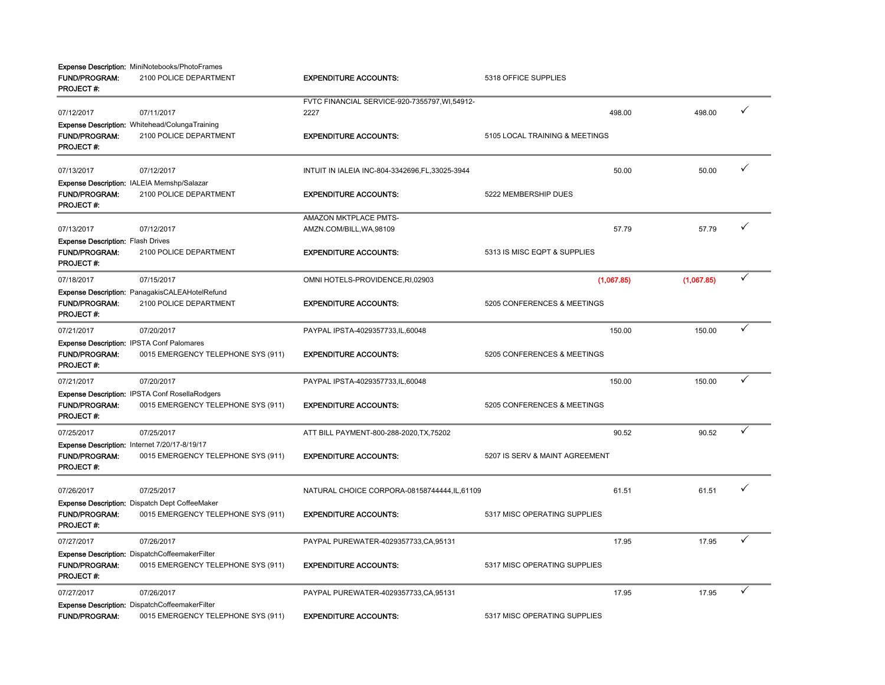**Expense Description:** MiniNotebooks/PhotoFrames
**FUND/PROGRAM:** 2100 POLICE DEPARTMENT **EXPENDITURE ACCOUNTS:** 5318 OFFICE SUPPLIES
**PROJECT #:**

---

| | | | | | |
|---|---|---|---|---|---|
| 07/12/2017 | 07/11/2017 | FVTC FINANCIAL SERVICE-920-7355797,WI,54912-2227 | 498.00 | 498.00 | ✓ |

**Expense Description:** Whitehead/ColungaTraining
**FUND/PROGRAM:** 2100 POLICE DEPARTMENT **EXPENDITURE ACCOUNTS:** 5105 LOCAL TRAINING & MEETINGS
**PROJECT #:**

---

| | | | | | |
|---|---|---|---|---|---|
| 07/13/2017 | 07/12/2017 | INTUIT IN IALEIA INC-804-3342696,FL,33025-3944 | 50.00 | 50.00 | ✓ |

**Expense Description:** IALEIA Memshp/Salazar
**FUND/PROGRAM:** 2100 POLICE DEPARTMENT **EXPENDITURE ACCOUNTS:** 5222 MEMBERSHIP DUES
**PROJECT #:**

---

| | | | | | |
|---|---|---|---|---|---|
| 07/13/2017 | 07/12/2017 | AMAZON MKTPLACE PMTS-AMZN.COM/BILL,WA,98109 | 57.79 | 57.79 | ✓ |

**Expense Description:** Flash Drives
**FUND/PROGRAM:** 2100 POLICE DEPARTMENT **EXPENDITURE ACCOUNTS:** 5313 IS MISC EQPT & SUPPLIES
**PROJECT #:**

---

| | | | | | |
|---|---|---|---|---|---|
| 07/18/2017 | 07/15/2017 | OMNI HOTELS-PROVIDENCE,RI,02903 | (1,067.85) | (1,067.85) | ✓ |

**Expense Description:** PanagakisCALEAHotelRefund
**FUND/PROGRAM:** 2100 POLICE DEPARTMENT **EXPENDITURE ACCOUNTS:** 5205 CONFERENCES & MEETINGS
**PROJECT #:**

---

| | | | | | |
|---|---|---|---|---|---|
| 07/21/2017 | 07/20/2017 | PAYPAL IPSTA-4029357733,IL,60048 | 150.00 | 150.00 | ✓ |

**Expense Description:** IPSTA Conf Palomares
**FUND/PROGRAM:** 0015 EMERGENCY TELEPHONE SYS (911) **EXPENDITURE ACCOUNTS:** 5205 CONFERENCES & MEETINGS
**PROJECT #:**

---

| | | | | | |
|---|---|---|---|---|---|
| 07/21/2017 | 07/20/2017 | PAYPAL IPSTA-4029357733,IL,60048 | 150.00 | 150.00 | ✓ |

**Expense Description:** IPSTA Conf RosellaRodgers
**FUND/PROGRAM:** 0015 EMERGENCY TELEPHONE SYS (911) **EXPENDITURE ACCOUNTS:** 5205 CONFERENCES & MEETINGS
**PROJECT #:**

---

| | | | | | |
|---|---|---|---|---|---|
| 07/25/2017 | 07/25/2017 | ATT BILL PAYMENT-800-288-2020,TX,75202 | 90.52 | 90.52 | ✓ |

**Expense Description:** Internet 7/20/17-8/19/17
**FUND/PROGRAM:** 0015 EMERGENCY TELEPHONE SYS (911) **EXPENDITURE ACCOUNTS:** 5207 IS SERV & MAINT AGREEMENT
**PROJECT #:**

---

| | | | | | |
|---|---|---|---|---|---|
| 07/26/2017 | 07/25/2017 | NATURAL CHOICE CORPORA-08158744444,IL,61109 | 61.51 | 61.51 | ✓ |

**Expense Description:** Dispatch Dept CoffeeMaker
**FUND/PROGRAM:** 0015 EMERGENCY TELEPHONE SYS (911) **EXPENDITURE ACCOUNTS:** 5317 MISC OPERATING SUPPLIES
**PROJECT #:**

---

| | | | | | |
|---|---|---|---|---|---|
| 07/27/2017 | 07/26/2017 | PAYPAL PUREWATER-4029357733,CA,95131 | 17.95 | 17.95 | ✓ |

**Expense Description:** DispatchCoffeemakerFilter
**FUND/PROGRAM:** 0015 EMERGENCY TELEPHONE SYS (911) **EXPENDITURE ACCOUNTS:** 5317 MISC OPERATING SUPPLIES
**PROJECT #:**

---

| | | | | | |
|---|---|---|---|---|---|
| 07/27/2017 | 07/26/2017 | PAYPAL PUREWATER-4029357733,CA,95131 | 17.95 | 17.95 | ✓ |

**Expense Description:** DispatchCoffeemakerFilter
**FUND/PROGRAM:** 0015 EMERGENCY TELEPHONE SYS (911) **EXPENDITURE ACCOUNTS:** 5317 MISC OPERATING SUPPLIES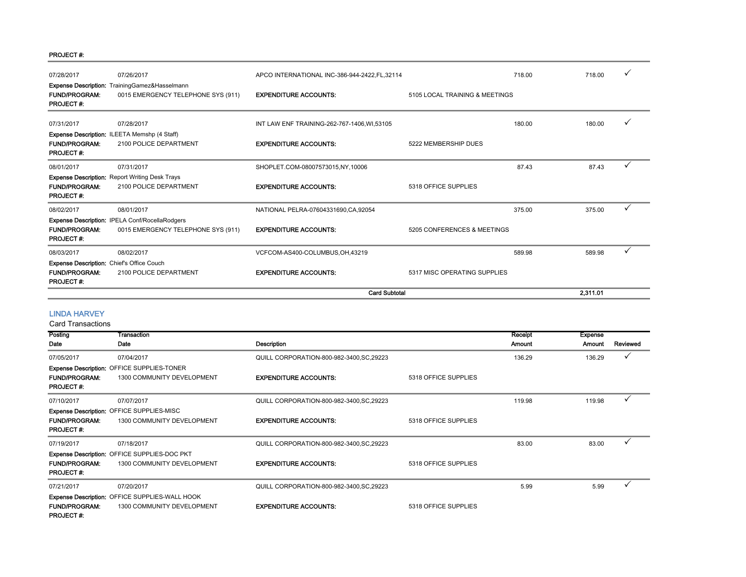PROJECT #:

| Posting Date | Transaction Date | Description | | Receipt Amount | Expense Amount | Reviewed |
|---|---|---|---|---|---|---|
| 07/28/2017 | 07/26/2017 | APCO INTERNATIONAL INC-386-944-2422,FL,32114 | | 718.00 | 718.00 | ✓ |
| **Expense Description:** TrainingGamez&Hasselmann | | | | | | |
| **FUND/PROGRAM:** | 0015 EMERGENCY TELEPHONE SYS (911) | **EXPENDITURE ACCOUNTS:** | 5105 LOCAL TRAINING & MEETINGS | | | |
| **PROJECT #:** | | | | | | |
| 07/31/2017 | 07/28/2017 | INT LAW ENF TRAINING-262-767-1406,WI,53105 | | 180.00 | 180.00 | ✓ |
| **Expense Description:** ILEETA Memshp (4 Staff) | | | | | | |
| **FUND/PROGRAM:** | 2100 POLICE DEPARTMENT | **EXPENDITURE ACCOUNTS:** | 5222 MEMBERSHIP DUES | | | |
| **PROJECT #:** | | | | | | |
| 08/01/2017 | 07/31/2017 | SHOPLET.COM-08007573015,NY,10006 | | 87.43 | 87.43 | ✓ |
| **Expense Description:** Report Writing Desk Trays | | | | | | |
| **FUND/PROGRAM:** | 2100 POLICE DEPARTMENT | **EXPENDITURE ACCOUNTS:** | 5318 OFFICE SUPPLIES | | | |
| **PROJECT #:** | | | | | | |
| 08/02/2017 | 08/01/2017 | NATIONAL PELRA-07604331690,CA,92054 | | 375.00 | 375.00 | ✓ |
| **Expense Description:** IPELA Conf/RocellaRodgers | | | | | | |
| **FUND/PROGRAM:** | 0015 EMERGENCY TELEPHONE SYS (911) | **EXPENDITURE ACCOUNTS:** | 5205 CONFERENCES & MEETINGS | | | |
| **PROJECT #:** | | | | | | |
| 08/03/2017 | 08/02/2017 | VCFCOM-AS400-COLUMBUS,OH,43219 | | 589.98 | 589.98 | ✓ |
| **Expense Description:** Chief's Office Couch | | | | | | |
| **FUND/PROGRAM:** | 2100 POLICE DEPARTMENT | **EXPENDITURE ACCOUNTS:** | 5317 MISC OPERATING SUPPLIES | | | |
| **PROJECT #:** | | | | | | |
| | | **Card Subtotal** | | | **2,311.01** | |

## LINDA HARVEY

Card Transactions

| Posting Date | Transaction Date | Description | | Receipt Amount | Expense Amount | Reviewed |
|---|---|---|---|---|---|---|
| 07/05/2017 | 07/04/2017 | QUILL CORPORATION-800-982-3400,SC,29223 | | 136.29 | 136.29 | ✓ |
| **Expense Description:** OFFICE SUPPLIES-TONER | | | | | | |
| **FUND/PROGRAM:** | 1300 COMMUNITY DEVELOPMENT | **EXPENDITURE ACCOUNTS:** | 5318 OFFICE SUPPLIES | | | |
| **PROJECT #:** | | | | | | |
| 07/10/2017 | 07/07/2017 | QUILL CORPORATION-800-982-3400,SC,29223 | | 119.98 | 119.98 | ✓ |
| **Expense Description:** OFFICE SUPPLIES-MISC | | | | | | |
| **FUND/PROGRAM:** | 1300 COMMUNITY DEVELOPMENT | **EXPENDITURE ACCOUNTS:** | 5318 OFFICE SUPPLIES | | | |
| **PROJECT #:** | | | | | | |
| 07/19/2017 | 07/18/2017 | QUILL CORPORATION-800-982-3400,SC,29223 | | 83.00 | 83.00 | ✓ |
| **Expense Description:** OFFICE SUPPLIES-DOC PKT | | | | | | |
| **FUND/PROGRAM:** | 1300 COMMUNITY DEVELOPMENT | **EXPENDITURE ACCOUNTS:** | 5318 OFFICE SUPPLIES | | | |
| **PROJECT #:** | | | | | | |
| 07/21/2017 | 07/20/2017 | QUILL CORPORATION-800-982-3400,SC,29223 | | 5.99 | 5.99 | ✓ |
| **Expense Description:** OFFICE SUPPLIES-WALL HOOK | | | | | | |
| **FUND/PROGRAM:** | 1300 COMMUNITY DEVELOPMENT | **EXPENDITURE ACCOUNTS:** | 5318 OFFICE SUPPLIES | | | |
| **PROJECT #:** | | | | | | |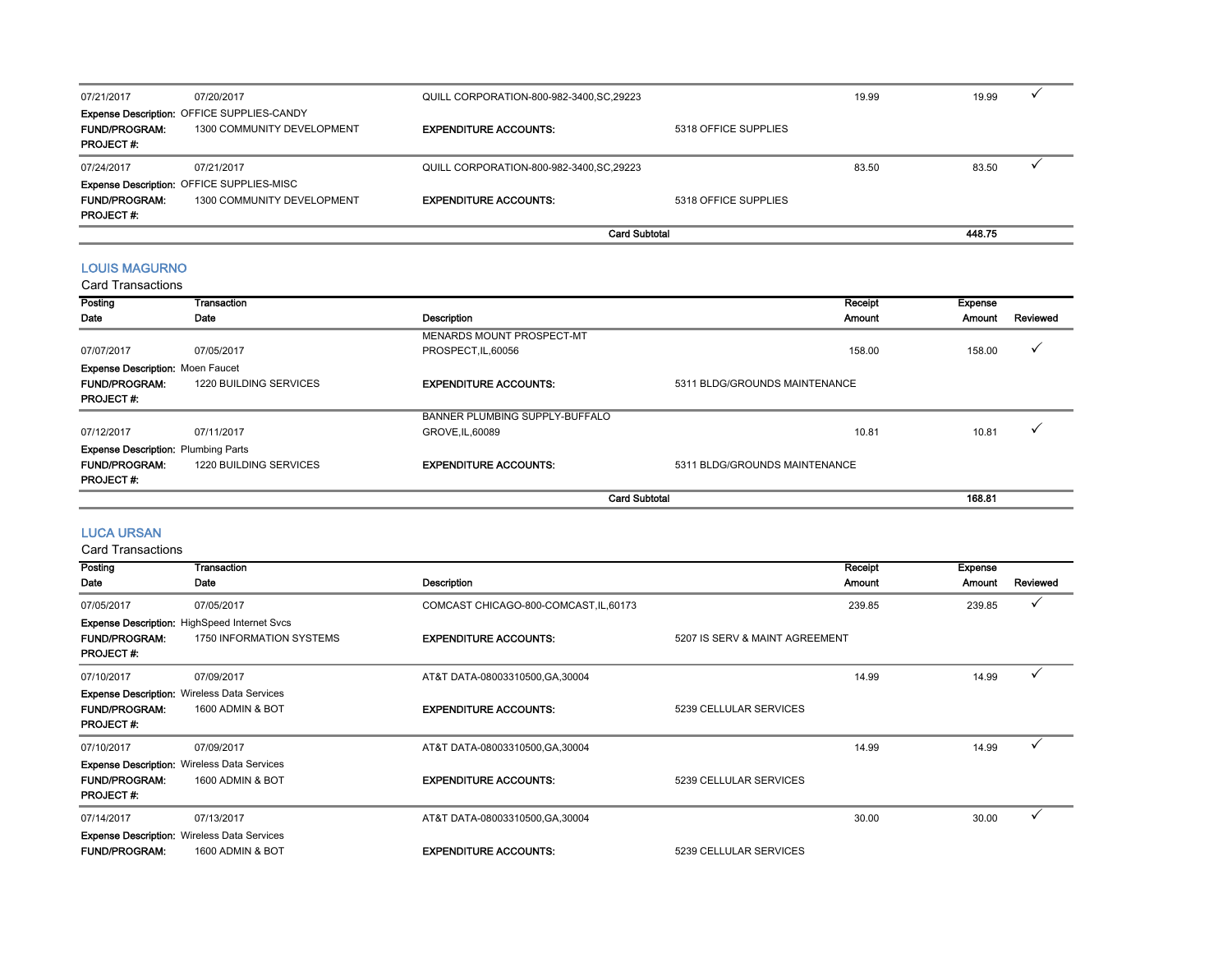| Posting Date | Transaction Date | Description | | Receipt Amount | Expense Amount | Reviewed |
|---|---|---|---|---|---|---|
| 07/21/2017 | 07/20/2017 | QUILL CORPORATION-800-982-3400,SC,29223 | | 19.99 | 19.99 | ✓ |
| **Expense Description:** OFFICE SUPPLIES-CANDY | | | | | | |
| **FUND/PROGRAM:** | 1300 COMMUNITY DEVELOPMENT | **EXPENDITURE ACCOUNTS:** | 5318 OFFICE SUPPLIES | | | |
| **PROJECT #:** | | | | | | |
| 07/24/2017 | 07/21/2017 | QUILL CORPORATION-800-982-3400,SC,29223 | | 83.50 | 83.50 | ✓ |
| **Expense Description:** OFFICE SUPPLIES-MISC | | | | | | |
| **FUND/PROGRAM:** | 1300 COMMUNITY DEVELOPMENT | **EXPENDITURE ACCOUNTS:** | 5318 OFFICE SUPPLIES | | | |
| **PROJECT #:** | | | | | | |
| | | **Card Subtotal** | | | **448.75** | |

## LOUIS MAGURNO

Card Transactions

| Posting Date | Transaction Date | Description | | Receipt Amount | Expense Amount | Reviewed |
|---|---|---|---|---|---|---|
| 07/07/2017 | 07/05/2017 | MENARDS MOUNT PROSPECT-MT PROSPECT,IL,60056 | | 158.00 | 158.00 | ✓ |
| **Expense Description:** Moen Faucet | | | | | | |
| **FUND/PROGRAM:** | 1220 BUILDING SERVICES | **EXPENDITURE ACCOUNTS:** | 5311 BLDG/GROUNDS MAINTENANCE | | | |
| **PROJECT #:** | | | | | | |
| 07/12/2017 | 07/11/2017 | BANNER PLUMBING SUPPLY-BUFFALO GROVE,IL,60089 | | 10.81 | 10.81 | ✓ |
| **Expense Description:** Plumbing Parts | | | | | | |
| **FUND/PROGRAM:** | 1220 BUILDING SERVICES | **EXPENDITURE ACCOUNTS:** | 5311 BLDG/GROUNDS MAINTENANCE | | | |
| **PROJECT #:** | | | | | | |
| | | **Card Subtotal** | | | **168.81** | |

## LUCA URSAN

Card Transactions

| Posting Date | Transaction Date | Description | | Receipt Amount | Expense Amount | Reviewed |
|---|---|---|---|---|---|---|
| 07/05/2017 | 07/05/2017 | COMCAST CHICAGO-800-COMCAST,IL,60173 | | 239.85 | 239.85 | ✓ |
| **Expense Description:** HighSpeed Internet Svcs | | | | | | |
| **FUND/PROGRAM:** | 1750 INFORMATION SYSTEMS | **EXPENDITURE ACCOUNTS:** | 5207 IS SERV & MAINT AGREEMENT | | | |
| **PROJECT #:** | | | | | | |
| 07/10/2017 | 07/09/2017 | AT&T DATA-08003310500,GA,30004 | | 14.99 | 14.99 | ✓ |
| **Expense Description:** Wireless Data Services | | | | | | |
| **FUND/PROGRAM:** | 1600 ADMIN & BOT | **EXPENDITURE ACCOUNTS:** | 5239 CELLULAR SERVICES | | | |
| **PROJECT #:** | | | | | | |
| 07/10/2017 | 07/09/2017 | AT&T DATA-08003310500,GA,30004 | | 14.99 | 14.99 | ✓ |
| **Expense Description:** Wireless Data Services | | | | | | |
| **FUND/PROGRAM:** | 1600 ADMIN & BOT | **EXPENDITURE ACCOUNTS:** | 5239 CELLULAR SERVICES | | | |
| **PROJECT #:** | | | | | | |
| 07/14/2017 | 07/13/2017 | AT&T DATA-08003310500,GA,30004 | | 30.00 | 30.00 | ✓ |
| **Expense Description:** Wireless Data Services | | | | | | |
| **FUND/PROGRAM:** | 1600 ADMIN & BOT | **EXPENDITURE ACCOUNTS:** | 5239 CELLULAR SERVICES | | | |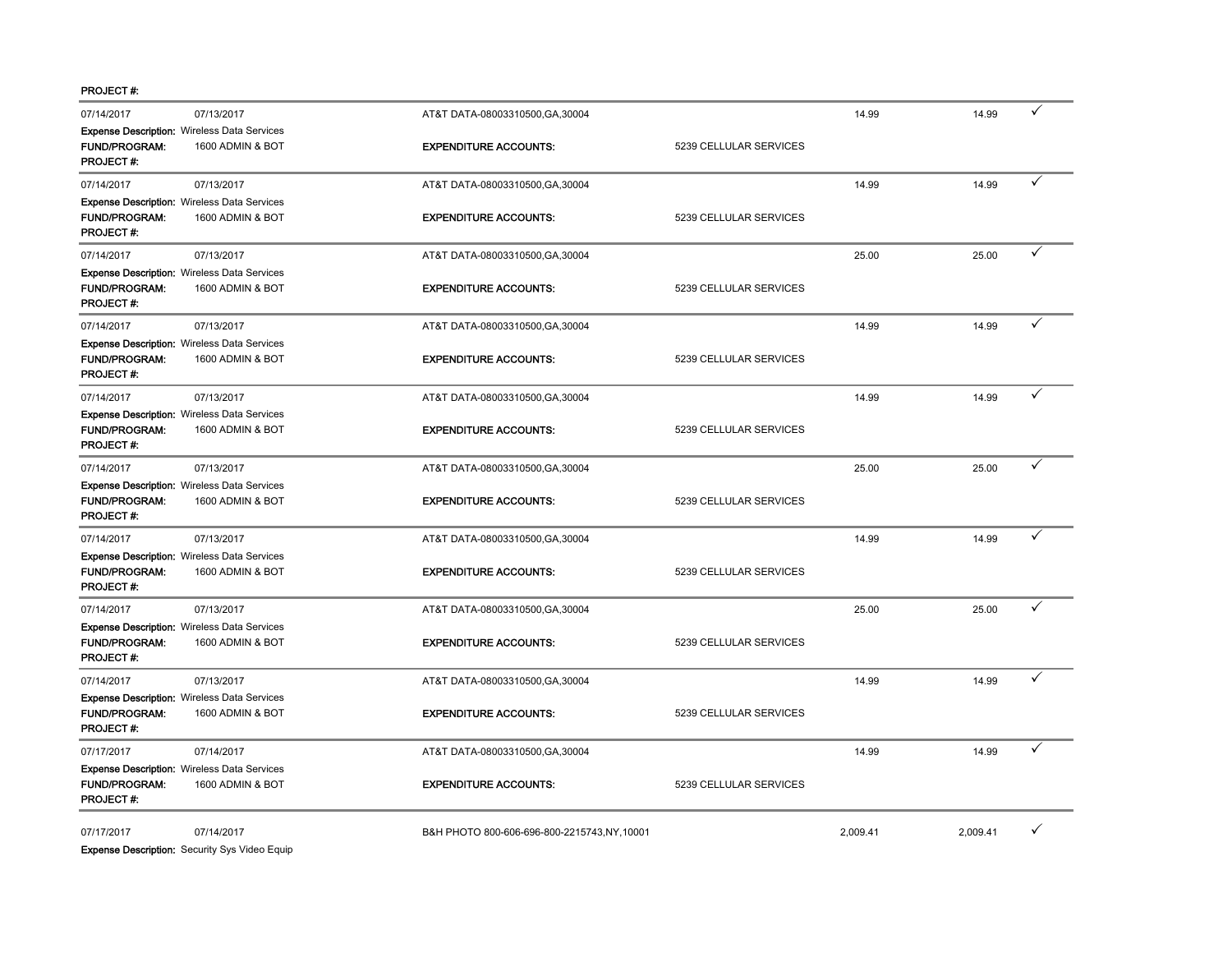PROJECT #:

| | | | | | | |
|---|---|---|---|---|---|---|
| 07/14/2017 | 07/13/2017 | AT&T DATA-08003310500,GA,30004 | | 14.99 | 14.99 | ✓ |
| **Expense Description:** Wireless Data Services | | | | | | |
| **FUND/PROGRAM:** | 1600 ADMIN & BOT | **EXPENDITURE ACCOUNTS:** | 5239 CELLULAR SERVICES | | | |
| **PROJECT #:** | | | | | | |
| 07/14/2017 | 07/13/2017 | AT&T DATA-08003310500,GA,30004 | | 14.99 | 14.99 | ✓ |
| **Expense Description:** Wireless Data Services | | | | | | |
| **FUND/PROGRAM:** | 1600 ADMIN & BOT | **EXPENDITURE ACCOUNTS:** | 5239 CELLULAR SERVICES | | | |
| **PROJECT #:** | | | | | | |
| 07/14/2017 | 07/13/2017 | AT&T DATA-08003310500,GA,30004 | | 25.00 | 25.00 | ✓ |
| **Expense Description:** Wireless Data Services | | | | | | |
| **FUND/PROGRAM:** | 1600 ADMIN & BOT | **EXPENDITURE ACCOUNTS:** | 5239 CELLULAR SERVICES | | | |
| **PROJECT #:** | | | | | | |
| 07/14/2017 | 07/13/2017 | AT&T DATA-08003310500,GA,30004 | | 14.99 | 14.99 | ✓ |
| **Expense Description:** Wireless Data Services | | | | | | |
| **FUND/PROGRAM:** | 1600 ADMIN & BOT | **EXPENDITURE ACCOUNTS:** | 5239 CELLULAR SERVICES | | | |
| **PROJECT #:** | | | | | | |
| 07/14/2017 | 07/13/2017 | AT&T DATA-08003310500,GA,30004 | | 14.99 | 14.99 | ✓ |
| **Expense Description:** Wireless Data Services | | | | | | |
| **FUND/PROGRAM:** | 1600 ADMIN & BOT | **EXPENDITURE ACCOUNTS:** | 5239 CELLULAR SERVICES | | | |
| **PROJECT #:** | | | | | | |
| 07/14/2017 | 07/13/2017 | AT&T DATA-08003310500,GA,30004 | | 25.00 | 25.00 | ✓ |
| **Expense Description:** Wireless Data Services | | | | | | |
| **FUND/PROGRAM:** | 1600 ADMIN & BOT | **EXPENDITURE ACCOUNTS:** | 5239 CELLULAR SERVICES | | | |
| **PROJECT #:** | | | | | | |
| 07/14/2017 | 07/13/2017 | AT&T DATA-08003310500,GA,30004 | | 14.99 | 14.99 | ✓ |
| **Expense Description:** Wireless Data Services | | | | | | |
| **FUND/PROGRAM:** | 1600 ADMIN & BOT | **EXPENDITURE ACCOUNTS:** | 5239 CELLULAR SERVICES | | | |
| **PROJECT #:** | | | | | | |
| 07/14/2017 | 07/13/2017 | AT&T DATA-08003310500,GA,30004 | | 25.00 | 25.00 | ✓ |
| **Expense Description:** Wireless Data Services | | | | | | |
| **FUND/PROGRAM:** | 1600 ADMIN & BOT | **EXPENDITURE ACCOUNTS:** | 5239 CELLULAR SERVICES | | | |
| **PROJECT #:** | | | | | | |
| 07/14/2017 | 07/13/2017 | AT&T DATA-08003310500,GA,30004 | | 14.99 | 14.99 | ✓ |
| **Expense Description:** Wireless Data Services | | | | | | |
| **FUND/PROGRAM:** | 1600 ADMIN & BOT | **EXPENDITURE ACCOUNTS:** | 5239 CELLULAR SERVICES | | | |
| **PROJECT #:** | | | | | | |
| 07/17/2017 | 07/14/2017 | AT&T DATA-08003310500,GA,30004 | | 14.99 | 14.99 | ✓ |
| **Expense Description:** Wireless Data Services | | | | | | |
| **FUND/PROGRAM:** | 1600 ADMIN & BOT | **EXPENDITURE ACCOUNTS:** | 5239 CELLULAR SERVICES | | | |
| **PROJECT #:** | | | | | | |
| 07/17/2017 | 07/14/2017 | B&H PHOTO 800-606-696-800-2215743,NY,10001 | | 2,009.41 | 2,009.41 | ✓ |
| **Expense Description:** Security Sys Video Equip | | | | | | |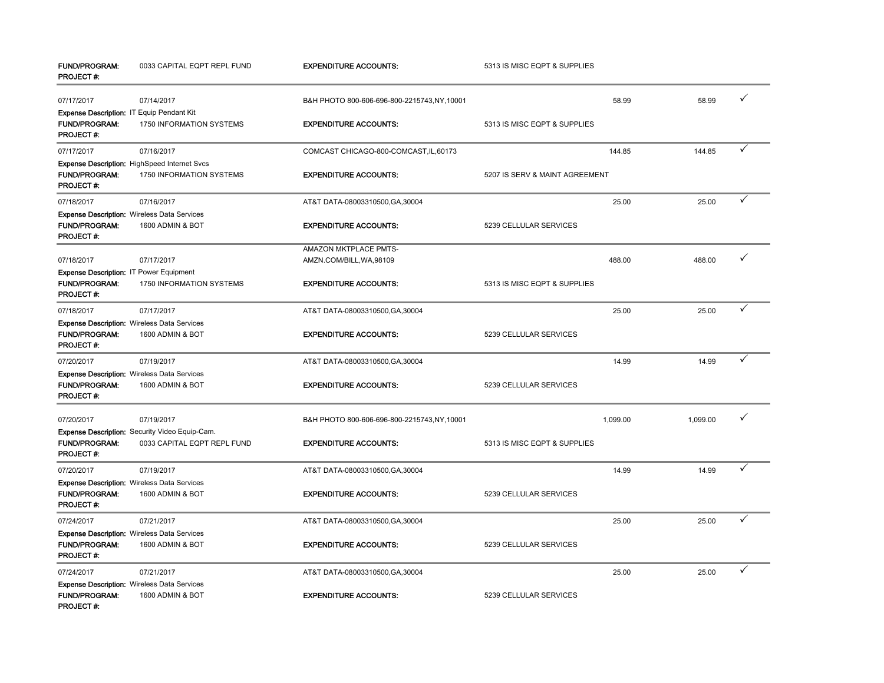| | | | | | | |
|---|---|---|---|---|---|---|
| **FUND/PROGRAM:** | 0033 CAPITAL EQPT REPL FUND | **EXPENDITURE ACCOUNTS:** | 5313 IS MISC EQPT & SUPPLIES | | | |
| **PROJECT #:** | | | | | | |
| 07/17/2017 | 07/14/2017 | B&H PHOTO 800-606-696-800-2215743,NY,10001 | | 58.99 | 58.99 | ✓ |
| **Expense Description:** IT Equip Pendant Kit | | | | | | |
| **FUND/PROGRAM:** | 1750 INFORMATION SYSTEMS | **EXPENDITURE ACCOUNTS:** | 5313 IS MISC EQPT & SUPPLIES | | | |
| **PROJECT #:** | | | | | | |
| 07/17/2017 | 07/16/2017 | COMCAST CHICAGO-800-COMCAST,IL,60173 | | 144.85 | 144.85 | ✓ |
| **Expense Description:** HighSpeed Internet Svcs | | | | | | |
| **FUND/PROGRAM:** | 1750 INFORMATION SYSTEMS | **EXPENDITURE ACCOUNTS:** | 5207 IS SERV & MAINT AGREEMENT | | | |
| **PROJECT #:** | | | | | | |
| 07/18/2017 | 07/16/2017 | AT&T DATA-08003310500,GA,30004 | | 25.00 | 25.00 | ✓ |
| **Expense Description:** Wireless Data Services | | | | | | |
| **FUND/PROGRAM:** | 1600 ADMIN & BOT | **EXPENDITURE ACCOUNTS:** | 5239 CELLULAR SERVICES | | | |
| **PROJECT #:** | | | | | | |
| 07/18/2017 | 07/17/2017 | AMAZON MKTPLACE PMTS-AMZN.COM/BILL,WA,98109 | | 488.00 | 488.00 | ✓ |
| **Expense Description:** IT Power Equipment | | | | | | |
| **FUND/PROGRAM:** | 1750 INFORMATION SYSTEMS | **EXPENDITURE ACCOUNTS:** | 5313 IS MISC EQPT & SUPPLIES | | | |
| **PROJECT #:** | | | | | | |
| 07/18/2017 | 07/17/2017 | AT&T DATA-08003310500,GA,30004 | | 25.00 | 25.00 | ✓ |
| **Expense Description:** Wireless Data Services | | | | | | |
| **FUND/PROGRAM:** | 1600 ADMIN & BOT | **EXPENDITURE ACCOUNTS:** | 5239 CELLULAR SERVICES | | | |
| **PROJECT #:** | | | | | | |
| 07/20/2017 | 07/19/2017 | AT&T DATA-08003310500,GA,30004 | | 14.99 | 14.99 | ✓ |
| **Expense Description:** Wireless Data Services | | | | | | |
| **FUND/PROGRAM:** | 1600 ADMIN & BOT | **EXPENDITURE ACCOUNTS:** | 5239 CELLULAR SERVICES | | | |
| **PROJECT #:** | | | | | | |
| 07/20/2017 | 07/19/2017 | B&H PHOTO 800-606-696-800-2215743,NY,10001 | | 1,099.00 | 1,099.00 | ✓ |
| **Expense Description:** Security Video Equip-Cam. | | | | | | |
| **FUND/PROGRAM:** | 0033 CAPITAL EQPT REPL FUND | **EXPENDITURE ACCOUNTS:** | 5313 IS MISC EQPT & SUPPLIES | | | |
| **PROJECT #:** | | | | | | |
| 07/20/2017 | 07/19/2017 | AT&T DATA-08003310500,GA,30004 | | 14.99 | 14.99 | ✓ |
| **Expense Description:** Wireless Data Services | | | | | | |
| **FUND/PROGRAM:** | 1600 ADMIN & BOT | **EXPENDITURE ACCOUNTS:** | 5239 CELLULAR SERVICES | | | |
| **PROJECT #:** | | | | | | |
| 07/24/2017 | 07/21/2017 | AT&T DATA-08003310500,GA,30004 | | 25.00 | 25.00 | ✓ |
| **Expense Description:** Wireless Data Services | | | | | | |
| **FUND/PROGRAM:** | 1600 ADMIN & BOT | **EXPENDITURE ACCOUNTS:** | 5239 CELLULAR SERVICES | | | |
| **PROJECT #:** | | | | | | |
| 07/24/2017 | 07/21/2017 | AT&T DATA-08003310500,GA,30004 | | 25.00 | 25.00 | ✓ |
| **Expense Description:** Wireless Data Services | | | | | | |
| **FUND/PROGRAM:** | 1600 ADMIN & BOT | **EXPENDITURE ACCOUNTS:** | 5239 CELLULAR SERVICES | | | |
| **PROJECT #:** | | | | | | |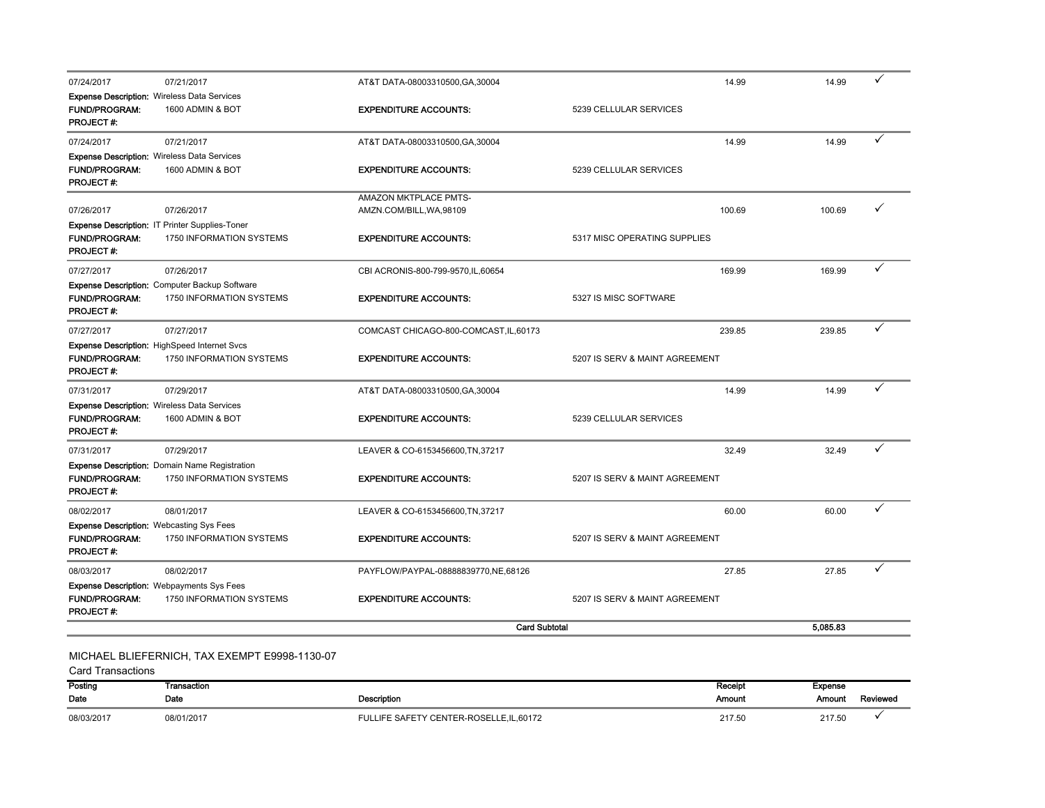| Posting Date | Transaction Date | Description | Receipt Amount | Expense Amount | Reviewed |
|---|---|---|---|---|---|
| 07/24/2017 | 07/21/2017 | AT&T DATA-08003310500,GA,30004 | 14.99 | 14.99 | ✓ |
| **Expense Description:** Wireless Data Services | | | | | |
| **FUND/PROGRAM:** | 1600 ADMIN & BOT | **EXPENDITURE ACCOUNTS:** | 5239 CELLULAR SERVICES | | |
| **PROJECT #:** | | | | | |
| 07/24/2017 | 07/21/2017 | AT&T DATA-08003310500,GA,30004 | 14.99 | 14.99 | ✓ |
| **Expense Description:** Wireless Data Services | | | | | |
| **FUND/PROGRAM:** | 1600 ADMIN & BOT | **EXPENDITURE ACCOUNTS:** | 5239 CELLULAR SERVICES | | |
| **PROJECT #:** | | | | | |
| 07/26/2017 | 07/26/2017 | AMAZON MKTPLACE PMTS-AMZN.COM/BILL,WA,98109 | 100.69 | 100.69 | ✓ |
| **Expense Description:** IT Printer Supplies-Toner | | | | | |
| **FUND/PROGRAM:** | 1750 INFORMATION SYSTEMS | **EXPENDITURE ACCOUNTS:** | 5317 MISC OPERATING SUPPLIES | | |
| **PROJECT #:** | | | | | |
| 07/27/2017 | 07/26/2017 | CBI ACRONIS-800-799-9570,IL,60654 | 169.99 | 169.99 | ✓ |
| **Expense Description:** Computer Backup Software | | | | | |
| **FUND/PROGRAM:** | 1750 INFORMATION SYSTEMS | **EXPENDITURE ACCOUNTS:** | 5327 IS MISC SOFTWARE | | |
| **PROJECT #:** | | | | | |
| 07/27/2017 | 07/27/2017 | COMCAST CHICAGO-800-COMCAST,IL,60173 | 239.85 | 239.85 | ✓ |
| **Expense Description:** HighSpeed Internet Svcs | | | | | |
| **FUND/PROGRAM:** | 1750 INFORMATION SYSTEMS | **EXPENDITURE ACCOUNTS:** | 5207 IS SERV & MAINT AGREEMENT | | |
| **PROJECT #:** | | | | | |
| 07/31/2017 | 07/29/2017 | AT&T DATA-08003310500,GA,30004 | 14.99 | 14.99 | ✓ |
| **Expense Description:** Wireless Data Services | | | | | |
| **FUND/PROGRAM:** | 1600 ADMIN & BOT | **EXPENDITURE ACCOUNTS:** | 5239 CELLULAR SERVICES | | |
| **PROJECT #:** | | | | | |
| 07/31/2017 | 07/29/2017 | LEAVER & CO-6153456600,TN,37217 | 32.49 | 32.49 | ✓ |
| **Expense Description:** Domain Name Registration | | | | | |
| **FUND/PROGRAM:** | 1750 INFORMATION SYSTEMS | **EXPENDITURE ACCOUNTS:** | 5207 IS SERV & MAINT AGREEMENT | | |
| **PROJECT #:** | | | | | |
| 08/02/2017 | 08/01/2017 | LEAVER & CO-6153456600,TN,37217 | 60.00 | 60.00 | ✓ |
| **Expense Description:** Webcasting Sys Fees | | | | | |
| **FUND/PROGRAM:** | 1750 INFORMATION SYSTEMS | **EXPENDITURE ACCOUNTS:** | 5207 IS SERV & MAINT AGREEMENT | | |
| **PROJECT #:** | | | | | |
| 08/03/2017 | 08/02/2017 | PAYFLOW/PAYPAL-08888839770,NE,68126 | 27.85 | 27.85 | ✓ |
| **Expense Description:** Webpayments Sys Fees | | | | | |
| **FUND/PROGRAM:** | 1750 INFORMATION SYSTEMS | **EXPENDITURE ACCOUNTS:** | 5207 IS SERV & MAINT AGREEMENT | | |
| **PROJECT #:** | | | | | |
| | | **Card Subtotal** | | **5,085.83** | |

MICHAEL BLIEFERNICH, TAX EXEMPT E9998-1130-07

Card Transactions

| Posting Date | Transaction Date | Description | Receipt Amount | Expense Amount | Reviewed |
|---|---|---|---|---|---|
| 08/03/2017 | 08/01/2017 | FULLIFE SAFETY CENTER-ROSELLE,IL,60172 | 217.50 | 217.50 | ✓ |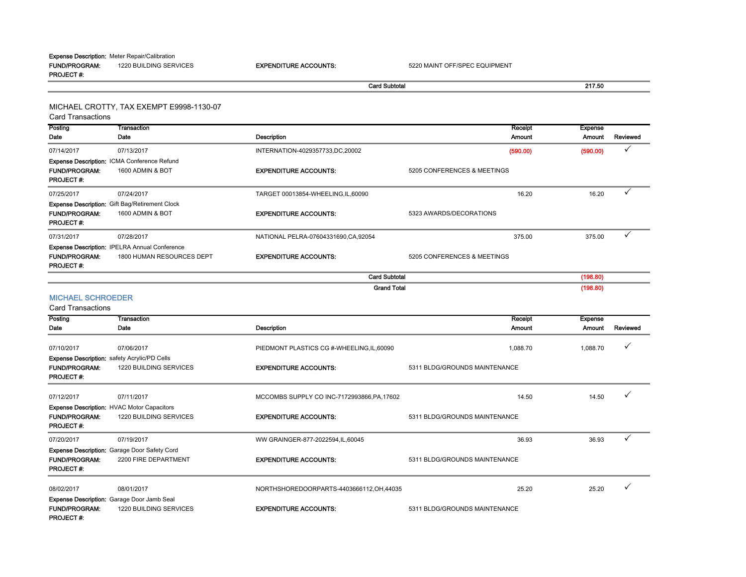**Expense Description:** Meter Repair/Calibration
**FUND/PROGRAM:** 1220 BUILDING SERVICES **EXPENDITURE ACCOUNTS:** 5220 MAINT OFF/SPEC EQUIPMENT
**PROJECT #:**

**Card Subtotal** 217.50

MICHAEL CROTTY, TAX EXEMPT E9998-1130-07

Card Transactions

| Posting Date | Transaction Date | Description | Receipt Amount | Expense Amount | Reviewed |
|---|---|---|---|---|---|
| 07/14/2017 | 07/13/2017 | INTERNATION-4029357733,DC,20002 | (590.00) | (590.00) | ✓ |
| **Expense Description:** ICMA Conference Refund | | | | | |
| **FUND/PROGRAM:** 1600 ADMIN & BOT | | **EXPENDITURE ACCOUNTS:** 5205 CONFERENCES & MEETINGS | | | |
| **PROJECT #:** | | | | | |
| 07/25/2017 | 07/24/2017 | TARGET 00013854-WHEELING,IL,60090 | 16.20 | 16.20 | ✓ |
| **Expense Description:** Gift Bag/Retirement Clock | | | | | |
| **FUND/PROGRAM:** 1600 ADMIN & BOT | | **EXPENDITURE ACCOUNTS:** 5323 AWARDS/DECORATIONS | | | |
| **PROJECT #:** | | | | | |
| 07/31/2017 | 07/28/2017 | NATIONAL PELRA-07604331690,CA,92054 | 375.00 | 375.00 | ✓ |
| **Expense Description:** IPELRA Annual Conference | | | | | |
| **FUND/PROGRAM:** 1800 HUMAN RESOURCES DEPT | | **EXPENDITURE ACCOUNTS:** 5205 CONFERENCES & MEETINGS | | | |
| **PROJECT #:** | | | | | |
| | | **Card Subtotal** | | (198.80) | |
| | | **Grand Total** | | (198.80) | |

## MICHAEL SCHROEDER

Card Transactions

| Posting Date | Transaction Date | Description | Receipt Amount | Expense Amount | Reviewed |
|---|---|---|---|---|---|
| 07/10/2017 | 07/06/2017 | PIEDMONT PLASTICS CG #-WHEELING,IL,60090 | 1,088.70 | 1,088.70 | ✓ |
| **Expense Description:** safety Acrylic/PD Cells | | | | | |
| **FUND/PROGRAM:** 1220 BUILDING SERVICES | | **EXPENDITURE ACCOUNTS:** 5311 BLDG/GROUNDS MAINTENANCE | | | |
| **PROJECT #:** | | | | | |
| 07/12/2017 | 07/11/2017 | MCCOMBS SUPPLY CO INC-7172993866,PA,17602 | 14.50 | 14.50 | ✓ |
| **Expense Description:** HVAC Motor Capacitors | | | | | |
| **FUND/PROGRAM:** 1220 BUILDING SERVICES | | **EXPENDITURE ACCOUNTS:** 5311 BLDG/GROUNDS MAINTENANCE | | | |
| **PROJECT #:** | | | | | |
| 07/20/2017 | 07/19/2017 | WW GRAINGER-877-2022594,IL,60045 | 36.93 | 36.93 | ✓ |
| **Expense Description:** Garage Door Safety Cord | | | | | |
| **FUND/PROGRAM:** 2200 FIRE DEPARTMENT | | **EXPENDITURE ACCOUNTS:** 5311 BLDG/GROUNDS MAINTENANCE | | | |
| **PROJECT #:** | | | | | |
| 08/02/2017 | 08/01/2017 | NORTHSHOREDOORPARTS-4403666112,OH,44035 | 25.20 | 25.20 | ✓ |
| **Expense Description:** Garage Door Jamb Seal | | | | | |
| **FUND/PROGRAM:** 1220 BUILDING SERVICES | | **EXPENDITURE ACCOUNTS:** 5311 BLDG/GROUNDS MAINTENANCE | | | |
| **PROJECT #:** | | | | | |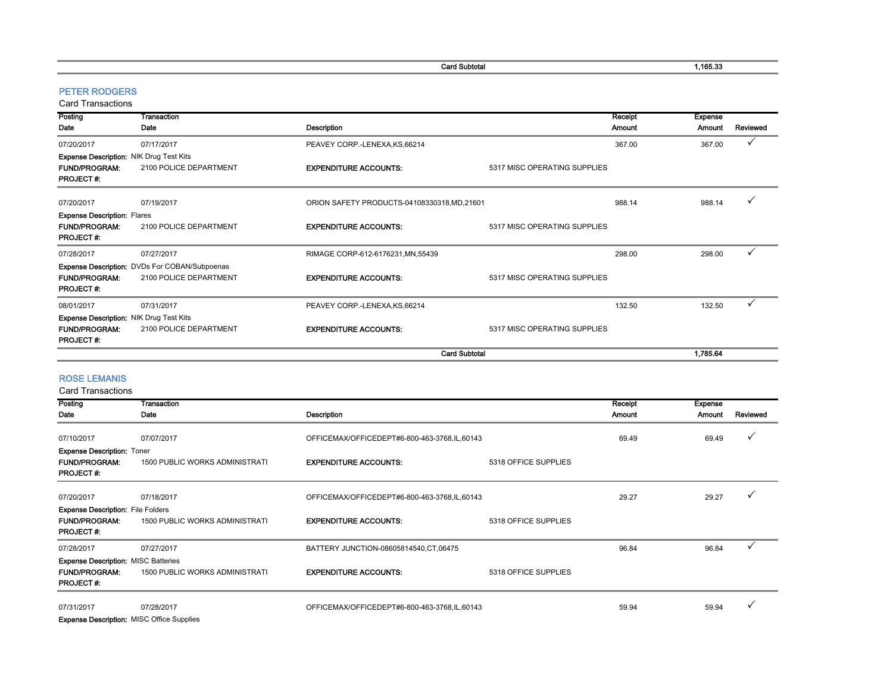| | | Card Subtotal | | | 1,165.33 | |
|---|---|---|---|---|---|---|

## PETER RODGERS

Card Transactions

| Posting Date | Transaction Date | Description | | Receipt Amount | Expense Amount | Reviewed |
|---|---|---|---|---|---|---|
| 07/20/2017 | 07/17/2017 | PEAVEY CORP.-LENEXA,KS,66214 | | 367.00 | 367.00 | ✓ |
| **Expense Description:** NIK Drug Test Kits | | | | | | |
| **FUND/PROGRAM:** | 2100 POLICE DEPARTMENT | **EXPENDITURE ACCOUNTS:** | 5317 MISC OPERATING SUPPLIES | | | |
| **PROJECT #:** | | | | | | |
| 07/20/2017 | 07/19/2017 | ORION SAFETY PRODUCTS-04108330318,MD,21601 | | 988.14 | 988.14 | ✓ |
| **Expense Description:** Flares | | | | | | |
| **FUND/PROGRAM:** | 2100 POLICE DEPARTMENT | **EXPENDITURE ACCOUNTS:** | 5317 MISC OPERATING SUPPLIES | | | |
| **PROJECT #:** | | | | | | |
| 07/28/2017 | 07/27/2017 | RIMAGE CORP-612-6176231,MN,55439 | | 298.00 | 298.00 | ✓ |
| **Expense Description:** DVDs For COBAN/Subpoenas | | | | | | |
| **FUND/PROGRAM:** | 2100 POLICE DEPARTMENT | **EXPENDITURE ACCOUNTS:** | 5317 MISC OPERATING SUPPLIES | | | |
| **PROJECT #:** | | | | | | |
| 08/01/2017 | 07/31/2017 | PEAVEY CORP.-LENEXA,KS,66214 | | 132.50 | 132.50 | ✓ |
| **Expense Description:** NIK Drug Test Kits | | | | | | |
| **FUND/PROGRAM:** | 2100 POLICE DEPARTMENT | **EXPENDITURE ACCOUNTS:** | 5317 MISC OPERATING SUPPLIES | | | |
| **PROJECT #:** | | | | | | |
| | | **Card Subtotal** | | | **1,785.64** | |

## ROSE LEMANIS

Card Transactions

| Posting Date | Transaction Date | Description | | Receipt Amount | Expense Amount | Reviewed |
|---|---|---|---|---|---|---|
| 07/10/2017 | 07/07/2017 | OFFICEMAX/OFFICEDEPT#6-800-463-3768,IL,60143 | | 69.49 | 69.49 | ✓ |
| **Expense Description:** Toner | | | | | | |
| **FUND/PROGRAM:** | 1500 PUBLIC WORKS ADMINISTRATI | **EXPENDITURE ACCOUNTS:** | 5318 OFFICE SUPPLIES | | | |
| **PROJECT #:** | | | | | | |
| 07/20/2017 | 07/18/2017 | OFFICEMAX/OFFICEDEPT#6-800-463-3768,IL,60143 | | 29.27 | 29.27 | ✓ |
| **Expense Description:** File Folders | | | | | | |
| **FUND/PROGRAM:** | 1500 PUBLIC WORKS ADMINISTRATI | **EXPENDITURE ACCOUNTS:** | 5318 OFFICE SUPPLIES | | | |
| **PROJECT #:** | | | | | | |
| 07/28/2017 | 07/27/2017 | BATTERY JUNCTION-08605814540,CT,06475 | | 96.84 | 96.84 | ✓ |
| **Expense Description:** MISC Batteries | | | | | | |
| **FUND/PROGRAM:** | 1500 PUBLIC WORKS ADMINISTRATI | **EXPENDITURE ACCOUNTS:** | 5318 OFFICE SUPPLIES | | | |
| **PROJECT #:** | | | | | | |
| 07/31/2017 | 07/28/2017 | OFFICEMAX/OFFICEDEPT#6-800-463-3768,IL,60143 | | 59.94 | 59.94 | ✓ |
| **Expense Description:** MISC Office Supplies | | | | | | |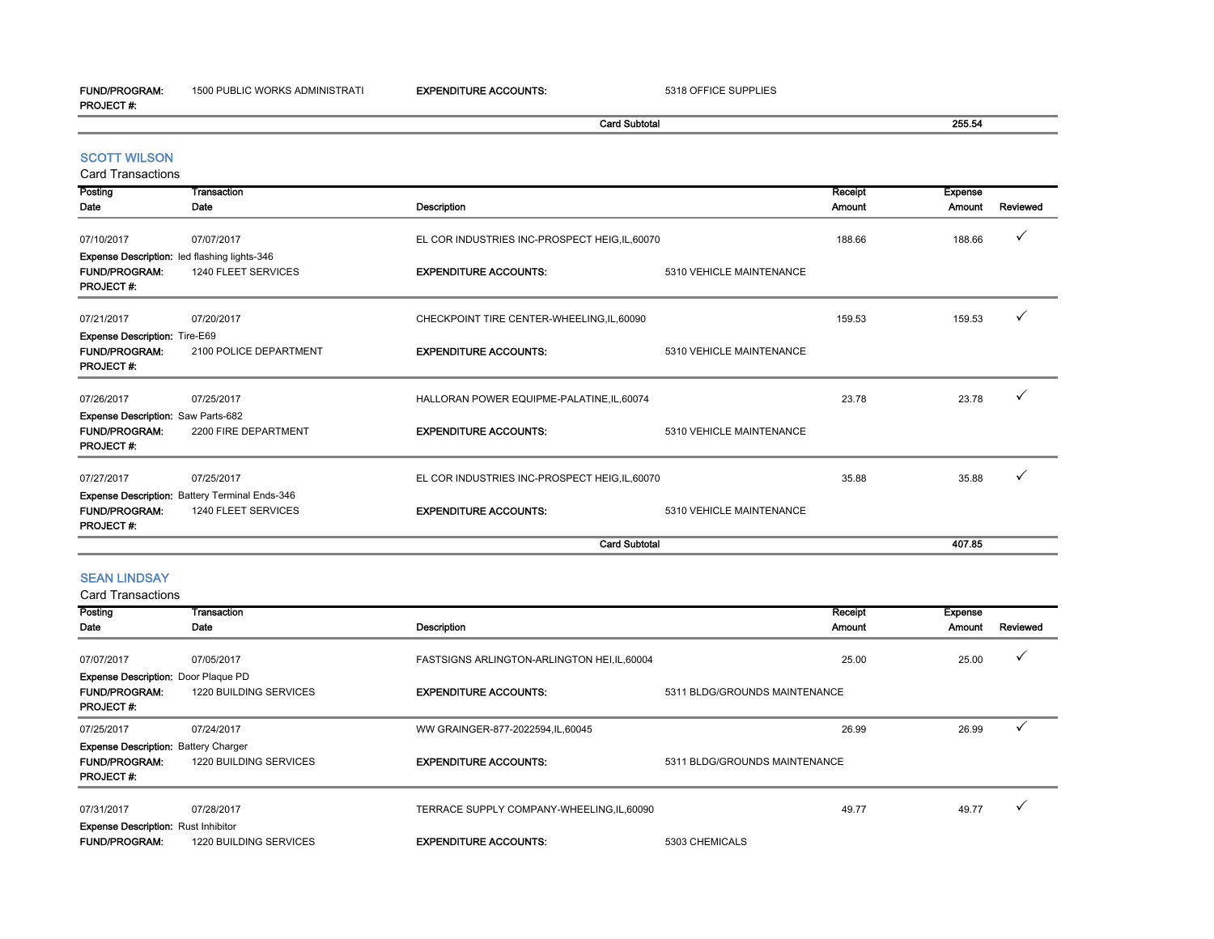| | | | |
|---|---|---|---|
| **FUND/PROGRAM:** | 1500 PUBLIC WORKS ADMINISTRATI | **EXPENDITURE ACCOUNTS:** | 5318 OFFICE SUPPLIES |
| **PROJECT #:** | | | |

**Card Subtotal** 255.54

## SCOTT WILSON

Card Transactions

| Posting Date | Transaction Date | Description | Receipt Amount | Expense Amount | Reviewed |
|---|---|---|---|---|---|
| 07/10/2017 | 07/07/2017 | EL COR INDUSTRIES INC-PROSPECT HEIG,IL,60070 | 188.66 | 188.66 | ✓ |
| **Expense Description:** led flashing lights-346 | | | | | |
| **FUND/PROGRAM:** 1240 FLEET SERVICES | | **EXPENDITURE ACCOUNTS:** 5310 VEHICLE MAINTENANCE | | | |
| **PROJECT #:** | | | | | |
| 07/21/2017 | 07/20/2017 | CHECKPOINT TIRE CENTER-WHEELING,IL,60090 | 159.53 | 159.53 | ✓ |
| **Expense Description:** Tire-E69 | | | | | |
| **FUND/PROGRAM:** 2100 POLICE DEPARTMENT | | **EXPENDITURE ACCOUNTS:** 5310 VEHICLE MAINTENANCE | | | |
| **PROJECT #:** | | | | | |
| 07/26/2017 | 07/25/2017 | HALLORAN POWER EQUIPME-PALATINE,IL,60074 | 23.78 | 23.78 | ✓ |
| **Expense Description:** Saw Parts-682 | | | | | |
| **FUND/PROGRAM:** 2200 FIRE DEPARTMENT | | **EXPENDITURE ACCOUNTS:** 5310 VEHICLE MAINTENANCE | | | |
| **PROJECT #:** | | | | | |
| 07/27/2017 | 07/25/2017 | EL COR INDUSTRIES INC-PROSPECT HEIG,IL,60070 | 35.88 | 35.88 | ✓ |
| **Expense Description:** Battery Terminal Ends-346 | | | | | |
| **FUND/PROGRAM:** 1240 FLEET SERVICES | | **EXPENDITURE ACCOUNTS:** 5310 VEHICLE MAINTENANCE | | | |
| **PROJECT #:** | | | | | |
| | | **Card Subtotal** | | 407.85 | |

## SEAN LINDSAY

Card Transactions

| Posting Date | Transaction Date | Description | Receipt Amount | Expense Amount | Reviewed |
|---|---|---|---|---|---|
| 07/07/2017 | 07/05/2017 | FASTSIGNS ARLINGTON-ARLINGTON HEI,IL,60004 | 25.00 | 25.00 | ✓ |
| **Expense Description:** Door Plaque PD | | | | | |
| **FUND/PROGRAM:** 1220 BUILDING SERVICES | | **EXPENDITURE ACCOUNTS:** 5311 BLDG/GROUNDS MAINTENANCE | | | |
| **PROJECT #:** | | | | | |
| 07/25/2017 | 07/24/2017 | WW GRAINGER-877-2022594,IL,60045 | 26.99 | 26.99 | ✓ |
| **Expense Description:** Battery Charger | | | | | |
| **FUND/PROGRAM:** 1220 BUILDING SERVICES | | **EXPENDITURE ACCOUNTS:** 5311 BLDG/GROUNDS MAINTENANCE | | | |
| **PROJECT #:** | | | | | |
| 07/31/2017 | 07/28/2017 | TERRACE SUPPLY COMPANY-WHEELING,IL,60090 | 49.77 | 49.77 | ✓ |
| **Expense Description:** Rust Inhibitor | | | | | |
| **FUND/PROGRAM:** 1220 BUILDING SERVICES | | **EXPENDITURE ACCOUNTS:** 5303 CHEMICALS | | | |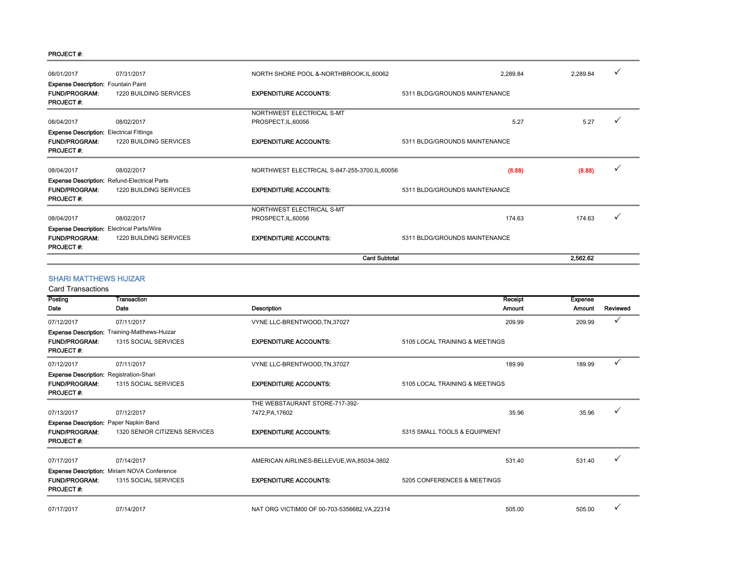PROJECT #:

| Posting Date | Transaction Date | Description | Receipt Amount | Expense Amount | Reviewed |
|---|---|---|---|---|---|
| 08/01/2017 | 07/31/2017 | NORTH SHORE POOL &-NORTHBROOK,IL,60062 | 2,289.84 | 2,289.84 | ✓ |
| **Expense Description:** Fountain Paint | | | | | |
| **FUND/PROGRAM:** | 1220 BUILDING SERVICES | **EXPENDITURE ACCOUNTS:** | 5311 BLDG/GROUNDS MAINTENANCE | | |
| **PROJECT #:** | | | | | |
| 08/04/2017 | 08/02/2017 | NORTHWEST ELECTRICAL S-MT PROSPECT,IL,60056 | 5.27 | 5.27 | ✓ |
| **Expense Description:** Electrical Fittings | | | | | |
| **FUND/PROGRAM:** | 1220 BUILDING SERVICES | **EXPENDITURE ACCOUNTS:** | 5311 BLDG/GROUNDS MAINTENANCE | | |
| **PROJECT #:** | | | | | |
| 08/04/2017 | 08/02/2017 | NORTHWEST ELECTRICAL S-847-255-3700,IL,60056 | (8.88) | (8.88) | ✓ |
| **Expense Description:** Refund-Electrical Parts | | | | | |
| **FUND/PROGRAM:** | 1220 BUILDING SERVICES | **EXPENDITURE ACCOUNTS:** | 5311 BLDG/GROUNDS MAINTENANCE | | |
| **PROJECT #:** | | | | | |
| 08/04/2017 | 08/02/2017 | NORTHWEST ELECTRICAL S-MT PROSPECT,IL,60056 | 174.63 | 174.63 | ✓ |
| **Expense Description:** Electrical Parts/Wire | | | | | |
| **FUND/PROGRAM:** | 1220 BUILDING SERVICES | **EXPENDITURE ACCOUNTS:** | 5311 BLDG/GROUNDS MAINTENANCE | | |
| **PROJECT #:** | | | | | |
| | | **Card Subtotal** | | **2,562.62** | |

## SHARI MATTHEWS HUIZAR

Card Transactions

| Posting Date | Transaction Date | Description | Receipt Amount | Expense Amount | Reviewed |
|---|---|---|---|---|---|
| 07/12/2017 | 07/11/2017 | VYNE LLC-BRENTWOOD,TN,37027 | 209.99 | 209.99 | ✓ |
| **Expense Description:** Training-Matthews-Huizar | | | | | |
| **FUND/PROGRAM:** | 1315 SOCIAL SERVICES | **EXPENDITURE ACCOUNTS:** | 5105 LOCAL TRAINING & MEETINGS | | |
| **PROJECT #:** | | | | | |
| 07/12/2017 | 07/11/2017 | VYNE LLC-BRENTWOOD,TN,37027 | 189.99 | 189.99 | ✓ |
| **Expense Description:** Registration-Shari | | | | | |
| **FUND/PROGRAM:** | 1315 SOCIAL SERVICES | **EXPENDITURE ACCOUNTS:** | 5105 LOCAL TRAINING & MEETINGS | | |
| **PROJECT #:** | | | | | |
| 07/13/2017 | 07/12/2017 | THE WEBSTAURANT STORE-717-392-7472,PA,17602 | 35.96 | 35.96 | ✓ |
| **Expense Description:** Paper Napkin Band | | | | | |
| **FUND/PROGRAM:** | 1320 SENIOR CITIZENS SERVICES | **EXPENDITURE ACCOUNTS:** | 5315 SMALL TOOLS & EQUIPMENT | | |
| **PROJECT #:** | | | | | |
| 07/17/2017 | 07/14/2017 | AMERICAN AIRLINES-BELLEVUE,WA,85034-3802 | 531.40 | 531.40 | ✓ |
| **Expense Description:** Miriam NOVA Conference | | | | | |
| **FUND/PROGRAM:** | 1315 SOCIAL SERVICES | **EXPENDITURE ACCOUNTS:** | 5205 CONFERENCES & MEETINGS | | |
| **PROJECT #:** | | | | | |
| 07/17/2017 | 07/14/2017 | NAT ORG VICTIM00 OF 00-703-5356682,VA,22314 | 505.00 | 505.00 | ✓ |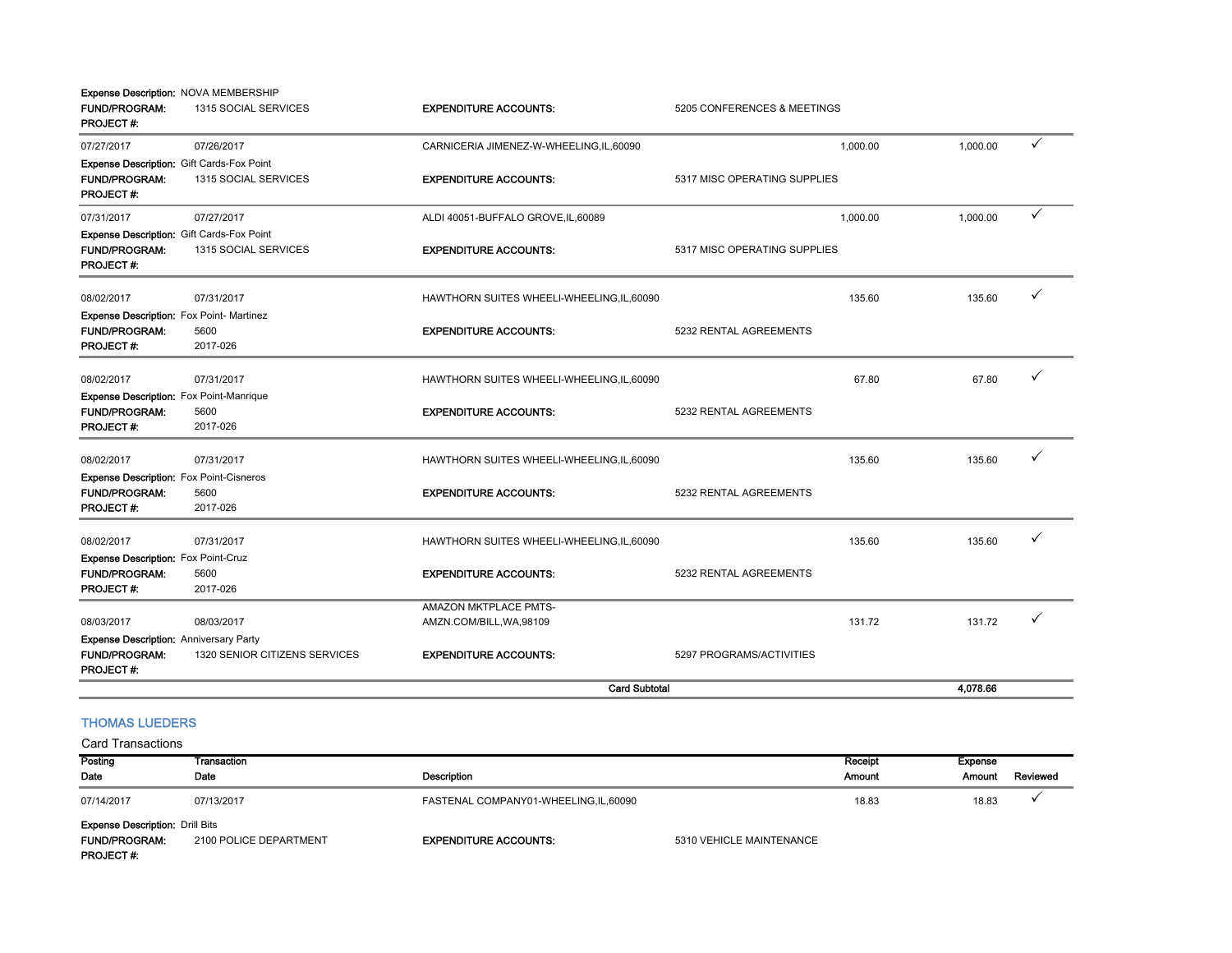**Expense Description:** NOVA MEMBERSHIP
**FUND/PROGRAM:** 1315 SOCIAL SERVICES **EXPENDITURE ACCOUNTS:** 5205 CONFERENCES & MEETINGS
**PROJECT #:**

| Posting Date | Transaction Date | Description | Receipt Amount | Expense Amount | Reviewed |
|---|---|---|---|---|---|
| 07/27/2017 | 07/26/2017 | CARNICERIA JIMENEZ-W-WHEELING,IL,60090 | 1,000.00 | 1,000.00 | ✓ |
| Expense Description: Gift Cards-Fox Point | | | | | |
| FUND/PROGRAM: 1315 SOCIAL SERVICES | | EXPENDITURE ACCOUNTS: 5317 MISC OPERATING SUPPLIES | | | |
| PROJECT #: | | | | | |
| 07/31/2017 | 07/27/2017 | ALDI 40051-BUFFALO GROVE,IL,60089 | 1,000.00 | 1,000.00 | ✓ |
| Expense Description: Gift Cards-Fox Point | | | | | |
| FUND/PROGRAM: 1315 SOCIAL SERVICES | | EXPENDITURE ACCOUNTS: 5317 MISC OPERATING SUPPLIES | | | |
| PROJECT #: | | | | | |
| 08/02/2017 | 07/31/2017 | HAWTHORN SUITES WHEELI-WHEELING,IL,60090 | 135.60 | 135.60 | ✓ |
| Expense Description: Fox Point- Martinez | | | | | |
| FUND/PROGRAM: 5600 | | EXPENDITURE ACCOUNTS: 5232 RENTAL AGREEMENTS | | | |
| PROJECT #: 2017-026 | | | | | |
| 08/02/2017 | 07/31/2017 | HAWTHORN SUITES WHEELI-WHEELING,IL,60090 | 67.80 | 67.80 | ✓ |
| Expense Description: Fox Point-Manrique | | | | | |
| FUND/PROGRAM: 5600 | | EXPENDITURE ACCOUNTS: 5232 RENTAL AGREEMENTS | | | |
| PROJECT #: 2017-026 | | | | | |
| 08/02/2017 | 07/31/2017 | HAWTHORN SUITES WHEELI-WHEELING,IL,60090 | 135.60 | 135.60 | ✓ |
| Expense Description: Fox Point-Cisneros | | | | | |
| FUND/PROGRAM: 5600 | | EXPENDITURE ACCOUNTS: 5232 RENTAL AGREEMENTS | | | |
| PROJECT #: 2017-026 | | | | | |
| 08/02/2017 | 07/31/2017 | HAWTHORN SUITES WHEELI-WHEELING,IL,60090 | 135.60 | 135.60 | ✓ |
| Expense Description: Fox Point-Cruz | | | | | |
| FUND/PROGRAM: 5600 | | EXPENDITURE ACCOUNTS: 5232 RENTAL AGREEMENTS | | | |
| PROJECT #: 2017-026 | | | | | |
| 08/03/2017 | 08/03/2017 | AMAZON MKTPLACE PMTS-AMZN.COM/BILL,WA,98109 | 131.72 | 131.72 | ✓ |
| Expense Description: Anniversary Party | | | | | |
| FUND/PROGRAM: 1320 SENIOR CITIZENS SERVICES | | EXPENDITURE ACCOUNTS: 5297 PROGRAMS/ACTIVITIES | | | |
| PROJECT #: | | | | | |
| | | **Card Subtotal** | | **4,078.66** | |

## THOMAS LUEDERS

Card Transactions

| Posting Date | Transaction Date | Description | Receipt Amount | Expense Amount | Reviewed |
|---|---|---|---|---|---|
| 07/14/2017 | 07/13/2017 | FASTENAL COMPANY01-WHEELING,IL,60090 | 18.83 | 18.83 | ✓ |
| Expense Description: Drill Bits | | | | | |
| FUND/PROGRAM: 2100 POLICE DEPARTMENT | | EXPENDITURE ACCOUNTS: 5310 VEHICLE MAINTENANCE | | | |
| PROJECT #: | | | | | |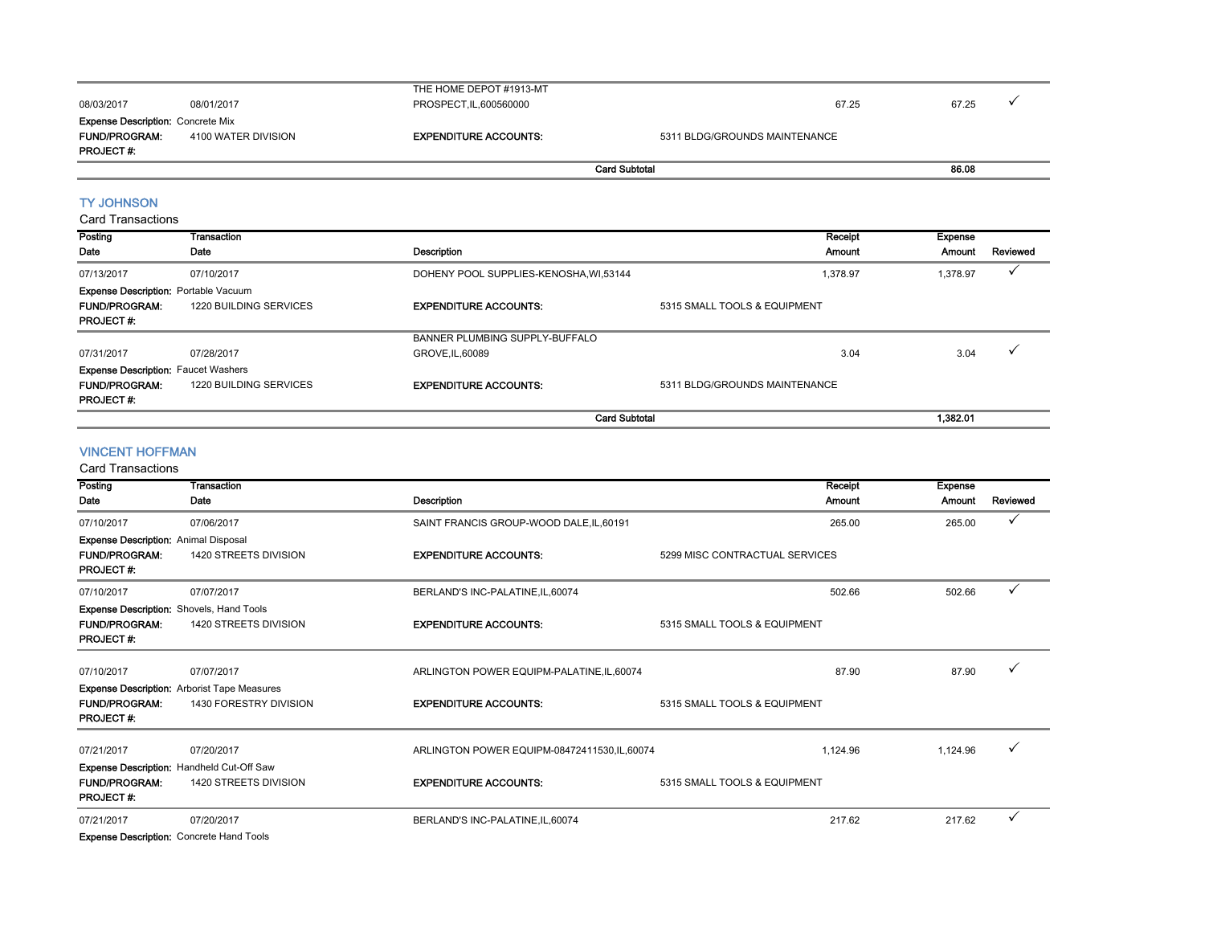| Posting Date | Transaction Date | Description | Receipt Amount | Expense Amount | Reviewed |
|---|---|---|---|---|---|
| 08/03/2017 | 08/01/2017 | THE HOME DEPOT #1913-MT PROSPECT,IL,600560000 | 67.25 | 67.25 | ✓ |

**Expense Description:** Concrete Mix
**FUND/PROGRAM:** 4100 WATER DIVISION **EXPENDITURE ACCOUNTS:** 5311 BLDG/GROUNDS MAINTENANCE
**PROJECT #:**

**Card Subtotal** 86.08

## TY JOHNSON

Card Transactions

| Posting Date | Transaction Date | Description | Receipt Amount | Expense Amount | Reviewed |
|---|---|---|---|---|---|
| 07/13/2017 | 07/10/2017 | DOHENY POOL SUPPLIES-KENOSHA,WI,53144 | 1,378.97 | 1,378.97 | ✓ |
| 07/31/2017 | 07/28/2017 | BANNER PLUMBING SUPPLY-BUFFALO GROVE,IL,60089 | 3.04 | 3.04 | ✓ |

07/13/2017 — **Expense Description:** Portable Vacuum
**FUND/PROGRAM:** 1220 BUILDING SERVICES **EXPENDITURE ACCOUNTS:** 5315 SMALL TOOLS & EQUIPMENT
**PROJECT #:**

07/31/2017 — **Expense Description:** Faucet Washers
**FUND/PROGRAM:** 1220 BUILDING SERVICES **EXPENDITURE ACCOUNTS:** 5311 BLDG/GROUNDS MAINTENANCE
**PROJECT #:**

**Card Subtotal** 1,382.01

## VINCENT HOFFMAN

Card Transactions

| Posting Date | Transaction Date | Description | Receipt Amount | Expense Amount | Reviewed |
|---|---|---|---|---|---|
| 07/10/2017 | 07/06/2017 | SAINT FRANCIS GROUP-WOOD DALE,IL,60191 | 265.00 | 265.00 | ✓ |
| 07/10/2017 | 07/07/2017 | BERLAND'S INC-PALATINE,IL,60074 | 502.66 | 502.66 | ✓ |
| 07/10/2017 | 07/07/2017 | ARLINGTON POWER EQUIPM-PALATINE,IL,60074 | 87.90 | 87.90 | ✓ |
| 07/21/2017 | 07/20/2017 | ARLINGTON POWER EQUIPM-08472411530,IL,60074 | 1,124.96 | 1,124.96 | ✓ |
| 07/21/2017 | 07/20/2017 | BERLAND'S INC-PALATINE,IL,60074 | 217.62 | 217.62 | ✓ |

07/10/2017 (SAINT FRANCIS GROUP) — **Expense Description:** Animal Disposal
**FUND/PROGRAM:** 1420 STREETS DIVISION **EXPENDITURE ACCOUNTS:** 5299 MISC CONTRACTUAL SERVICES
**PROJECT #:**

07/10/2017 (BERLAND'S INC) — **Expense Description:** Shovels, Hand Tools
**FUND/PROGRAM:** 1420 STREETS DIVISION **EXPENDITURE ACCOUNTS:** 5315 SMALL TOOLS & EQUIPMENT
**PROJECT #:**

07/10/2017 (ARLINGTON POWER EQUIPM) — **Expense Description:** Arborist Tape Measures
**FUND/PROGRAM:** 1430 FORESTRY DIVISION **EXPENDITURE ACCOUNTS:** 5315 SMALL TOOLS & EQUIPMENT
**PROJECT #:**

07/21/2017 (ARLINGTON POWER EQUIPM) — **Expense Description:** Handheld Cut-Off Saw
**FUND/PROGRAM:** 1420 STREETS DIVISION **EXPENDITURE ACCOUNTS:** 5315 SMALL TOOLS & EQUIPMENT
**PROJECT #:**

07/21/2017 (BERLAND'S INC) — **Expense Description:** Concrete Hand Tools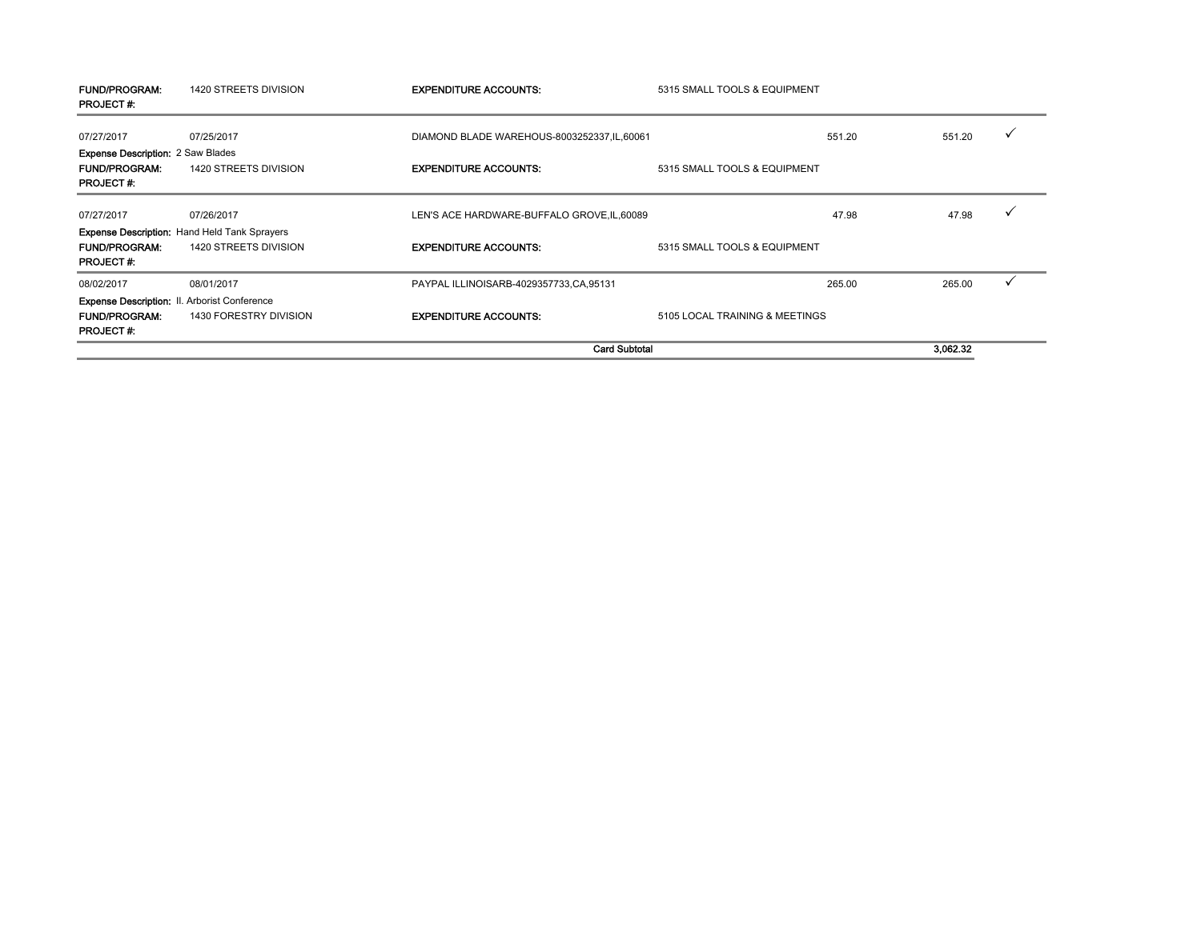| | | | | | | |
|---|---|---|---|---|---|---|
| **FUND/PROGRAM:** | 1420 STREETS DIVISION | **EXPENDITURE ACCOUNTS:** | 5315 SMALL TOOLS & EQUIPMENT | | | |
| **PROJECT #:** | | | | | | |
| 07/27/2017 | 07/25/2017 | DIAMOND BLADE WAREHOUS-8003252337,IL,60061 | | 551.20 | 551.20 | ✓ |
| **Expense Description:** 2 Saw Blades | | | | | | |
| **FUND/PROGRAM:** | 1420 STREETS DIVISION | **EXPENDITURE ACCOUNTS:** | 5315 SMALL TOOLS & EQUIPMENT | | | |
| **PROJECT #:** | | | | | | |
| 07/27/2017 | 07/26/2017 | LEN'S ACE HARDWARE-BUFFALO GROVE,IL,60089 | | 47.98 | 47.98 | ✓ |
| **Expense Description:** Hand Held Tank Sprayers | | | | | | |
| **FUND/PROGRAM:** | 1420 STREETS DIVISION | **EXPENDITURE ACCOUNTS:** | 5315 SMALL TOOLS & EQUIPMENT | | | |
| **PROJECT #:** | | | | | | |
| 08/02/2017 | 08/01/2017 | PAYPAL ILLINOISARB-4029357733,CA,95131 | | 265.00 | 265.00 | ✓ |
| **Expense Description:** Il. Arborist Conference | | | | | | |
| **FUND/PROGRAM:** | 1430 FORESTRY DIVISION | **EXPENDITURE ACCOUNTS:** | 5105 LOCAL TRAINING & MEETINGS | | | |
| **PROJECT #:** | | | | | | |
| | | | **Card Subtotal** | | **3,062.32** | |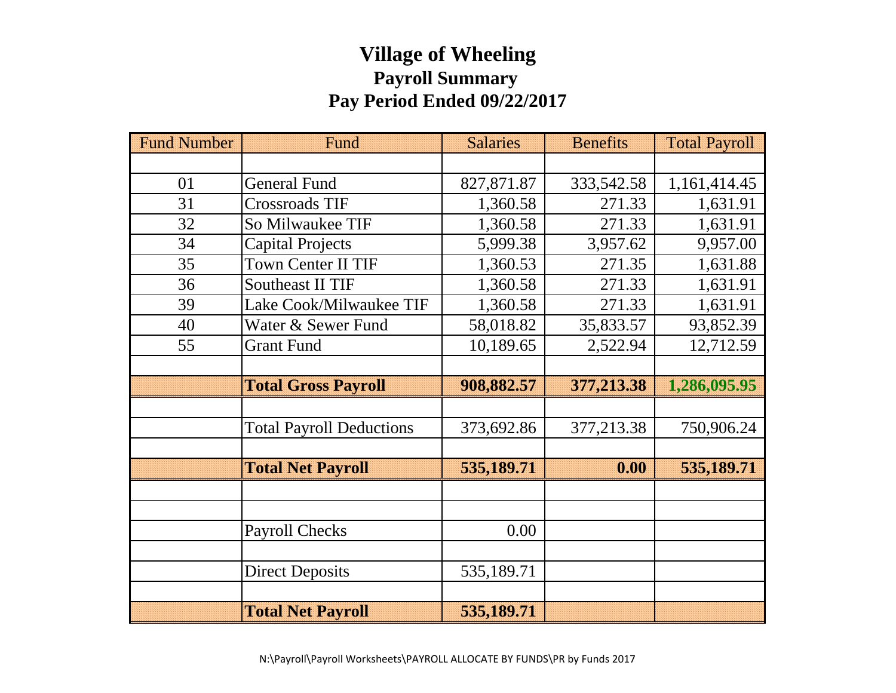# Village of Wheeling

## Payroll Summary

## Pay Period Ended 09/22/2017

| Fund Number | Fund | Salaries | Benefits | Total Payroll |
|---|---|---|---|---|
| | | | | |
| 01 | General Fund | 827,871.87 | 333,542.58 | 1,161,414.45 |
| 31 | Crossroads TIF | 1,360.58 | 271.33 | 1,631.91 |
| 32 | So Milwaukee TIF | 1,360.58 | 271.33 | 1,631.91 |
| 34 | Capital Projects | 5,999.38 | 3,957.62 | 9,957.00 |
| 35 | Town Center II TIF | 1,360.53 | 271.35 | 1,631.88 |
| 36 | Southeast II TIF | 1,360.58 | 271.33 | 1,631.91 |
| 39 | Lake Cook/Milwaukee TIF | 1,360.58 | 271.33 | 1,631.91 |
| 40 | Water & Sewer Fund | 58,018.82 | 35,833.57 | 93,852.39 |
| 55 | Grant Fund | 10,189.65 | 2,522.94 | 12,712.59 |
| | | | | |
| | **Total Gross Payroll** | **908,882.57** | **377,213.38** | **1,286,095.95** |
| | | | | |
| | Total Payroll Deductions | 373,692.86 | 377,213.38 | 750,906.24 |
| | | | | |
| | **Total Net Payroll** | **535,189.71** | **0.00** | **535,189.71** |
| | | | | |
| | | | | |
| | Payroll Checks | 0.00 | | |
| | | | | |
| | Direct Deposits | 535,189.71 | | |
| | | | | |
| | **Total Net Payroll** | **535,189.71** | | |

N:\Payroll\Payroll Worksheets\PAYROLL ALLOCATE BY FUNDS\PR by Funds 2017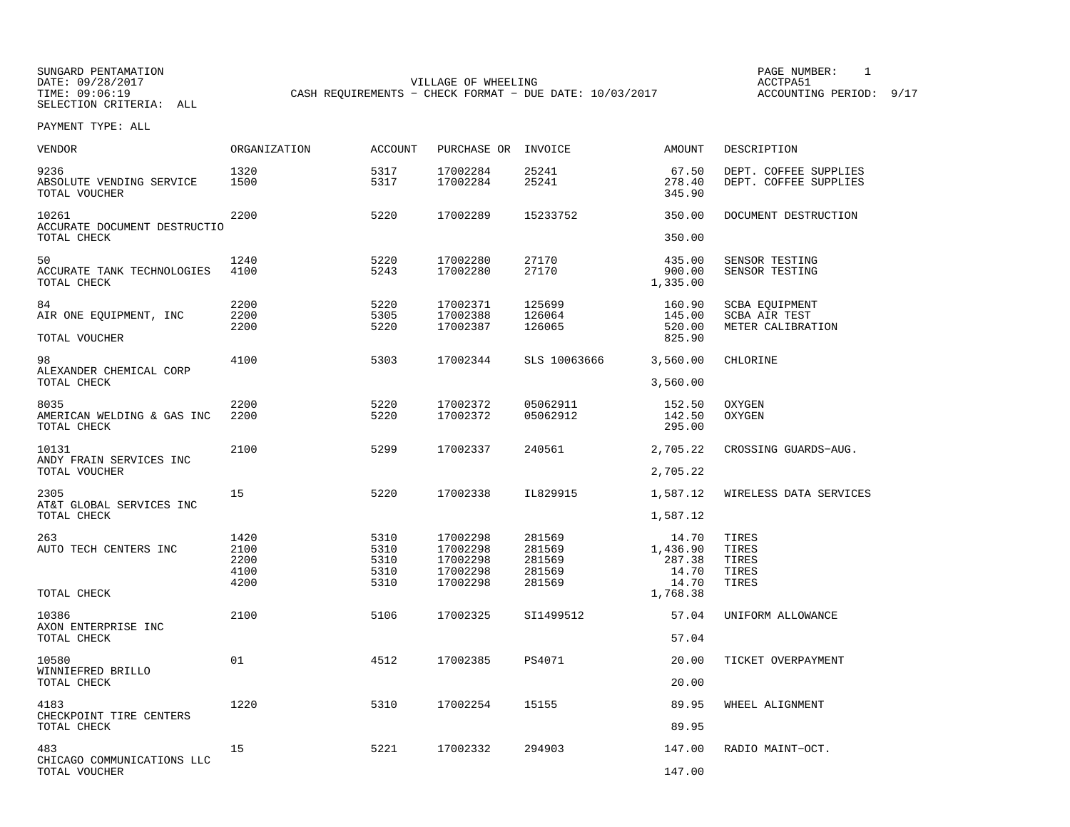SUNGARD PENTAMATION
DATE: 09/28/2017
TIME: 09:06:19
SELECTION CRITERIA: ALL

VILLAGE OF WHEELING
CASH REQUIREMENTS - CHECK FORMAT - DUE DATE: 10/03/2017

PAGE NUMBER: 1
ACCTPA51
ACCOUNTING PERIOD: 9/17

PAYMENT TYPE: ALL

| VENDOR | ORGANIZATION | ACCOUNT | PURCHASE OR | INVOICE | AMOUNT | DESCRIPTION |
|---|---|---|---|---|---|---|
| 9236 | 1320 | 5317 | 17002284 | 25241 | 67.50 | DEPT. COFFEE SUPPLIES |
| ABSOLUTE VENDING SERVICE | 1500 | 5317 | 17002284 | 25241 | 278.40 | DEPT. COFFEE SUPPLIES |
| TOTAL VOUCHER | | | | | 345.90 | |
| 10261 | 2200 | 5220 | 17002289 | 15233752 | 350.00 | DOCUMENT DESTRUCTION |
| ACCURATE DOCUMENT DESTRUCTIO | | | | | | |
| TOTAL CHECK | | | | | 350.00 | |
| 50 | 1240 | 5220 | 17002280 | 27170 | 435.00 | SENSOR TESTING |
| ACCURATE TANK TECHNOLOGIES | 4100 | 5243 | 17002280 | 27170 | 900.00 | SENSOR TESTING |
| TOTAL CHECK | | | | | 1,335.00 | |
| 84 | 2200 | 5220 | 17002371 | 125699 | 160.90 | SCBA EQUIPMENT |
| AIR ONE EQUIPMENT, INC | 2200 | 5305 | 17002388 | 126064 | 145.00 | SCBA AIR TEST |
| | 2200 | 5220 | 17002387 | 126065 | 520.00 | METER CALIBRATION |
| TOTAL VOUCHER | | | | | 825.90 | |
| 98 | 4100 | 5303 | 17002344 | SLS 10063666 | 3,560.00 | CHLORINE |
| ALEXANDER CHEMICAL CORP | | | | | | |
| TOTAL CHECK | | | | | 3,560.00 | |
| 8035 | 2200 | 5220 | 17002372 | 05062911 | 152.50 | OXYGEN |
| AMERICAN WELDING & GAS INC | 2200 | 5220 | 17002372 | 05062912 | 142.50 | OXYGEN |
| TOTAL CHECK | | | | | 295.00 | |
| 10131 | 2100 | 5299 | 17002337 | 240561 | 2,705.22 | CROSSING GUARDS-AUG. |
| ANDY FRAIN SERVICES INC | | | | | | |
| TOTAL VOUCHER | | | | | 2,705.22 | |
| 2305 | 15 | 5220 | 17002338 | IL829915 | 1,587.12 | WIRELESS DATA SERVICES |
| AT&T GLOBAL SERVICES INC | | | | | | |
| TOTAL CHECK | | | | | 1,587.12 | |
| 263 | 1420 | 5310 | 17002298 | 281569 | 14.70 | TIRES |
| AUTO TECH CENTERS INC | 2100 | 5310 | 17002298 | 281569 | 1,436.90 | TIRES |
| | 2200 | 5310 | 17002298 | 281569 | 287.38 | TIRES |
| | 4100 | 5310 | 17002298 | 281569 | 14.70 | TIRES |
| | 4200 | 5310 | 17002298 | 281569 | 14.70 | TIRES |
| TOTAL CHECK | | | | | 1,768.38 | |
| 10386 | 2100 | 5106 | 17002325 | SI1499512 | 57.04 | UNIFORM ALLOWANCE |
| AXON ENTERPRISE INC | | | | | | |
| TOTAL CHECK | | | | | 57.04 | |
| 10580 | 01 | 4512 | 17002385 | PS4071 | 20.00 | TICKET OVERPAYMENT |
| WINNIEFRED BRILLO | | | | | | |
| TOTAL CHECK | | | | | 20.00 | |
| 4183 | 1220 | 5310 | 17002254 | 15155 | 89.95 | WHEEL ALIGNMENT |
| CHECKPOINT TIRE CENTERS | | | | | | |
| TOTAL CHECK | | | | | 89.95 | |
| 483 | 15 | 5221 | 17002332 | 294903 | 147.00 | RADIO MAINT-OCT. |
| CHICAGO COMMUNICATIONS LLC | | | | | | |
| TOTAL VOUCHER | | | | | 147.00 | |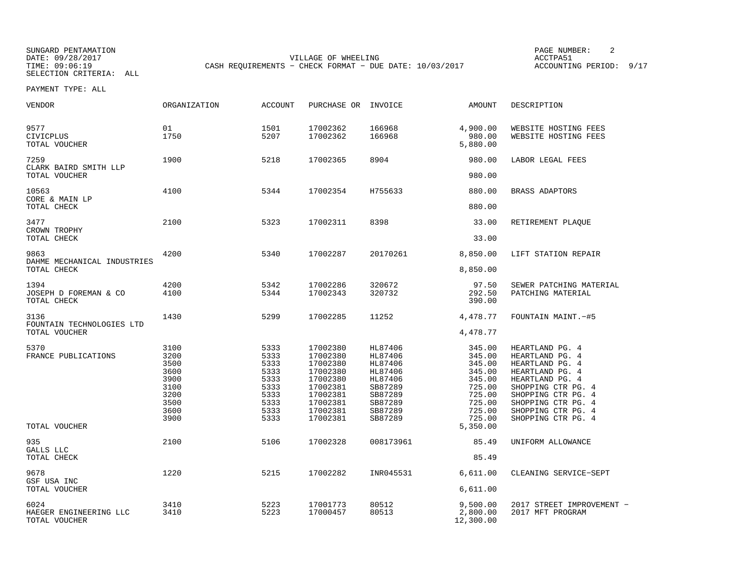SUNGARD PENTAMATION
DATE: 09/28/2017
TIME: 09:06:19
SELECTION CRITERIA: ALL

VILLAGE OF WHEELING
CASH REQUIREMENTS - CHECK FORMAT - DUE DATE: 10/03/2017

PAGE NUMBER: 2
ACCTPA51
ACCOUNTING PERIOD: 9/17

PAYMENT TYPE: ALL

| VENDOR | ORGANIZATION | ACCOUNT | PURCHASE OR | INVOICE | AMOUNT | DESCRIPTION |
|---|---|---|---|---|---|---|
| 9577 | 01 | 1501 | 17002362 | 166968 | 4,900.00 | WEBSITE HOSTING FEES |
| CIVICPLUS | 1750 | 5207 | 17002362 | 166968 | 980.00 | WEBSITE HOSTING FEES |
| TOTAL VOUCHER | | | | | 5,880.00 | |
| 7259 | 1900 | 5218 | 17002365 | 8904 | 980.00 | LABOR LEGAL FEES |
| CLARK BAIRD SMITH LLP | | | | | | |
| TOTAL VOUCHER | | | | | 980.00 | |
| 10563 | 4100 | 5344 | 17002354 | H755633 | 880.00 | BRASS ADAPTORS |
| CORE & MAIN LP | | | | | | |
| TOTAL CHECK | | | | | 880.00 | |
| 3477 | 2100 | 5323 | 17002311 | 8398 | 33.00 | RETIREMENT PLAQUE |
| CROWN TROPHY | | | | | | |
| TOTAL CHECK | | | | | 33.00 | |
| 9863 | 4200 | 5340 | 17002287 | 20170261 | 8,850.00 | LIFT STATION REPAIR |
| DAHME MECHANICAL INDUSTRIES | | | | | | |
| TOTAL CHECK | | | | | 8,850.00 | |
| 1394 | 4200 | 5342 | 17002286 | 320672 | 97.50 | SEWER PATCHING MATERIAL |
| JOSEPH D FOREMAN & CO | 4100 | 5344 | 17002343 | 320732 | 292.50 | PATCHING MATERIAL |
| TOTAL CHECK | | | | | 390.00 | |
| 3136 | 1430 | 5299 | 17002285 | 11252 | 4,478.77 | FOUNTAIN MAINT.-#5 |
| FOUNTAIN TECHNOLOGIES LTD | | | | | | |
| TOTAL VOUCHER | | | | | 4,478.77 | |
| 5370 | 3100 | 5333 | 17002380 | HL87406 | 345.00 | HEARTLAND PG. 4 |
| FRANCE PUBLICATIONS | 3200 | 5333 | 17002380 | HL87406 | 345.00 | HEARTLAND PG. 4 |
| | 3500 | 5333 | 17002380 | HL87406 | 345.00 | HEARTLAND PG. 4 |
| | 3600 | 5333 | 17002380 | HL87406 | 345.00 | HEARTLAND PG. 4 |
| | 3900 | 5333 | 17002380 | HL87406 | 345.00 | HEARTLAND PG. 4 |
| | 3100 | 5333 | 17002381 | SB87289 | 725.00 | SHOPPING CTR PG. 4 |
| | 3200 | 5333 | 17002381 | SB87289 | 725.00 | SHOPPING CTR PG. 4 |
| | 3500 | 5333 | 17002381 | SB87289 | 725.00 | SHOPPING CTR PG. 4 |
| | 3600 | 5333 | 17002381 | SB87289 | 725.00 | SHOPPING CTR PG. 4 |
| | 3900 | 5333 | 17002381 | SB87289 | 725.00 | SHOPPING CTR PG. 4 |
| TOTAL VOUCHER | | | | | 5,350.00 | |
| 935 | 2100 | 5106 | 17002328 | 008173961 | 85.49 | UNIFORM ALLOWANCE |
| GALLS LLC | | | | | | |
| TOTAL CHECK | | | | | 85.49 | |
| 9678 | 1220 | 5215 | 17002282 | INR045531 | 6,611.00 | CLEANING SERVICE-SEPT |
| GSF USA INC | | | | | | |
| TOTAL VOUCHER | | | | | 6,611.00 | |
| 6024 | 3410 | 5223 | 17001773 | 80512 | 9,500.00 | 2017 STREET IMPROVEMENT - |
| HAEGER ENGINEERING LLC | 3410 | 5223 | 17000457 | 80513 | 2,800.00 | 2017 MFT PROGRAM |
| TOTAL VOUCHER | | | | | 12,300.00 | |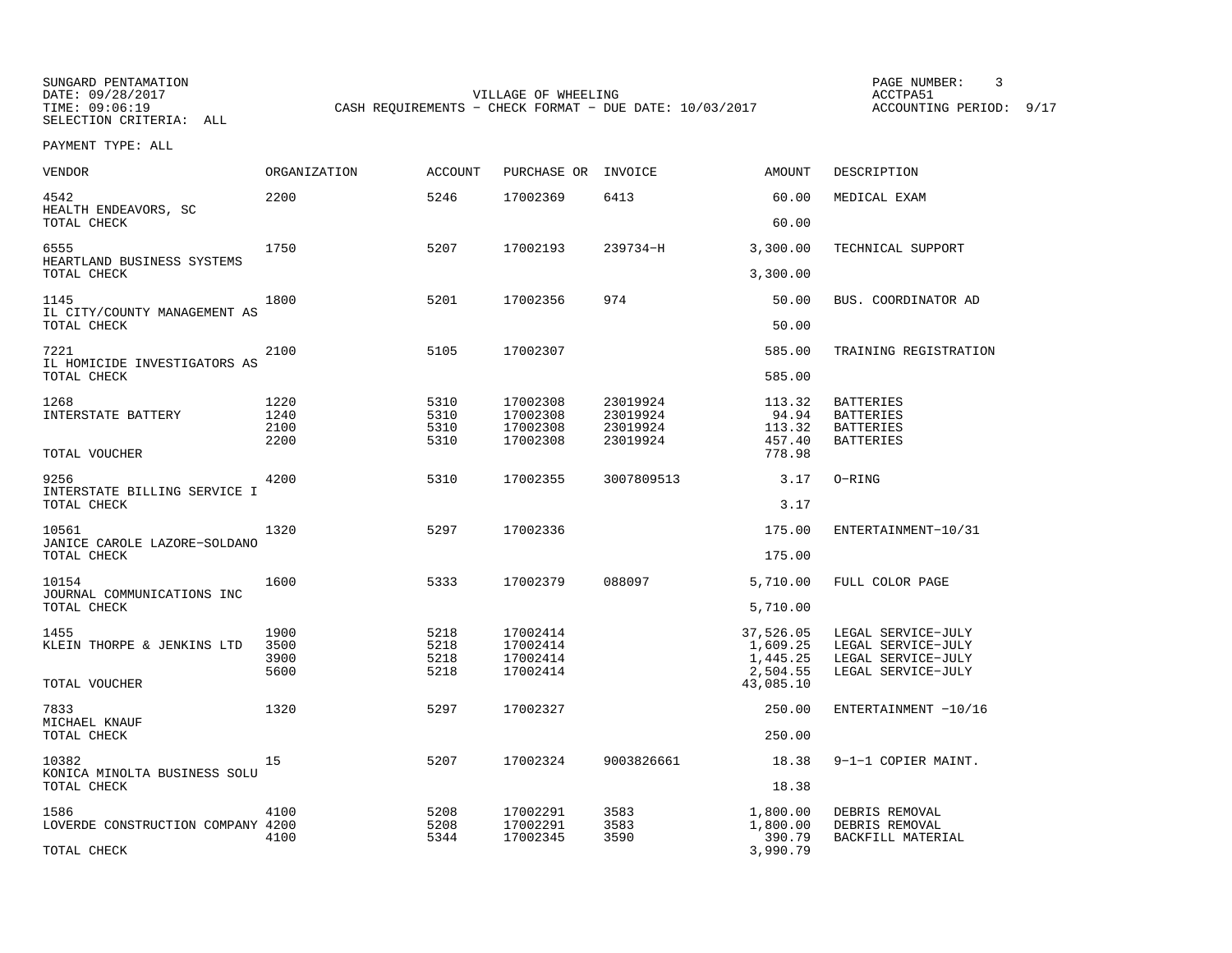SUNGARD PENTAMATION
DATE: 09/28/2017
TIME: 09:06:19
SELECTION CRITERIA: ALL

VILLAGE OF WHEELING
CASH REQUIREMENTS - CHECK FORMAT - DUE DATE: 10/03/2017

PAGE NUMBER: 3
ACCTPA51
ACCOUNTING PERIOD: 9/17

PAYMENT TYPE: ALL

| VENDOR | ORGANIZATION | ACCOUNT | PURCHASE OR | INVOICE | AMOUNT | DESCRIPTION |
|---|---|---|---|---|---|---|
| 4542 HEALTH ENDEAVORS, SC | 2200 | 5246 | 17002369 | 6413 | 60.00 | MEDICAL EXAM |
| TOTAL CHECK | | | | | 60.00 | |
| 6555 HEARTLAND BUSINESS SYSTEMS | 1750 | 5207 | 17002193 | 239734-H | 3,300.00 | TECHNICAL SUPPORT |
| TOTAL CHECK | | | | | 3,300.00 | |
| 1145 IL CITY/COUNTY MANAGEMENT AS | 1800 | 5201 | 17002356 | 974 | 50.00 | BUS. COORDINATOR AD |
| TOTAL CHECK | | | | | 50.00 | |
| 7221 IL HOMICIDE INVESTIGATORS AS | 2100 | 5105 | 17002307 | | 585.00 | TRAINING REGISTRATION |
| TOTAL CHECK | | | | | 585.00 | |
| 1268 INTERSTATE BATTERY | 1220 | 5310 | 17002308 | 23019924 | 113.32 | BATTERIES |
| | 1240 | 5310 | 17002308 | 23019924 | 94.94 | BATTERIES |
| | 2100 | 5310 | 17002308 | 23019924 | 113.32 | BATTERIES |
| | 2200 | 5310 | 17002308 | 23019924 | 457.40 | BATTERIES |
| TOTAL VOUCHER | | | | | 778.98 | |
| 9256 INTERSTATE BILLING SERVICE I | 4200 | 5310 | 17002355 | 3007809513 | 3.17 | O-RING |
| TOTAL CHECK | | | | | 3.17 | |
| 10561 JANICE CAROLE LAZORE-SOLDANO | 1320 | 5297 | 17002336 | | 175.00 | ENTERTAINMENT-10/31 |
| TOTAL CHECK | | | | | 175.00 | |
| 10154 JOURNAL COMMUNICATIONS INC | 1600 | 5333 | 17002379 | 088097 | 5,710.00 | FULL COLOR PAGE |
| TOTAL CHECK | | | | | 5,710.00 | |
| 1455 KLEIN THORPE & JENKINS LTD | 1900 | 5218 | 17002414 | | 37,526.05 | LEGAL SERVICE-JULY |
| | 3500 | 5218 | 17002414 | | 1,609.25 | LEGAL SERVICE-JULY |
| | 3900 | 5218 | 17002414 | | 1,445.25 | LEGAL SERVICE-JULY |
| | 5600 | 5218 | 17002414 | | 2,504.55 | LEGAL SERVICE-JULY |
| TOTAL VOUCHER | | | | | 43,085.10 | |
| 7833 MICHAEL KNAUF | 1320 | 5297 | 17002327 | | 250.00 | ENTERTAINMENT -10/16 |
| TOTAL CHECK | | | | | 250.00 | |
| 10382 KONICA MINOLTA BUSINESS SOLU | 15 | 5207 | 17002324 | 9003826661 | 18.38 | 9-1-1 COPIER MAINT. |
| TOTAL CHECK | | | | | 18.38 | |
| 1586 LOVERDE CONSTRUCTION COMPANY | 4100 | 5208 | 17002291 | 3583 | 1,800.00 | DEBRIS REMOVAL |
| | 4200 | 5208 | 17002291 | 3583 | 1,800.00 | DEBRIS REMOVAL |
| | 4100 | 5344 | 17002345 | 3590 | 390.79 | BACKFILL MATERIAL |
| TOTAL CHECK | | | | | 3,990.79 | |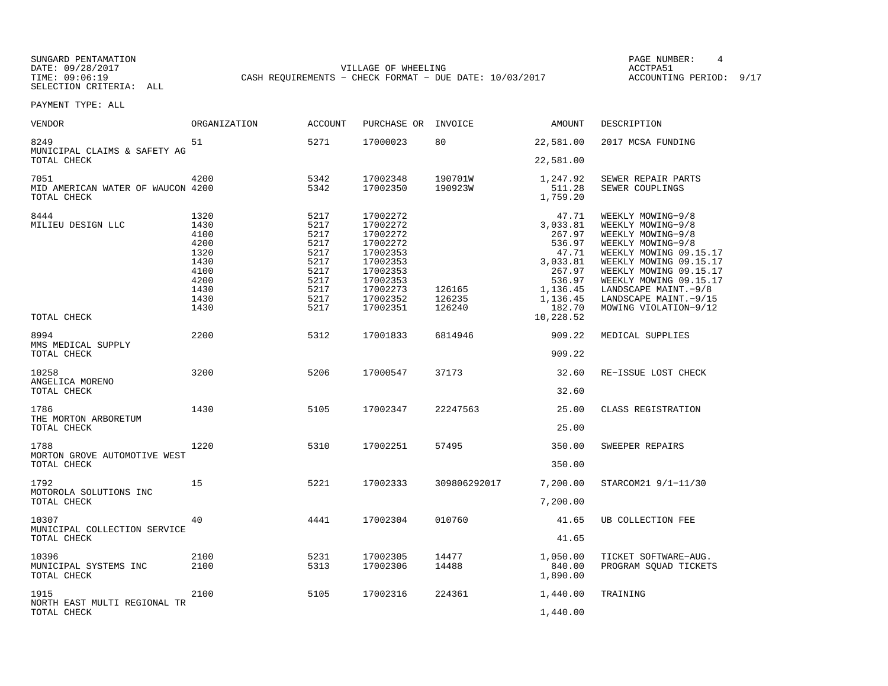SUNGARD PENTAMATION
DATE: 09/28/2017
TIME: 09:06:19
SELECTION CRITERIA: ALL

VILLAGE OF WHEELING
CASH REQUIREMENTS - CHECK FORMAT - DUE DATE: 10/03/2017

PAGE NUMBER: 4
ACCTPA51
ACCOUNTING PERIOD: 9/17

PAYMENT TYPE: ALL

| VENDOR | ORGANIZATION | ACCOUNT | PURCHASE OR | INVOICE | AMOUNT | DESCRIPTION |
|---|---|---|---|---|---|---|
| 8249 | 51 | 5271 | 17000023 | 80 | 22,581.00 | 2017 MCSA FUNDING |
| MUNICIPAL CLAIMS & SAFETY AG | | | | | | |
| TOTAL CHECK | | | | | 22,581.00 | |
| 7051 | 4200 | 5342 | 17002348 | 190701W | 1,247.92 | SEWER REPAIR PARTS |
| MID AMERICAN WATER OF WAUCON | 4200 | 5342 | 17002350 | 190923W | 511.28 | SEWER COUPLINGS |
| TOTAL CHECK | | | | | 1,759.20 | |
| 8444 | 1320 | 5217 | 17002272 | | 47.71 | WEEKLY MOWING-9/8 |
| MILIEU DESIGN LLC | 1430 | 5217 | 17002272 | | 3,033.81 | WEEKLY MOWING-9/8 |
| | 4100 | 5217 | 17002272 | | 267.97 | WEEKLY MOWING-9/8 |
| | 4200 | 5217 | 17002272 | | 536.97 | WEEKLY MOWING-9/8 |
| | 1320 | 5217 | 17002353 | | 47.71 | WEEKLY MOWING 09.15.17 |
| | 1430 | 5217 | 17002353 | | 3,033.81 | WEEKLY MOWING 09.15.17 |
| | 4100 | 5217 | 17002353 | | 267.97 | WEEKLY MOWING 09.15.17 |
| | 4200 | 5217 | 17002353 | | 536.97 | WEEKLY MOWING 09.15.17 |
| | 1430 | 5217 | 17002273 | 126165 | 1,136.45 | LANDSCAPE MAINT.-9/8 |
| | 1430 | 5217 | 17002352 | 126235 | 1,136.45 | LANDSCAPE MAINT.-9/15 |
| | 1430 | 5217 | 17002351 | 126240 | 182.70 | MOWING VIOLATION-9/12 |
| TOTAL CHECK | | | | | 10,228.52 | |
| 8994 | 2200 | 5312 | 17001833 | 6814946 | 909.22 | MEDICAL SUPPLIES |
| MMS MEDICAL SUPPLY | | | | | | |
| TOTAL CHECK | | | | | 909.22 | |
| 10258 | 3200 | 5206 | 17000547 | 37173 | 32.60 | RE-ISSUE LOST CHECK |
| ANGELICA MORENO | | | | | | |
| TOTAL CHECK | | | | | 32.60 | |
| 1786 | 1430 | 5105 | 17002347 | 22247563 | 25.00 | CLASS REGISTRATION |
| THE MORTON ARBORETUM | | | | | | |
| TOTAL CHECK | | | | | 25.00 | |
| 1788 | 1220 | 5310 | 17002251 | 57495 | 350.00 | SWEEPER REPAIRS |
| MORTON GROVE AUTOMOTIVE WEST | | | | | | |
| TOTAL CHECK | | | | | 350.00 | |
| 1792 | 15 | 5221 | 17002333 | 309806292017 | 7,200.00 | STARCOM21 9/1-11/30 |
| MOTOROLA SOLUTIONS INC | | | | | | |
| TOTAL CHECK | | | | | 7,200.00 | |
| 10307 | 40 | 4441 | 17002304 | 010760 | 41.65 | UB COLLECTION FEE |
| MUNICIPAL COLLECTION SERVICE | | | | | | |
| TOTAL CHECK | | | | | 41.65 | |
| 10396 | 2100 | 5231 | 17002305 | 14477 | 1,050.00 | TICKET SOFTWARE-AUG. |
| MUNICIPAL SYSTEMS INC | 2100 | 5313 | 17002306 | 14488 | 840.00 | PROGRAM SQUAD TICKETS |
| TOTAL CHECK | | | | | 1,890.00 | |
| 1915 | 2100 | 5105 | 17002316 | 224361 | 1,440.00 | TRAINING |
| NORTH EAST MULTI REGIONAL TR | | | | | | |
| TOTAL CHECK | | | | | 1,440.00 | |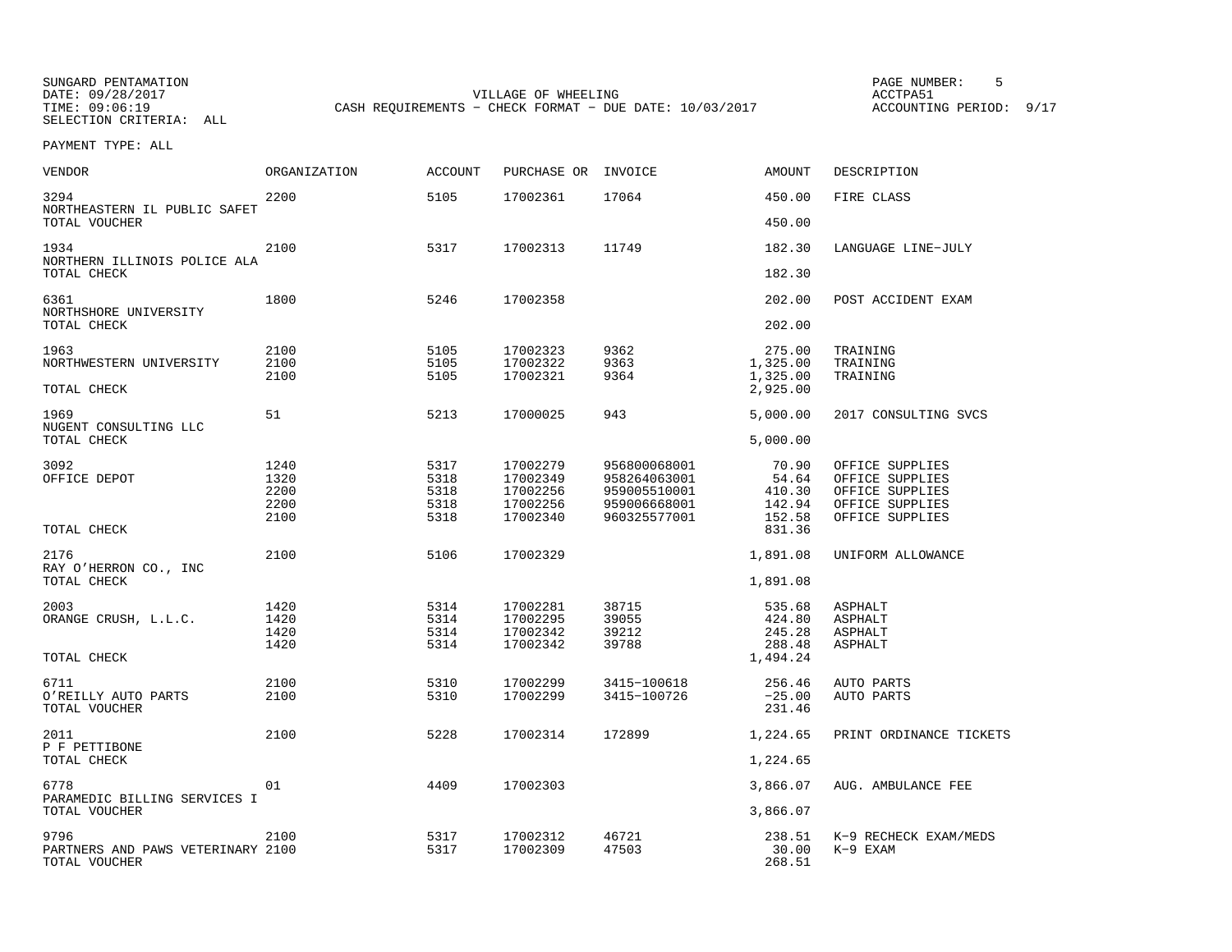SUNGARD PENTAMATION
DATE: 09/28/2017
TIME: 09:06:19
SELECTION CRITERIA: ALL

VILLAGE OF WHEELING
CASH REQUIREMENTS - CHECK FORMAT - DUE DATE: 10/03/2017

PAGE NUMBER: 5
ACCTPA51
ACCOUNTING PERIOD: 9/17

PAYMENT TYPE: ALL

| VENDOR | ORGANIZATION | ACCOUNT | PURCHASE OR | INVOICE | AMOUNT | DESCRIPTION |
|---|---|---|---|---|---|---|
| 3294 | 2200 | 5105 | 17002361 | 17064 | 450.00 | FIRE CLASS |
| NORTHEASTERN IL PUBLIC SAFET | | | | | | |
| TOTAL VOUCHER | | | | | 450.00 | |
| 1934 | 2100 | 5317 | 17002313 | 11749 | 182.30 | LANGUAGE LINE-JULY |
| NORTHERN ILLINOIS POLICE ALA | | | | | | |
| TOTAL CHECK | | | | | 182.30 | |
| 6361 | 1800 | 5246 | 17002358 | | 202.00 | POST ACCIDENT EXAM |
| NORTHSHORE UNIVERSITY | | | | | | |
| TOTAL CHECK | | | | | 202.00 | |
| 1963 | 2100 | 5105 | 17002323 | 9362 | 275.00 | TRAINING |
| NORTHWESTERN UNIVERSITY | 2100 | 5105 | 17002322 | 9363 | 1,325.00 | TRAINING |
| | 2100 | 5105 | 17002321 | 9364 | 1,325.00 | TRAINING |
| TOTAL CHECK | | | | | 2,925.00 | |
| 1969 | 51 | 5213 | 17000025 | 943 | 5,000.00 | 2017 CONSULTING SVCS |
| NUGENT CONSULTING LLC | | | | | | |
| TOTAL CHECK | | | | | 5,000.00 | |
| 3092 | 1240 | 5317 | 17002279 | 956800068001 | 70.90 | OFFICE SUPPLIES |
| OFFICE DEPOT | 1320 | 5318 | 17002349 | 958264063001 | 54.64 | OFFICE SUPPLIES |
| | 2200 | 5318 | 17002256 | 959005510001 | 410.30 | OFFICE SUPPLIES |
| | 2200 | 5318 | 17002256 | 959006668001 | 142.94 | OFFICE SUPPLIES |
| | 2100 | 5318 | 17002340 | 960325577001 | 152.58 | OFFICE SUPPLIES |
| TOTAL CHECK | | | | | 831.36 | |
| 2176 | 2100 | 5106 | 17002329 | | 1,891.08 | UNIFORM ALLOWANCE |
| RAY O'HERRON CO., INC | | | | | | |
| TOTAL CHECK | | | | | 1,891.08 | |
| 2003 | 1420 | 5314 | 17002281 | 38715 | 535.68 | ASPHALT |
| ORANGE CRUSH, L.L.C. | 1420 | 5314 | 17002295 | 39055 | 424.80 | ASPHALT |
| | 1420 | 5314 | 17002342 | 39212 | 245.28 | ASPHALT |
| | 1420 | 5314 | 17002342 | 39788 | 288.48 | ASPHALT |
| TOTAL CHECK | | | | | 1,494.24 | |
| 6711 | 2100 | 5310 | 17002299 | 3415-100618 | 256.46 | AUTO PARTS |
| O'REILLY AUTO PARTS | 2100 | 5310 | 17002299 | 3415-100726 | -25.00 | AUTO PARTS |
| TOTAL VOUCHER | | | | | 231.46 | |
| 2011 | 2100 | 5228 | 17002314 | 172899 | 1,224.65 | PRINT ORDINANCE TICKETS |
| P F PETTIBONE | | | | | | |
| TOTAL CHECK | | | | | 1,224.65 | |
| 6778 | 01 | 4409 | 17002303 | | 3,866.07 | AUG. AMBULANCE FEE |
| PARAMEDIC BILLING SERVICES I | | | | | | |
| TOTAL VOUCHER | | | | | 3,866.07 | |
| 9796 | 2100 | 5317 | 17002312 | 46721 | 238.51 | K-9 RECHECK EXAM/MEDS |
| PARTNERS AND PAWS VETERINARY | 2100 | 5317 | 17002309 | 47503 | 30.00 | K-9 EXAM |
| TOTAL VOUCHER | | | | | 268.51 | |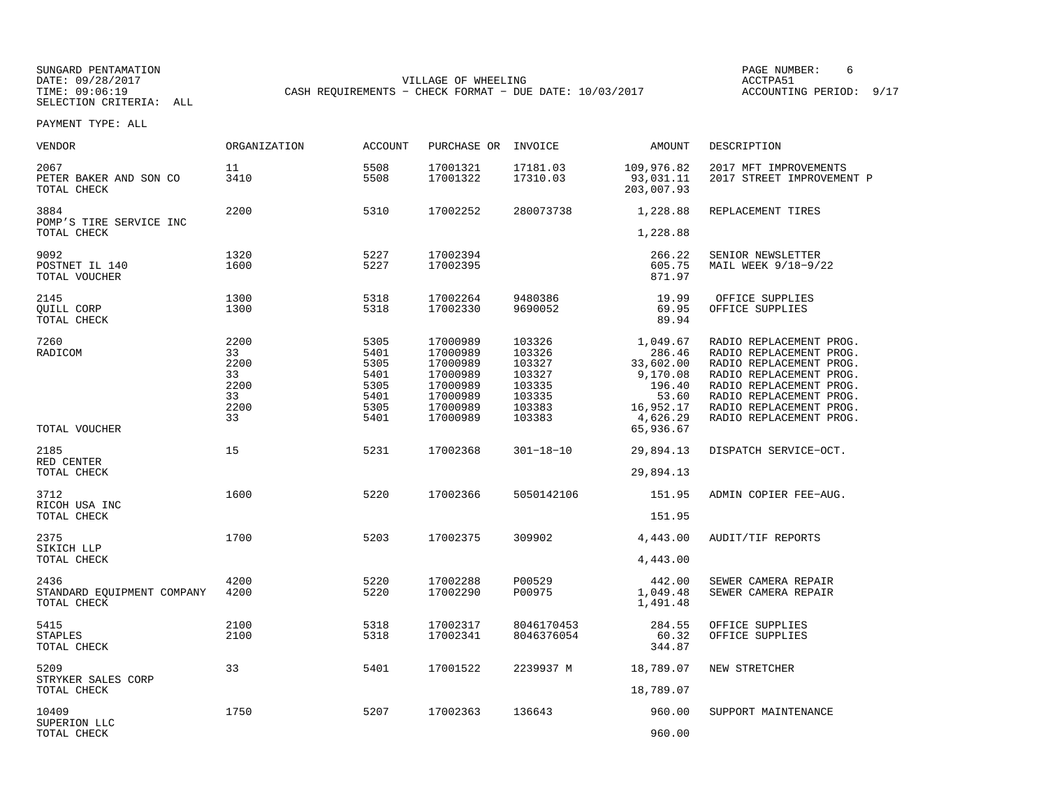SUNGARD PENTAMATION
DATE: 09/28/2017
TIME: 09:06:19
SELECTION CRITERIA: ALL

VILLAGE OF WHEELING
CASH REQUIREMENTS - CHECK FORMAT - DUE DATE: 10/03/2017

ACCTPA51
ACCOUNTING PERIOD: 9/17

PAYMENT TYPE: ALL

| VENDOR | ORGANIZATION | ACCOUNT | PURCHASE OR | INVOICE | AMOUNT | DESCRIPTION |
|---|---|---|---|---|---|---|
| 2067 | 11 | 5508 | 17001321 | 17181.03 | 109,976.82 | 2017 MFT IMPROVEMENTS |
| PETER BAKER AND SON CO | 3410 | 5508 | 17001322 | 17310.03 | 93,031.11 | 2017 STREET IMPROVEMENT P |
| TOTAL CHECK | | | | | 203,007.93 | |
| 3884 | 2200 | 5310 | 17002252 | 280073738 | 1,228.88 | REPLACEMENT TIRES |
| POMP'S TIRE SERVICE INC | | | | | | |
| TOTAL CHECK | | | | | 1,228.88 | |
| 9092 | 1320 | 5227 | 17002394 | | 266.22 | SENIOR NEWSLETTER |
| POSTNET IL 140 | 1600 | 5227 | 17002395 | | 605.75 | MAIL WEEK 9/18-9/22 |
| TOTAL VOUCHER | | | | | 871.97 | |
| 2145 | 1300 | 5318 | 17002264 | 9480386 | 19.99 | OFFICE SUPPLIES |
| QUILL CORP | 1300 | 5318 | 17002330 | 9690052 | 69.95 | OFFICE SUPPLIES |
| TOTAL CHECK | | | | | 89.94 | |
| 7260 | 2200 | 5305 | 17000989 | 103326 | 1,049.67 | RADIO REPLACEMENT PROG. |
| RADICOM | 33 | 5401 | 17000989 | 103326 | 286.46 | RADIO REPLACEMENT PROG. |
| | 2200 | 5305 | 17000989 | 103327 | 33,602.00 | RADIO REPLACEMENT PROG. |
| | 33 | 5401 | 17000989 | 103327 | 9,170.08 | RADIO REPLACEMENT PROG. |
| | 2200 | 5305 | 17000989 | 103335 | 196.40 | RADIO REPLACEMENT PROG. |
| | 33 | 5401 | 17000989 | 103335 | 53.60 | RADIO REPLACEMENT PROG. |
| | 2200 | 5305 | 17000989 | 103383 | 16,952.17 | RADIO REPLACEMENT PROG. |
| | 33 | 5401 | 17000989 | 103383 | 4,626.29 | RADIO REPLACEMENT PROG. |
| TOTAL VOUCHER | | | | | 65,936.67 | |
| 2185 | 15 | 5231 | 17002368 | 301-18-10 | 29,894.13 | DISPATCH SERVICE-OCT. |
| RED CENTER | | | | | | |
| TOTAL CHECK | | | | | 29,894.13 | |
| 3712 | 1600 | 5220 | 17002366 | 5050142106 | 151.95 | ADMIN COPIER FEE-AUG. |
| RICOH USA INC | | | | | | |
| TOTAL CHECK | | | | | 151.95 | |
| 2375 | 1700 | 5203 | 17002375 | 309902 | 4,443.00 | AUDIT/TIF REPORTS |
| SIKICH LLP | | | | | | |
| TOTAL CHECK | | | | | 4,443.00 | |
| 2436 | 4200 | 5220 | 17002288 | P00529 | 442.00 | SEWER CAMERA REPAIR |
| STANDARD EQUIPMENT COMPANY | 4200 | 5220 | 17002290 | P00975 | 1,049.48 | SEWER CAMERA REPAIR |
| TOTAL CHECK | | | | | 1,491.48 | |
| 5415 | 2100 | 5318 | 17002317 | 8046170453 | 284.55 | OFFICE SUPPLIES |
| STAPLES | 2100 | 5318 | 17002341 | 8046376054 | 60.32 | OFFICE SUPPLIES |
| TOTAL CHECK | | | | | 344.87 | |
| 5209 | 33 | 5401 | 17001522 | 2239937 M | 18,789.07 | NEW STRETCHER |
| STRYKER SALES CORP | | | | | | |
| TOTAL CHECK | | | | | 18,789.07 | |
| 10409 | 1750 | 5207 | 17002363 | 136643 | 960.00 | SUPPORT MAINTENANCE |
| SUPERION LLC | | | | | | |
| TOTAL CHECK | | | | | 960.00 | |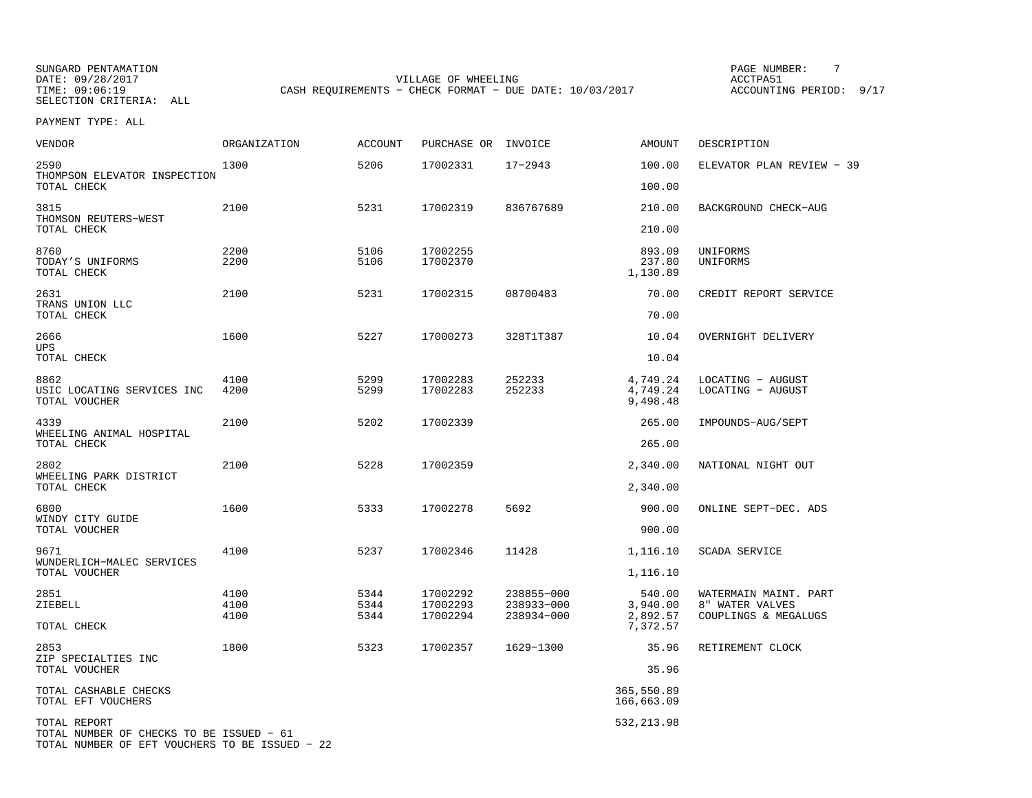SUNGARD PENTAMATION
DATE: 09/28/2017
TIME: 09:06:19
SELECTION CRITERIA: ALL

VILLAGE OF WHEELING
CASH REQUIREMENTS - CHECK FORMAT - DUE DATE: 10/03/2017

ACCTPA51
ACCOUNTING PERIOD: 9/17

PAYMENT TYPE: ALL

| VENDOR | ORGANIZATION | ACCOUNT | PURCHASE OR | INVOICE | AMOUNT | DESCRIPTION |
|---|---|---|---|---|---|---|
| 2590 | 1300 | 5206 | 17002331 | 17-2943 | 100.00 | ELEVATOR PLAN REVIEW - 39 |
| THOMPSON ELEVATOR INSPECTION | | | | | | |
| TOTAL CHECK | | | | | 100.00 | |
| 3815 | 2100 | 5231 | 17002319 | 836767689 | 210.00 | BACKGROUND CHECK-AUG |
| THOMSON REUTERS-WEST | | | | | | |
| TOTAL CHECK | | | | | 210.00 | |
| 8760 | 2200 | 5106 | 17002255 | | 893.09 | UNIFORMS |
| TODAY'S UNIFORMS | 2200 | 5106 | 17002370 | | 237.80 | UNIFORMS |
| TOTAL CHECK | | | | | 1,130.89 | |
| 2631 | 2100 | 5231 | 17002315 | 08700483 | 70.00 | CREDIT REPORT SERVICE |
| TRANS UNION LLC | | | | | | |
| TOTAL CHECK | | | | | 70.00 | |
| 2666 | 1600 | 5227 | 17000273 | 328T1T387 | 10.04 | OVERNIGHT DELIVERY |
| UPS | | | | | | |
| TOTAL CHECK | | | | | 10.04 | |
| 8862 | 4100 | 5299 | 17002283 | 252233 | 4,749.24 | LOCATING - AUGUST |
| USIC LOCATING SERVICES INC | 4200 | 5299 | 17002283 | 252233 | 4,749.24 | LOCATING - AUGUST |
| TOTAL VOUCHER | | | | | 9,498.48 | |
| 4339 | 2100 | 5202 | 17002339 | | 265.00 | IMPOUNDS-AUG/SEPT |
| WHEELING ANIMAL HOSPITAL | | | | | | |
| TOTAL CHECK | | | | | 265.00 | |
| 2802 | 2100 | 5228 | 17002359 | | 2,340.00 | NATIONAL NIGHT OUT |
| WHEELING PARK DISTRICT | | | | | | |
| TOTAL CHECK | | | | | 2,340.00 | |
| 6800 | 1600 | 5333 | 17002278 | 5692 | 900.00 | ONLINE SEPT-DEC. ADS |
| WINDY CITY GUIDE | | | | | | |
| TOTAL VOUCHER | | | | | 900.00 | |
| 9671 | 4100 | 5237 | 17002346 | 11428 | 1,116.10 | SCADA SERVICE |
| WUNDERLICH-MALEC SERVICES | | | | | | |
| TOTAL VOUCHER | | | | | 1,116.10 | |
| 2851 | 4100 | 5344 | 17002292 | 238855-000 | 540.00 | WATERMAIN MAINT. PART |
| ZIEBELL | 4100 | 5344 | 17002293 | 238933-000 | 3,940.00 | 8" WATER VALVES |
| | 4100 | 5344 | 17002294 | 238934-000 | 2,892.57 | COUPLINGS & MEGALUGS |
| TOTAL CHECK | | | | | 7,372.57 | |
| 2853 | 1800 | 5323 | 17002357 | 1629-1300 | 35.96 | RETIREMENT CLOCK |
| ZIP SPECIALTIES INC | | | | | | |
| TOTAL VOUCHER | | | | | 35.96 | |
| TOTAL CASHABLE CHECKS | | | | | 365,550.89 | |
| TOTAL EFT VOUCHERS | | | | | 166,663.09 | |
| TOTAL REPORT | | | | | 532,213.98 | |

TOTAL NUMBER OF CHECKS TO BE ISSUED - 61
TOTAL NUMBER OF EFT VOUCHERS TO BE ISSUED - 22